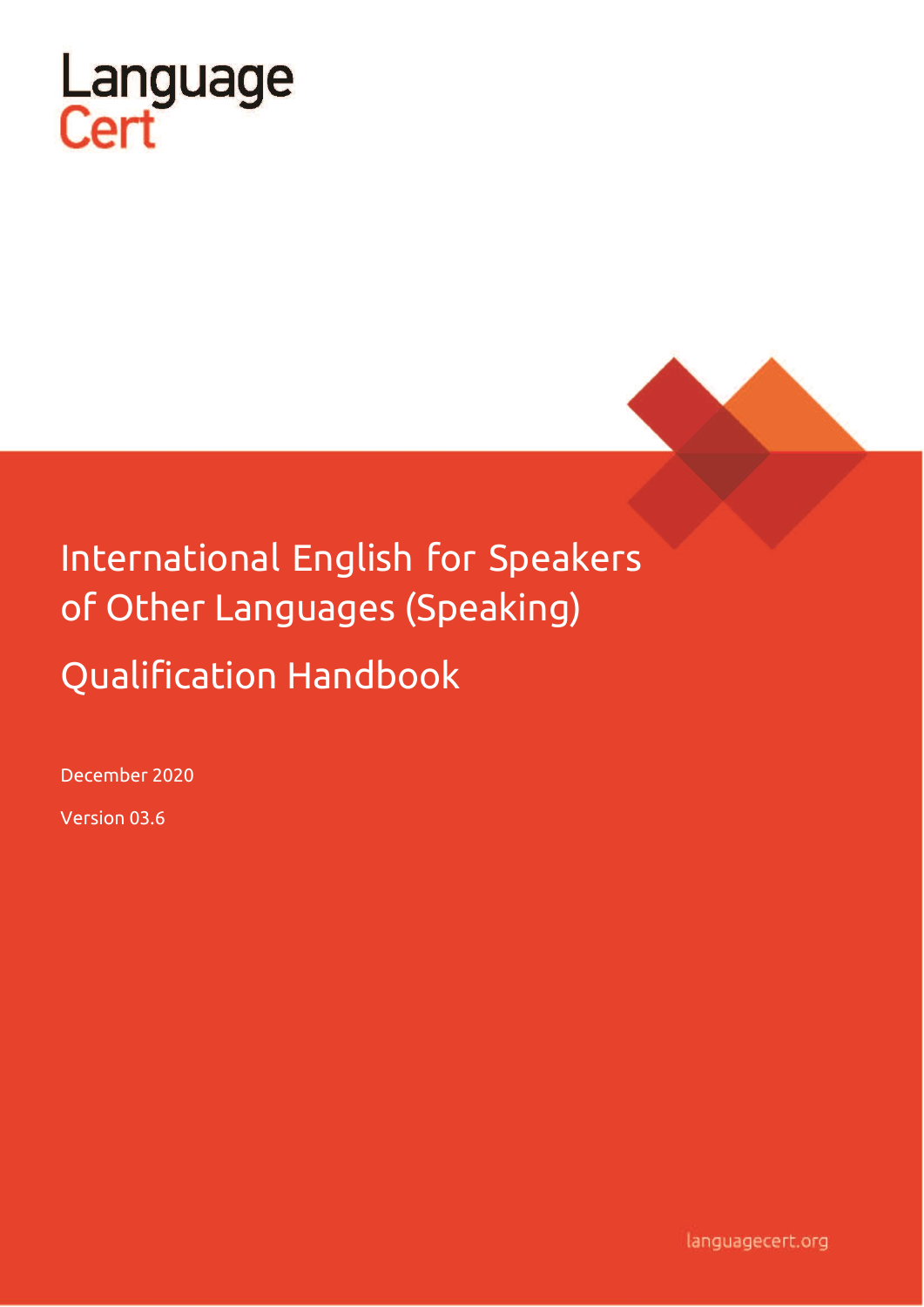LanguageCert

# International English for Speakers of Other Languages (Speaking)

# Qualification Handbook

December 2020

Version 03.6

languagecert.org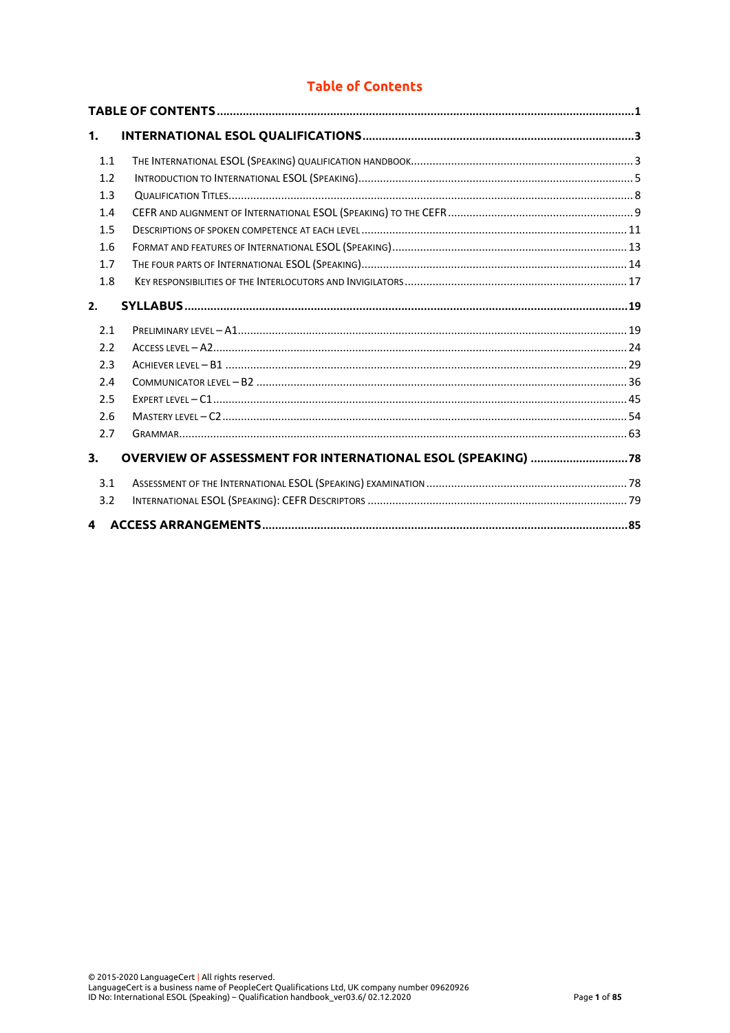# Table of Contents

**TABLE OF CONTENTS** .......... **1**

**1. INTERNATIONAL ESOL QUALIFICATIONS** .......... **3**

- 1.1 The International ESOL (Speaking) qualification handbook .......... 3
- 1.2 Introduction to International ESOL (Speaking) .......... 5
- 1.3 Qualification Titles .......... 8
- 1.4 CEFR and alignment of International ESOL (Speaking) to the CEFR .......... 9
- 1.5 Descriptions of spoken competence at each level .......... 11
- 1.6 Format and features of International ESOL (Speaking) .......... 13
- 1.7 The four parts of International ESOL (Speaking) .......... 14
- 1.8 Key responsibilities of the Interlocutors and Invigilators .......... 17

**2. SYLLABUS** .......... **19**

- 2.1 Preliminary level – A1 .......... 19
- 2.2 Access level – A2 .......... 24
- 2.3 Achiever level – B1 .......... 29
- 2.4 Communicator level – B2 .......... 36
- 2.5 Expert level – C1 .......... 45
- 2.6 Mastery level – C2 .......... 54
- 2.7 Grammar .......... 63

**3. OVERVIEW OF ASSESSMENT FOR INTERNATIONAL ESOL (SPEAKING)** .......... **78**

- 3.1 Assessment of the International ESOL (Speaking) examination .......... 78
- 3.2 International ESOL (Speaking): CEFR Descriptors .......... 79

**4 ACCESS ARRANGEMENTS** .......... **85**

© 2015-2020 LanguageCert | All rights reserved.
LanguageCert is a business name of PeopleCert Qualifications Ltd, UK company number 09620926
ID No: International ESOL (Speaking) – Qualification handbook_ver03.6/ 02.12.2020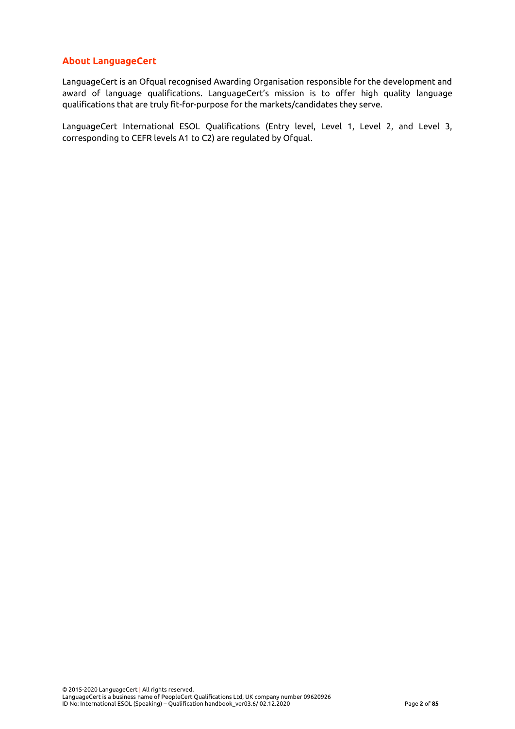## About LanguageCert

LanguageCert is an Ofqual recognised Awarding Organisation responsible for the development and award of language qualifications. LanguageCert's mission is to offer high quality language qualifications that are truly fit-for-purpose for the markets/candidates they serve.

LanguageCert International ESOL Qualifications (Entry level, Level 1, Level 2, and Level 3, corresponding to CEFR levels A1 to C2) are regulated by Ofqual.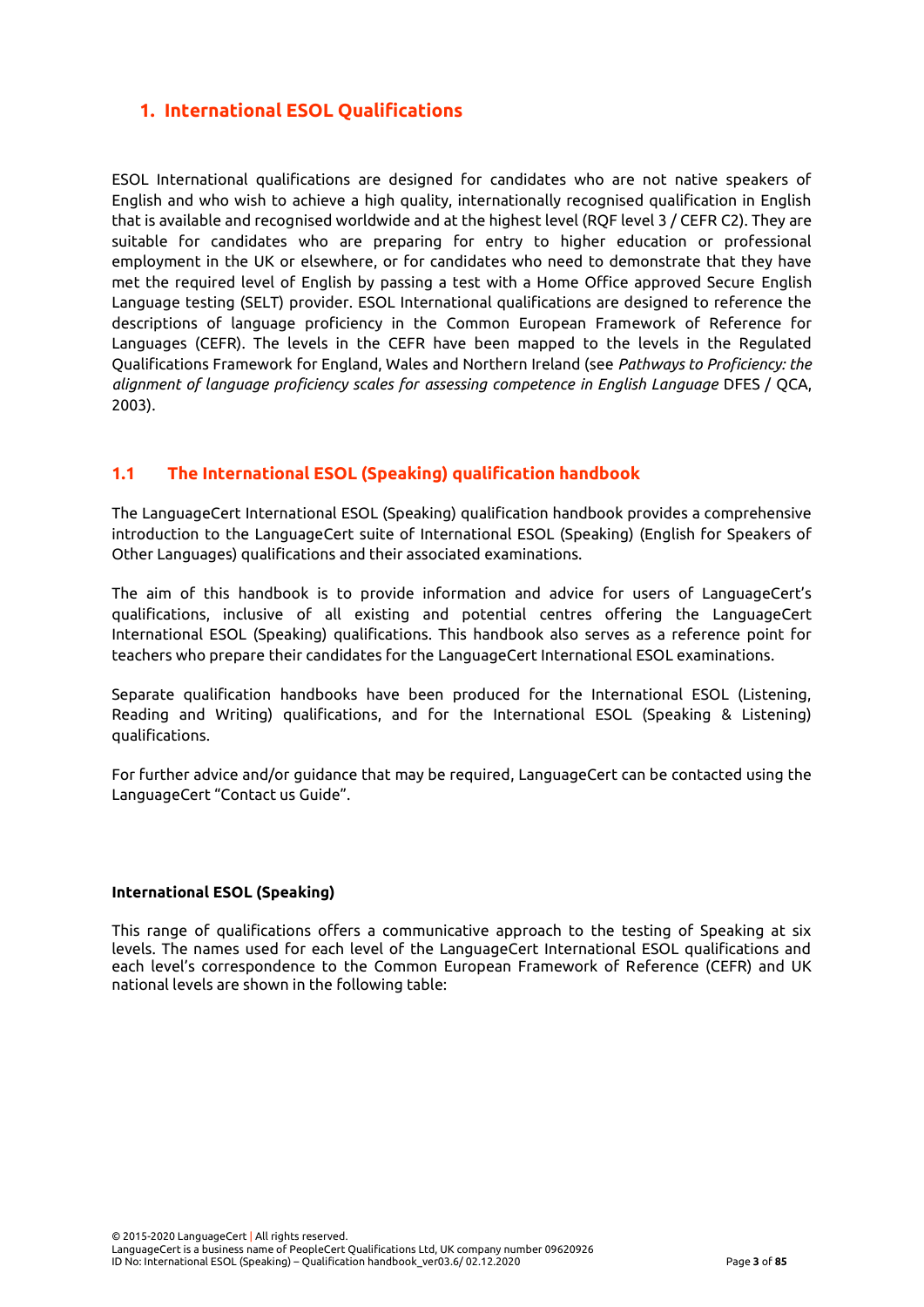## 1. International ESOL Qualifications

ESOL International qualifications are designed for candidates who are not native speakers of English and who wish to achieve a high quality, internationally recognised qualification in English that is available and recognised worldwide and at the highest level (RQF level 3 / CEFR C2). They are suitable for candidates who are preparing for entry to higher education or professional employment in the UK or elsewhere, or for candidates who need to demonstrate that they have met the required level of English by passing a test with a Home Office approved Secure English Language testing (SELT) provider. ESOL International qualifications are designed to reference the descriptions of language proficiency in the Common European Framework of Reference for Languages (CEFR). The levels in the CEFR have been mapped to the levels in the Regulated Qualifications Framework for England, Wales and Northern Ireland (see *Pathways to Proficiency: the alignment of language proficiency scales for assessing competence in English Language* DFES / QCA, 2003).

### 1.1 The International ESOL (Speaking) qualification handbook

The LanguageCert International ESOL (Speaking) qualification handbook provides a comprehensive introduction to the LanguageCert suite of International ESOL (Speaking) (English for Speakers of Other Languages) qualifications and their associated examinations.

The aim of this handbook is to provide information and advice for users of LanguageCert's qualifications, inclusive of all existing and potential centres offering the LanguageCert International ESOL (Speaking) qualifications. This handbook also serves as a reference point for teachers who prepare their candidates for the LanguageCert International ESOL examinations.

Separate qualification handbooks have been produced for the International ESOL (Listening, Reading and Writing) qualifications, and for the International ESOL (Speaking & Listening) qualifications.

For further advice and/or guidance that may be required, LanguageCert can be contacted using the LanguageCert "Contact us Guide".

**International ESOL (Speaking)**

This range of qualifications offers a communicative approach to the testing of Speaking at six levels. The names used for each level of the LanguageCert International ESOL qualifications and each level's correspondence to the Common European Framework of Reference (CEFR) and UK national levels are shown in the following table: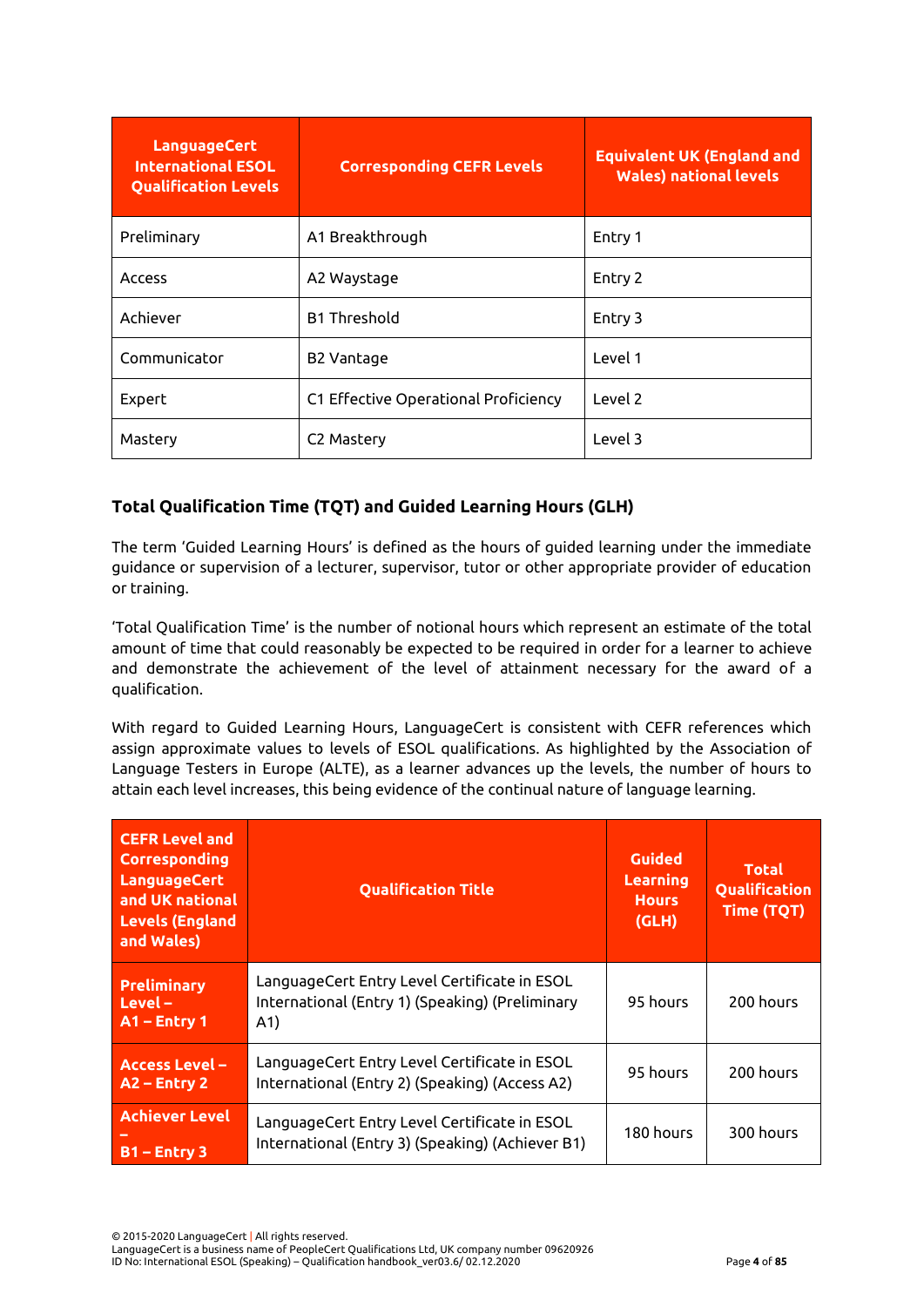| LanguageCert International ESOL Qualification Levels | Corresponding CEFR Levels | Equivalent UK (England and Wales) national levels |
|---|---|---|
| Preliminary | A1 Breakthrough | Entry 1 |
| Access | A2 Waystage | Entry 2 |
| Achiever | B1 Threshold | Entry 3 |
| Communicator | B2 Vantage | Level 1 |
| Expert | C1 Effective Operational Proficiency | Level 2 |
| Mastery | C2 Mastery | Level 3 |

### Total Qualification Time (TQT) and Guided Learning Hours (GLH)

The term 'Guided Learning Hours' is defined as the hours of guided learning under the immediate guidance or supervision of a lecturer, supervisor, tutor or other appropriate provider of education or training.

'Total Qualification Time' is the number of notional hours which represent an estimate of the total amount of time that could reasonably be expected to be required in order for a learner to achieve and demonstrate the achievement of the level of attainment necessary for the award of a qualification.

With regard to Guided Learning Hours, LanguageCert is consistent with CEFR references which assign approximate values to levels of ESOL qualifications. As highlighted by the Association of Language Testers in Europe (ALTE), as a learner advances up the levels, the number of hours to attain each level increases, this being evidence of the continual nature of language learning.

| CEFR Level and Corresponding LanguageCert and UK national Levels (England and Wales) | Qualification Title | Guided Learning Hours (GLH) | Total Qualification Time (TQT) |
|---|---|---|---|
| **Preliminary Level – A1 – Entry 1** | LanguageCert Entry Level Certificate in ESOL International (Entry 1) (Speaking) (Preliminary A1) | 95 hours | 200 hours |
| **Access Level – A2 – Entry 2** | LanguageCert Entry Level Certificate in ESOL International (Entry 2) (Speaking) (Access A2) | 95 hours | 200 hours |
| **Achiever Level – B1 – Entry 3** | LanguageCert Entry Level Certificate in ESOL International (Entry 3) (Speaking) (Achiever B1) | 180 hours | 300 hours |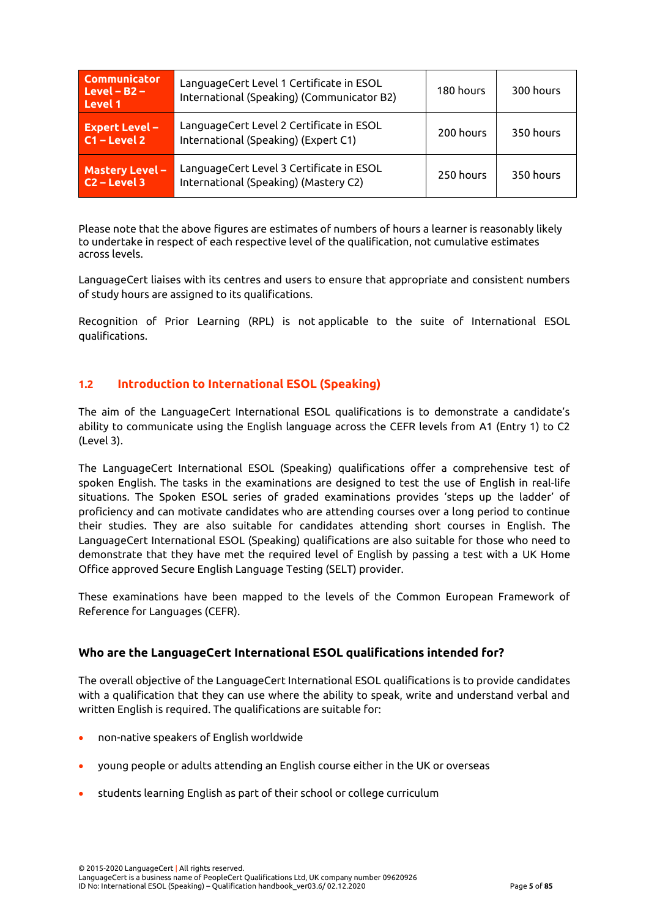| | | | |
|---|---|---|---|
| **Communicator Level – B2 – Level 1** | LanguageCert Level 1 Certificate in ESOL International (Speaking) (Communicator B2) | 180 hours | 300 hours |
| **Expert Level – C1 – Level 2** | LanguageCert Level 2 Certificate in ESOL International (Speaking) (Expert C1) | 200 hours | 350 hours |
| **Mastery Level – C2 – Level 3** | LanguageCert Level 3 Certificate in ESOL International (Speaking) (Mastery C2) | 250 hours | 350 hours |

Please note that the above figures are estimates of numbers of hours a learner is reasonably likely to undertake in respect of each respective level of the qualification, not cumulative estimates across levels.

LanguageCert liaises with its centres and users to ensure that appropriate and consistent numbers of study hours are assigned to its qualifications.

Recognition of Prior Learning (RPL) is not applicable to the suite of International ESOL qualifications.

## 1.2 Introduction to International ESOL (Speaking)

The aim of the LanguageCert International ESOL qualifications is to demonstrate a candidate's ability to communicate using the English language across the CEFR levels from A1 (Entry 1) to C2 (Level 3).

The LanguageCert International ESOL (Speaking) qualifications offer a comprehensive test of spoken English. The tasks in the examinations are designed to test the use of English in real-life situations. The Spoken ESOL series of graded examinations provides 'steps up the ladder' of proficiency and can motivate candidates who are attending courses over a long period to continue their studies. They are also suitable for candidates attending short courses in English. The LanguageCert International ESOL (Speaking) qualifications are also suitable for those who need to demonstrate that they have met the required level of English by passing a test with a UK Home Office approved Secure English Language Testing (SELT) provider.

These examinations have been mapped to the levels of the Common European Framework of Reference for Languages (CEFR).

### Who are the LanguageCert International ESOL qualifications intended for?

The overall objective of the LanguageCert International ESOL qualifications is to provide candidates with a qualification that they can use where the ability to speak, write and understand verbal and written English is required. The qualifications are suitable for:

- non-native speakers of English worldwide
- young people or adults attending an English course either in the UK or overseas
- students learning English as part of their school or college curriculum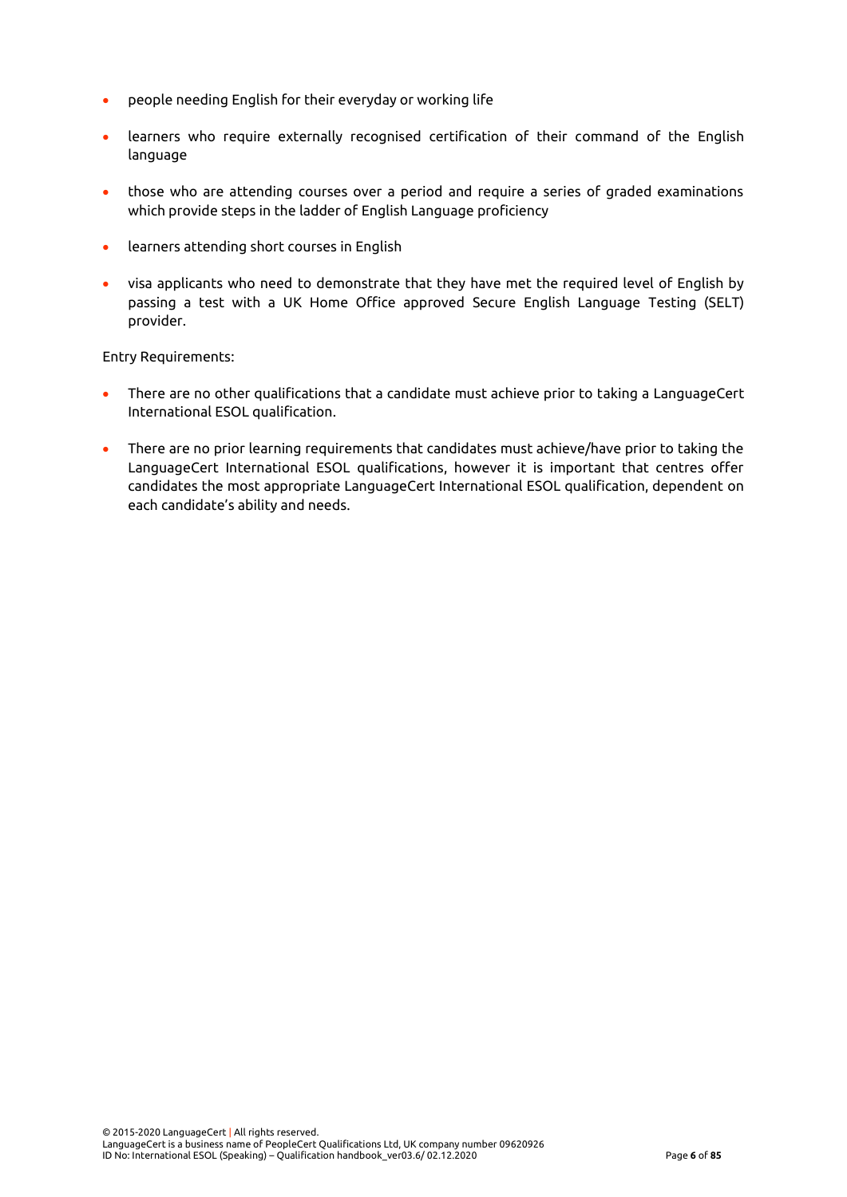- people needing English for their everyday or working life
- learners who require externally recognised certification of their command of the English language
- those who are attending courses over a period and require a series of graded examinations which provide steps in the ladder of English Language proficiency
- learners attending short courses in English
- visa applicants who need to demonstrate that they have met the required level of English by passing a test with a UK Home Office approved Secure English Language Testing (SELT) provider.

Entry Requirements:

- There are no other qualifications that a candidate must achieve prior to taking a LanguageCert International ESOL qualification.
- There are no prior learning requirements that candidates must achieve/have prior to taking the LanguageCert International ESOL qualifications, however it is important that centres offer candidates the most appropriate LanguageCert International ESOL qualification, dependent on each candidate's ability and needs.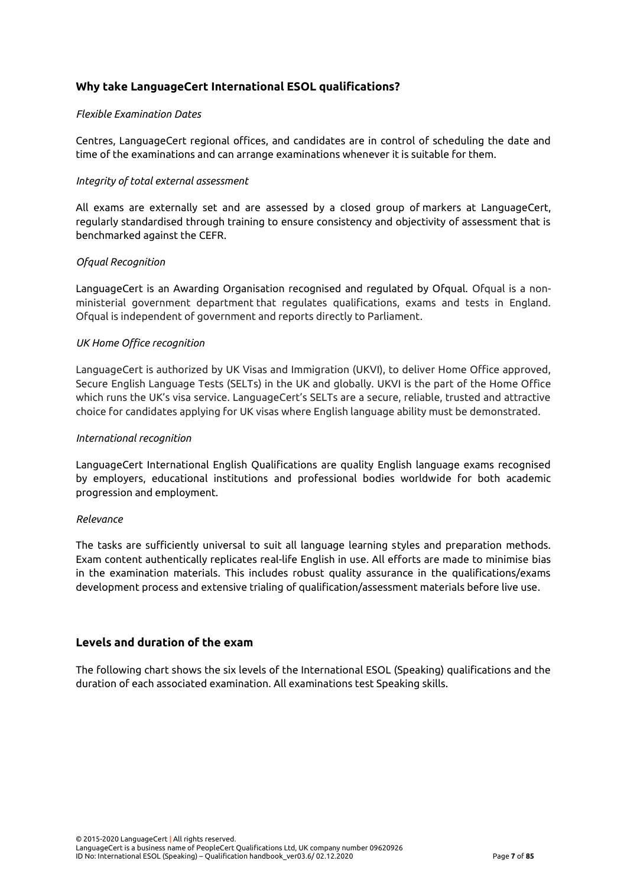## Why take LanguageCert International ESOL qualifications?

*Flexible Examination Dates*

Centres, LanguageCert regional offices, and candidates are in control of scheduling the date and time of the examinations and can arrange examinations whenever it is suitable for them.

*Integrity of total external assessment*

All exams are externally set and are assessed by a closed group of markers at LanguageCert, regularly standardised through training to ensure consistency and objectivity of assessment that is benchmarked against the CEFR.

*Ofqual Recognition*

LanguageCert is an Awarding Organisation recognised and regulated by Ofqual. Ofqual is a non-ministerial government department that regulates qualifications, exams and tests in England. Ofqual is independent of government and reports directly to Parliament.

*UK Home Office recognition*

LanguageCert is authorized by UK Visas and Immigration (UKVI), to deliver Home Office approved, Secure English Language Tests (SELTs) in the UK and globally. UKVI is the part of the Home Office which runs the UK's visa service. LanguageCert's SELTs are a secure, reliable, trusted and attractive choice for candidates applying for UK visas where English language ability must be demonstrated.

*International recognition*

LanguageCert International English Qualifications are quality English language exams recognised by employers, educational institutions and professional bodies worldwide for both academic progression and employment.

*Relevance*

The tasks are sufficiently universal to suit all language learning styles and preparation methods. Exam content authentically replicates real-life English in use. All efforts are made to minimise bias in the examination materials. This includes robust quality assurance in the qualifications/exams development process and extensive trialing of qualification/assessment materials before live use.

## Levels and duration of the exam

The following chart shows the six levels of the International ESOL (Speaking) qualifications and the duration of each associated examination. All examinations test Speaking skills.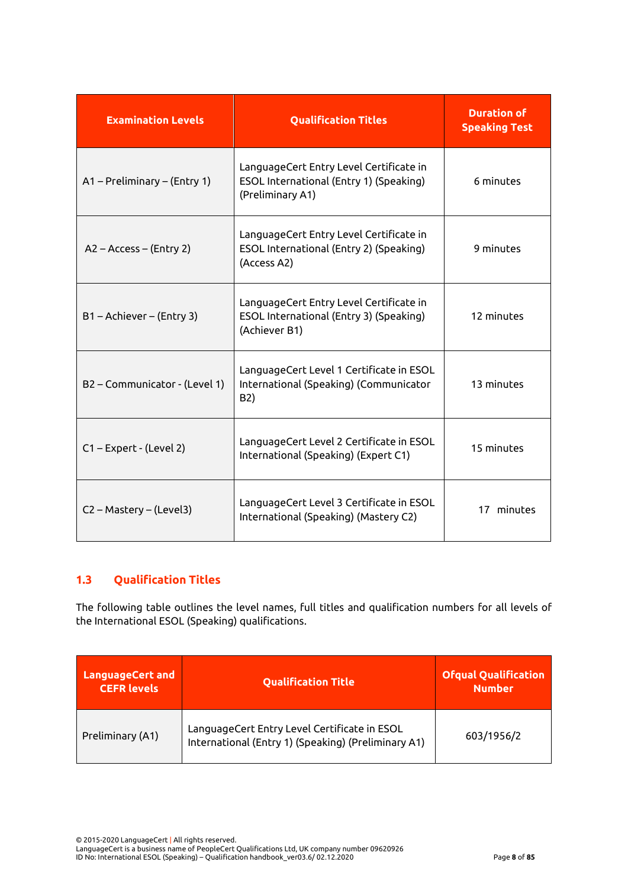| Examination Levels | Qualification Titles | Duration of Speaking Test |
|---|---|---|
| A1 – Preliminary – (Entry 1) | LanguageCert Entry Level Certificate in ESOL International (Entry 1) (Speaking) (Preliminary A1) | 6 minutes |
| A2 – Access – (Entry 2) | LanguageCert Entry Level Certificate in ESOL International (Entry 2) (Speaking) (Access A2) | 9 minutes |
| B1 – Achiever – (Entry 3) | LanguageCert Entry Level Certificate in ESOL International (Entry 3) (Speaking) (Achiever B1) | 12 minutes |
| B2 – Communicator - (Level 1) | LanguageCert Level 1 Certificate in ESOL International (Speaking) (Communicator B2) | 13 minutes |
| C1 – Expert - (Level 2) | LanguageCert Level 2 Certificate in ESOL International (Speaking) (Expert C1) | 15 minutes |
| C2 – Mastery – (Level3) | LanguageCert Level 3 Certificate in ESOL International (Speaking) (Mastery C2) | 17 minutes |

## 1.3 Qualification Titles

The following table outlines the level names, full titles and qualification numbers for all levels of the International ESOL (Speaking) qualifications.

| LanguageCert and CEFR levels | Qualification Title | Ofqual Qualification Number |
|---|---|---|
| Preliminary (A1) | LanguageCert Entry Level Certificate in ESOL International (Entry 1) (Speaking) (Preliminary A1) | 603/1956/2 |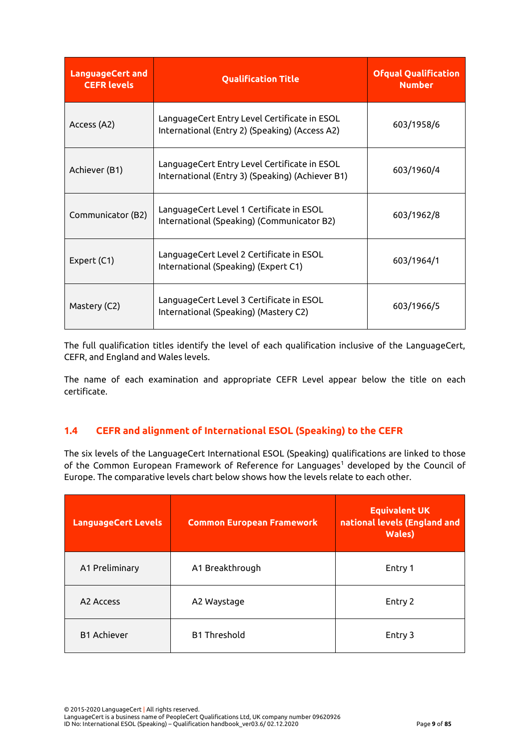| LanguageCert and CEFR levels | Qualification Title | Ofqual Qualification Number |
|---|---|---|
| Access (A2) | LanguageCert Entry Level Certificate in ESOL International (Entry 2) (Speaking) (Access A2) | 603/1958/6 |
| Achiever (B1) | LanguageCert Entry Level Certificate in ESOL International (Entry 3) (Speaking) (Achiever B1) | 603/1960/4 |
| Communicator (B2) | LanguageCert Level 1 Certificate in ESOL International (Speaking) (Communicator B2) | 603/1962/8 |
| Expert (C1) | LanguageCert Level 2 Certificate in ESOL International (Speaking) (Expert C1) | 603/1964/1 |
| Mastery (C2) | LanguageCert Level 3 Certificate in ESOL International (Speaking) (Mastery C2) | 603/1966/5 |

The full qualification titles identify the level of each qualification inclusive of the LanguageCert, CEFR, and England and Wales levels.

The name of each examination and appropriate CEFR Level appear below the title on each certificate.

## 1.4 CEFR and alignment of International ESOL (Speaking) to the CEFR

The six levels of the LanguageCert International ESOL (Speaking) qualifications are linked to those of the Common European Framework of Reference for Languages[1] developed by the Council of Europe. The comparative levels chart below shows how the levels relate to each other.

| LanguageCert Levels | Common European Framework | Equivalent UK national levels (England and Wales) |
|---|---|---|
| A1 Preliminary | A1 Breakthrough | Entry 1 |
| A2 Access | A2 Waystage | Entry 2 |
| B1 Achiever | B1 Threshold | Entry 3 |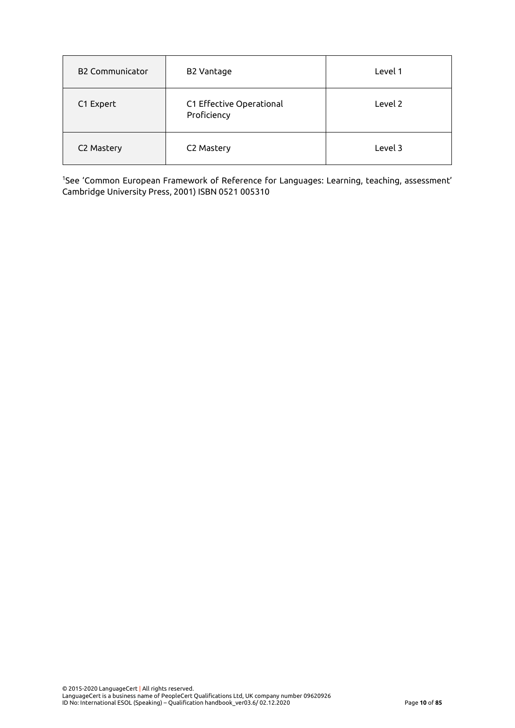| B2 Communicator | B2 Vantage | Level 1 |
| --- | --- | --- |
| C1 Expert | C1 Effective Operational Proficiency | Level 2 |
| C2 Mastery | C2 Mastery | Level 3 |

[1]See 'Common European Framework of Reference for Languages: Learning, teaching, assessment' Cambridge University Press, 2001) ISBN 0521 005310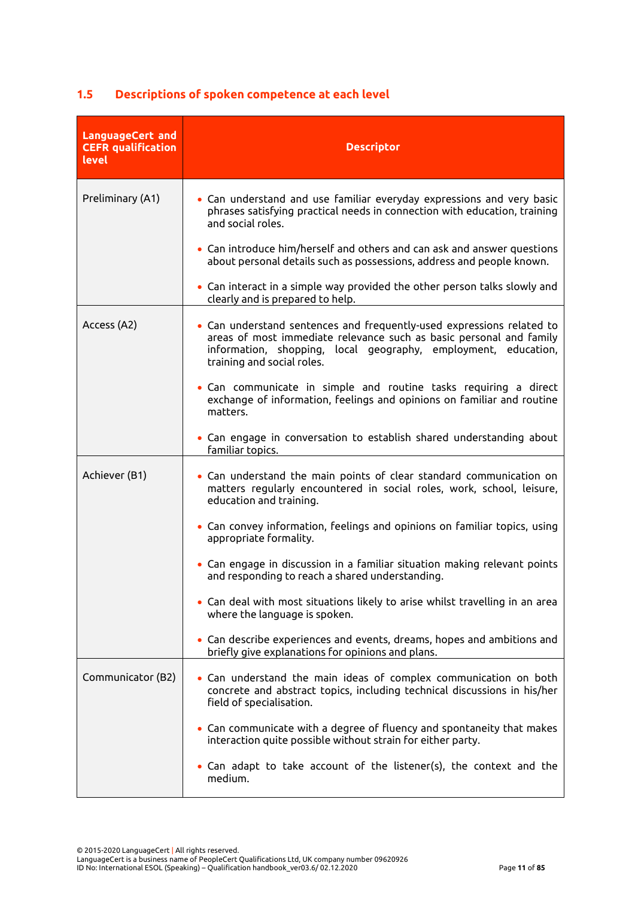## 1.5 Descriptions of spoken competence at each level

| LanguageCert and CEFR qualification level | Descriptor |
|---|---|
| Preliminary (A1) | • Can understand and use familiar everyday expressions and very basic phrases satisfying practical needs in connection with education, training and social roles.<br><br>• Can introduce him/herself and others and can ask and answer questions about personal details such as possessions, address and people known.<br><br>• Can interact in a simple way provided the other person talks slowly and clearly and is prepared to help. |
| Access (A2) | • Can understand sentences and frequently-used expressions related to areas of most immediate relevance such as basic personal and family information, shopping, local geography, employment, education, training and social roles.<br><br>• Can communicate in simple and routine tasks requiring a direct exchange of information, feelings and opinions on familiar and routine matters.<br><br>• Can engage in conversation to establish shared understanding about familiar topics. |
| Achiever (B1) | • Can understand the main points of clear standard communication on matters regularly encountered in social roles, work, school, leisure, education and training.<br><br>• Can convey information, feelings and opinions on familiar topics, using appropriate formality.<br><br>• Can engage in discussion in a familiar situation making relevant points and responding to reach a shared understanding.<br><br>• Can deal with most situations likely to arise whilst travelling in an area where the language is spoken.<br><br>• Can describe experiences and events, dreams, hopes and ambitions and briefly give explanations for opinions and plans. |
| Communicator (B2) | • Can understand the main ideas of complex communication on both concrete and abstract topics, including technical discussions in his/her field of specialisation.<br><br>• Can communicate with a degree of fluency and spontaneity that makes interaction quite possible without strain for either party.<br><br>• Can adapt to take account of the listener(s), the context and the medium. |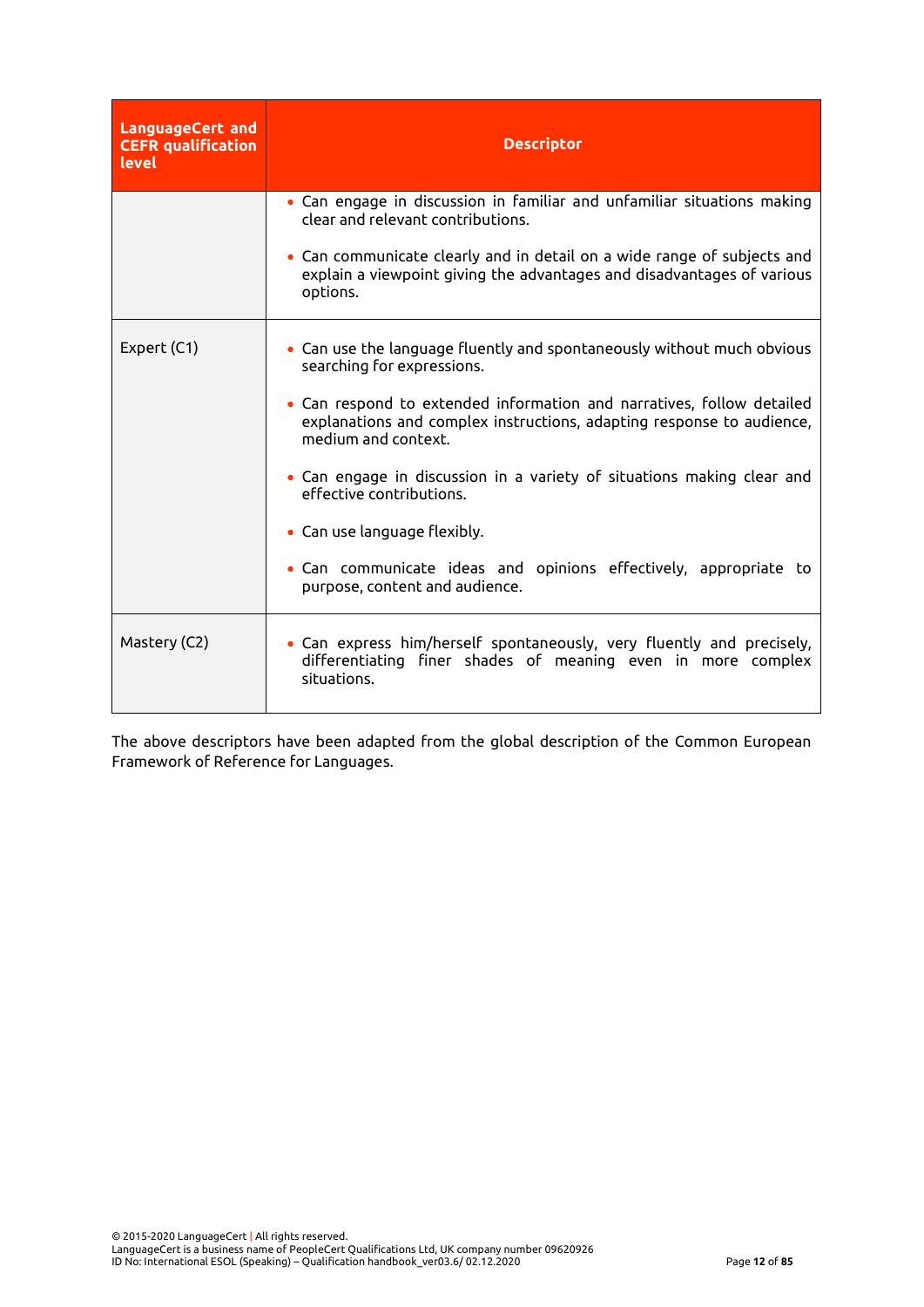| LanguageCert and CEFR qualification level | Descriptor |
| --- | --- |
| | • Can engage in discussion in familiar and unfamiliar situations making clear and relevant contributions.<br><br>• Can communicate clearly and in detail on a wide range of subjects and explain a viewpoint giving the advantages and disadvantages of various options. |
| Expert (C1) | • Can use the language fluently and spontaneously without much obvious searching for expressions.<br><br>• Can respond to extended information and narratives, follow detailed explanations and complex instructions, adapting response to audience, medium and context.<br><br>• Can engage in discussion in a variety of situations making clear and effective contributions.<br><br>• Can use language flexibly.<br><br>• Can communicate ideas and opinions effectively, appropriate to purpose, content and audience. |
| Mastery (C2) | • Can express him/herself spontaneously, very fluently and precisely, differentiating finer shades of meaning even in more complex situations. |

The above descriptors have been adapted from the global description of the Common European Framework of Reference for Languages.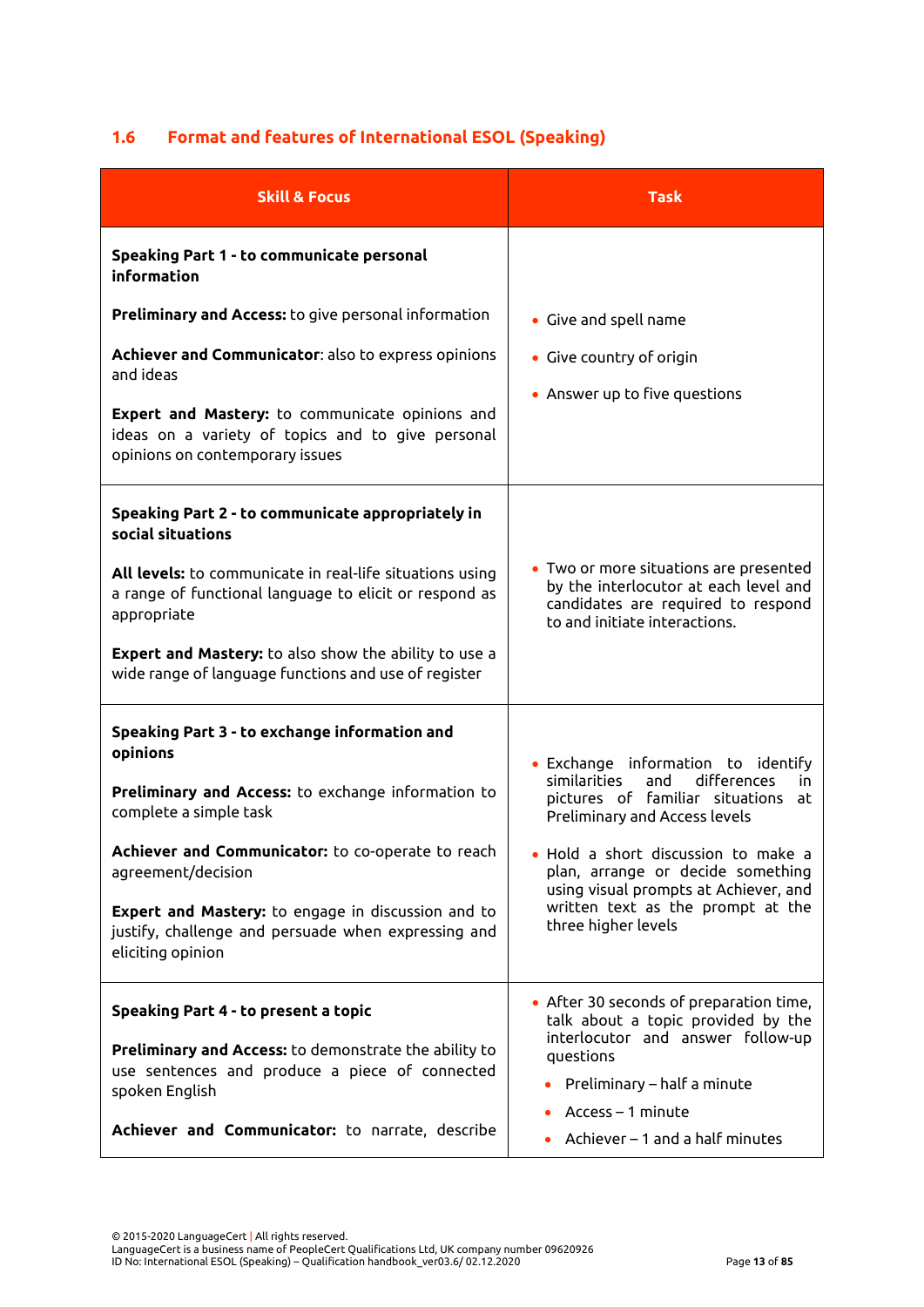## 1.6 Format and features of International ESOL (Speaking)

| Skill & Focus | Task |
| --- | --- |
| **Speaking Part 1 - to communicate personal information**<br><br>**Preliminary and Access:** to give personal information<br><br>**Achiever and Communicator**: also to express opinions and ideas<br><br>**Expert and Mastery:** to communicate opinions and ideas on a variety of topics and to give personal opinions on contemporary issues | • Give and spell name<br>• Give country of origin<br>• Answer up to five questions |
| **Speaking Part 2 - to communicate appropriately in social situations**<br><br>**All levels:** to communicate in real-life situations using a range of functional language to elicit or respond as appropriate<br><br>**Expert and Mastery:** to also show the ability to use a wide range of language functions and use of register | • Two or more situations are presented by the interlocutor at each level and candidates are required to respond to and initiate interactions. |
| **Speaking Part 3 - to exchange information and opinions**<br><br>**Preliminary and Access:** to exchange information to complete a simple task<br><br>**Achiever and Communicator:** to co-operate to reach agreement/decision<br><br>**Expert and Mastery:** to engage in discussion and to justify, challenge and persuade when expressing and eliciting opinion | • Exchange information to identify similarities and differences in pictures of familiar situations at Preliminary and Access levels<br>• Hold a short discussion to make a plan, arrange or decide something using visual prompts at Achiever, and written text as the prompt at the three higher levels |
| **Speaking Part 4 - to present a topic**<br><br>**Preliminary and Access:** to demonstrate the ability to use sentences and produce a piece of connected spoken English<br><br>**Achiever and Communicator:** to narrate, describe | • After 30 seconds of preparation time, talk about a topic provided by the interlocutor and answer follow-up questions<br>• Preliminary – half a minute<br>• Access – 1 minute<br>• Achiever – 1 and a half minutes |

© 2015-2020 LanguageCert | All rights reserved.
LanguageCert is a business name of PeopleCert Qualifications Ltd, UK company number 09620926
ID No: International ESOL (Speaking) – Qualification handbook_ver03.6/ 02.12.2020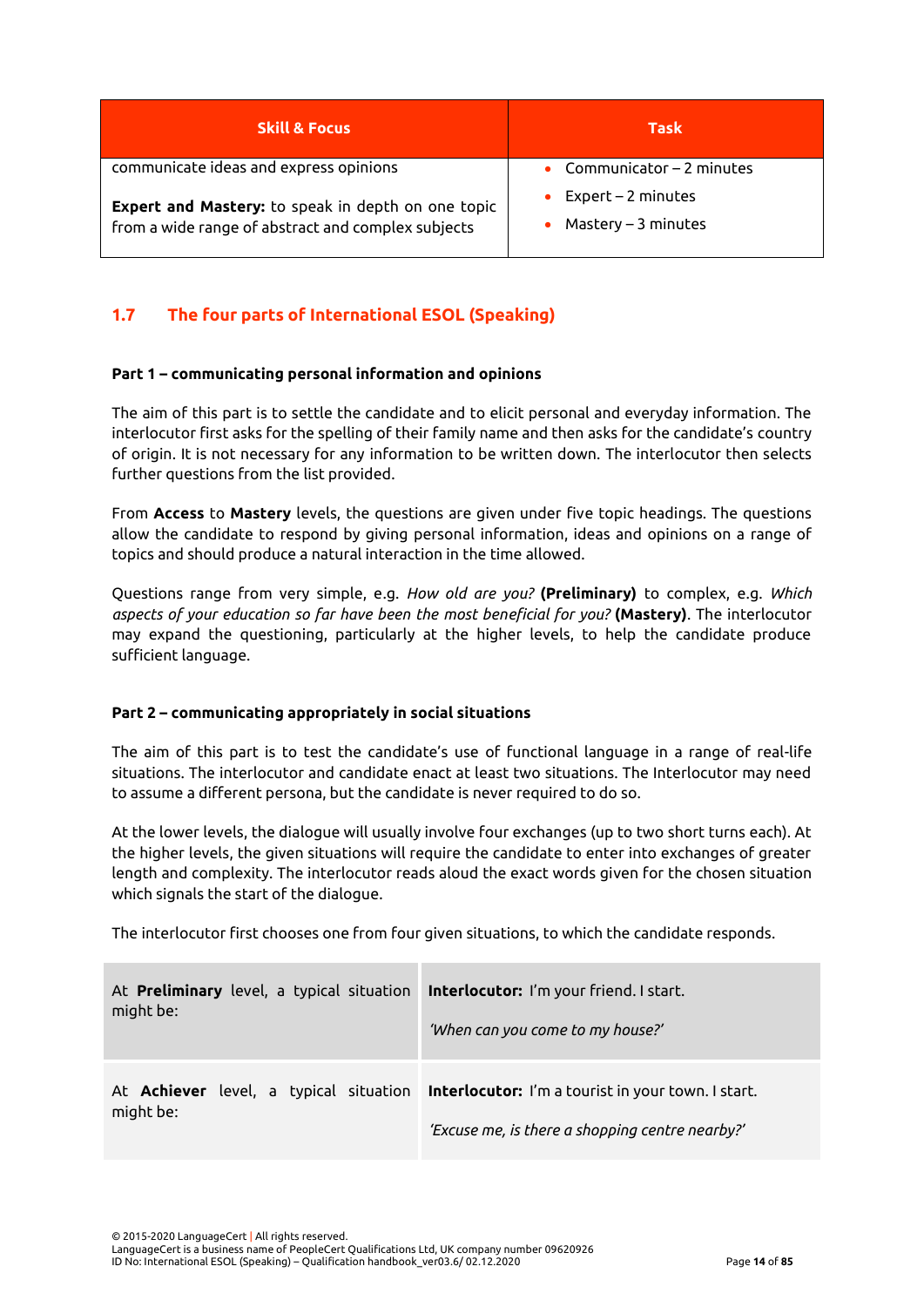| Skill & Focus | Task |
|---|---|
| communicate ideas and express opinions<br><br>**Expert and Mastery:** to speak in depth on one topic from a wide range of abstract and complex subjects | • Communicator – 2 minutes<br>• Expert – 2 minutes<br>• Mastery – 3 minutes |

## 1.7 The four parts of International ESOL (Speaking)

**Part 1 – communicating personal information and opinions**

The aim of this part is to settle the candidate and to elicit personal and everyday information. The interlocutor first asks for the spelling of their family name and then asks for the candidate's country of origin. It is not necessary for any information to be written down. The interlocutor then selects further questions from the list provided.

From **Access** to **Mastery** levels, the questions are given under five topic headings. The questions allow the candidate to respond by giving personal information, ideas and opinions on a range of topics and should produce a natural interaction in the time allowed.

Questions range from very simple, e.g. *How old are you?* **(Preliminary)** to complex, e.g. *Which aspects of your education so far have been the most beneficial for you?* **(Mastery)**. The interlocutor may expand the questioning, particularly at the higher levels, to help the candidate produce sufficient language.

**Part 2 – communicating appropriately in social situations**

The aim of this part is to test the candidate's use of functional language in a range of real-life situations. The interlocutor and candidate enact at least two situations. The Interlocutor may need to assume a different persona, but the candidate is never required to do so.

At the lower levels, the dialogue will usually involve four exchanges (up to two short turns each). At the higher levels, the given situations will require the candidate to enter into exchanges of greater length and complexity. The interlocutor reads aloud the exact words given for the chosen situation which signals the start of the dialogue.

The interlocutor first chooses one from four given situations, to which the candidate responds.

| | |
|---|---|
| At **Preliminary** level, a typical situation might be: | **Interlocutor:** I'm your friend. I start.<br><br>*'When can you come to my house?'* |
| At **Achiever** level, a typical situation might be: | **Interlocutor:** I'm a tourist in your town. I start.<br><br>*'Excuse me, is there a shopping centre nearby?'* |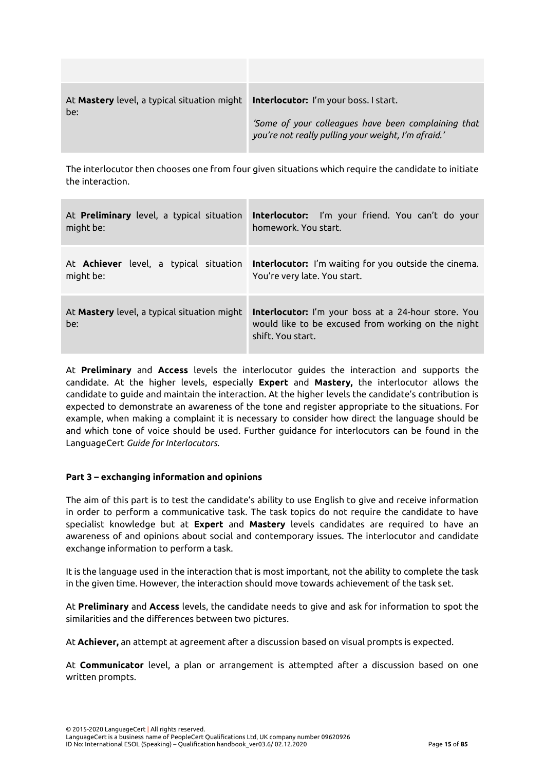| | |
|---|---|
| At **Mastery** level, a typical situation might be: | **Interlocutor:** I'm your boss. I start.<br><br>*'Some of your colleagues have been complaining that you're not really pulling your weight, I'm afraid.'* |

The interlocutor then chooses one from four given situations which require the candidate to initiate the interaction.

| | |
|---|---|
| At **Preliminary** level, a typical situation might be: | **Interlocutor:** I'm your friend. You can't do your homework. You start. |
| At **Achiever** level, a typical situation might be: | **Interlocutor:** I'm waiting for you outside the cinema. You're very late. You start. |
| At **Mastery** level, a typical situation might be: | **Interlocutor:** I'm your boss at a 24-hour store. You would like to be excused from working on the night shift. You start. |

At **Preliminary** and **Access** levels the interlocutor guides the interaction and supports the candidate. At the higher levels, especially **Expert** and **Mastery,** the interlocutor allows the candidate to guide and maintain the interaction. At the higher levels the candidate's contribution is expected to demonstrate an awareness of the tone and register appropriate to the situations. For example, when making a complaint it is necessary to consider how direct the language should be and which tone of voice should be used. Further guidance for interlocutors can be found in the LanguageCert *Guide for Interlocutors.*

**Part 3 – exchanging information and opinions**

The aim of this part is to test the candidate's ability to use English to give and receive information in order to perform a communicative task. The task topics do not require the candidate to have specialist knowledge but at **Expert** and **Mastery** levels candidates are required to have an awareness of and opinions about social and contemporary issues. The interlocutor and candidate exchange information to perform a task.

It is the language used in the interaction that is most important, not the ability to complete the task in the given time. However, the interaction should move towards achievement of the task set.

At **Preliminary** and **Access** levels, the candidate needs to give and ask for information to spot the similarities and the differences between two pictures.

At **Achiever,** an attempt at agreement after a discussion based on visual prompts is expected.

At **Communicator** level, a plan or arrangement is attempted after a discussion based on one written prompts.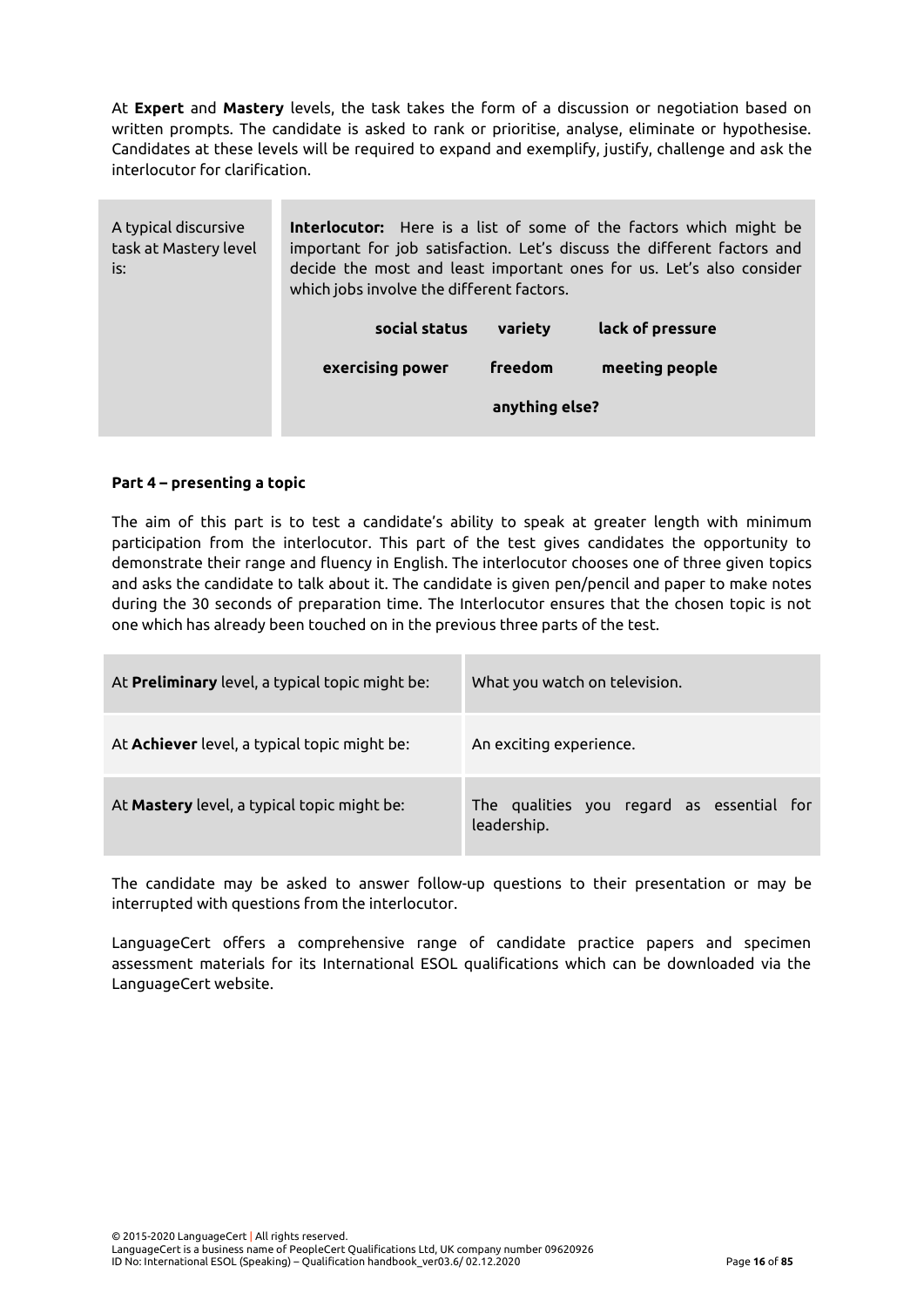At **Expert** and **Mastery** levels, the task takes the form of a discussion or negotiation based on written prompts. The candidate is asked to rank or prioritise, analyse, eliminate or hypothesise. Candidates at these levels will be required to expand and exemplify, justify, challenge and ask the interlocutor for clarification.

| A typical discursive task at Mastery level is: | **Interlocutor:** Here is a list of some of the factors which might be important for job satisfaction. Let's discuss the different factors and decide the most and least important ones for us. Let's also consider which jobs involve the different factors.<br><br>**social status** **variety** **lack of pressure**<br><br>**exercising power** **freedom** **meeting people**<br><br>**anything else?** |
|---|---|

**Part 4 – presenting a topic**

The aim of this part is to test a candidate's ability to speak at greater length with minimum participation from the interlocutor. This part of the test gives candidates the opportunity to demonstrate their range and fluency in English. The interlocutor chooses one of three given topics and asks the candidate to talk about it. The candidate is given pen/pencil and paper to make notes during the 30 seconds of preparation time. The Interlocutor ensures that the chosen topic is not one which has already been touched on in the previous three parts of the test.

| At **Preliminary** level, a typical topic might be: | What you watch on television. |
|---|---|
| At **Achiever** level, a typical topic might be: | An exciting experience. |
| At **Mastery** level, a typical topic might be: | The qualities you regard as essential for leadership. |

The candidate may be asked to answer follow-up questions to their presentation or may be interrupted with questions from the interlocutor.

LanguageCert offers a comprehensive range of candidate practice papers and specimen assessment materials for its International ESOL qualifications which can be downloaded via the LanguageCert website.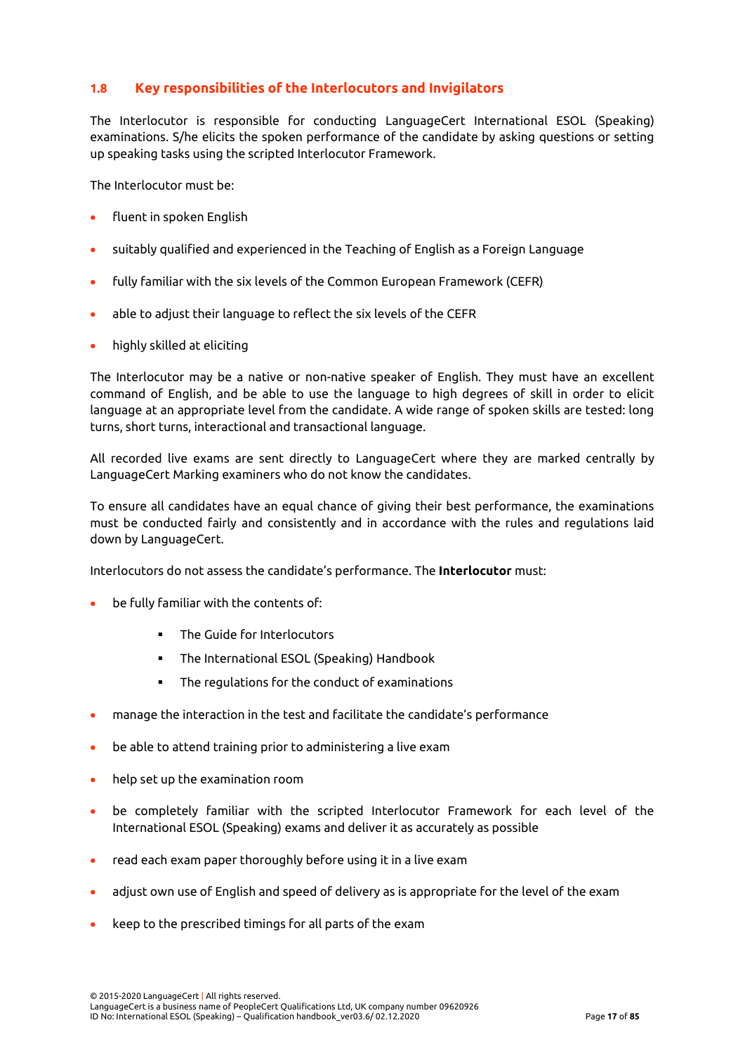## 1.8 Key responsibilities of the Interlocutors and Invigilators

The Interlocutor is responsible for conducting LanguageCert International ESOL (Speaking) examinations. S/he elicits the spoken performance of the candidate by asking questions or setting up speaking tasks using the scripted Interlocutor Framework.

The Interlocutor must be:

- fluent in spoken English
- suitably qualified and experienced in the Teaching of English as a Foreign Language
- fully familiar with the six levels of the Common European Framework (CEFR)
- able to adjust their language to reflect the six levels of the CEFR
- highly skilled at eliciting

The Interlocutor may be a native or non-native speaker of English. They must have an excellent command of English, and be able to use the language to high degrees of skill in order to elicit language at an appropriate level from the candidate. A wide range of spoken skills are tested: long turns, short turns, interactional and transactional language.

All recorded live exams are sent directly to LanguageCert where they are marked centrally by LanguageCert Marking examiners who do not know the candidates.

To ensure all candidates have an equal chance of giving their best performance, the examinations must be conducted fairly and consistently and in accordance with the rules and regulations laid down by LanguageCert.

Interlocutors do not assess the candidate's performance. The **Interlocutor** must:

- be fully familiar with the contents of:
  - The Guide for Interlocutors
  - The International ESOL (Speaking) Handbook
  - The regulations for the conduct of examinations
- manage the interaction in the test and facilitate the candidate's performance
- be able to attend training prior to administering a live exam
- help set up the examination room
- be completely familiar with the scripted Interlocutor Framework for each level of the International ESOL (Speaking) exams and deliver it as accurately as possible
- read each exam paper thoroughly before using it in a live exam
- adjust own use of English and speed of delivery as is appropriate for the level of the exam
- keep to the prescribed timings for all parts of the exam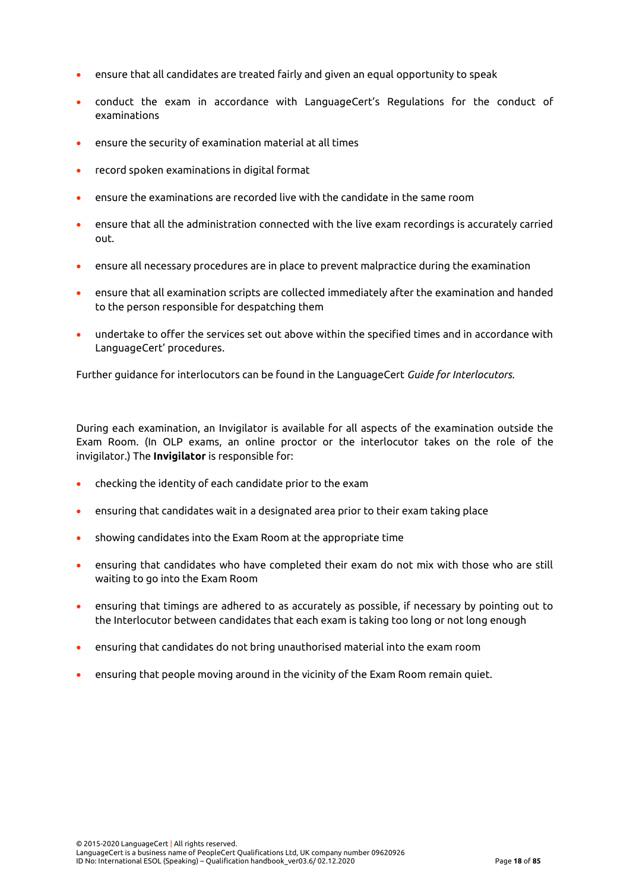- ensure that all candidates are treated fairly and given an equal opportunity to speak
- conduct the exam in accordance with LanguageCert's Regulations for the conduct of examinations
- ensure the security of examination material at all times
- record spoken examinations in digital format
- ensure the examinations are recorded live with the candidate in the same room
- ensure that all the administration connected with the live exam recordings is accurately carried out.
- ensure all necessary procedures are in place to prevent malpractice during the examination
- ensure that all examination scripts are collected immediately after the examination and handed to the person responsible for despatching them
- undertake to offer the services set out above within the specified times and in accordance with LanguageCert' procedures.

Further guidance for interlocutors can be found in the LanguageCert *Guide for Interlocutors.*

During each examination, an Invigilator is available for all aspects of the examination outside the Exam Room. (In OLP exams, an online proctor or the interlocutor takes on the role of the invigilator.) The **Invigilator** is responsible for:

- checking the identity of each candidate prior to the exam
- ensuring that candidates wait in a designated area prior to their exam taking place
- showing candidates into the Exam Room at the appropriate time
- ensuring that candidates who have completed their exam do not mix with those who are still waiting to go into the Exam Room
- ensuring that timings are adhered to as accurately as possible, if necessary by pointing out to the Interlocutor between candidates that each exam is taking too long or not long enough
- ensuring that candidates do not bring unauthorised material into the exam room
- ensuring that people moving around in the vicinity of the Exam Room remain quiet.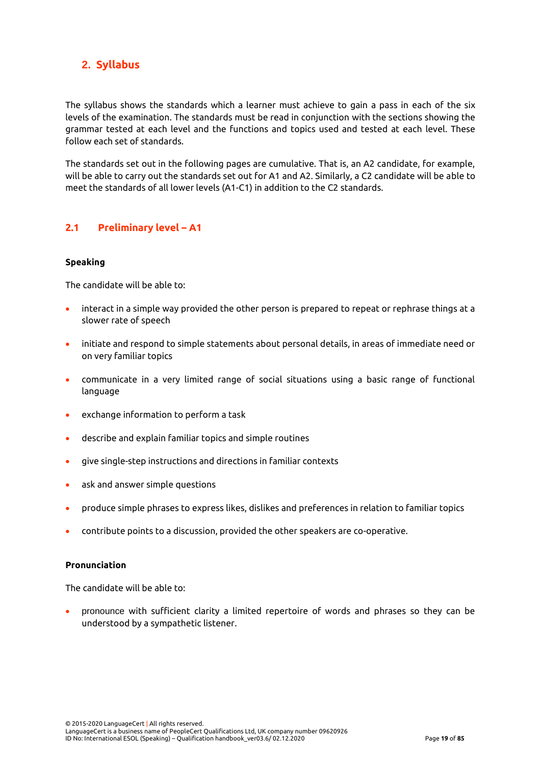## 2. Syllabus

The syllabus shows the standards which a learner must achieve to gain a pass in each of the six levels of the examination. The standards must be read in conjunction with the sections showing the grammar tested at each level and the functions and topics used and tested at each level. These follow each set of standards.

The standards set out in the following pages are cumulative. That is, an A2 candidate, for example, will be able to carry out the standards set out for A1 and A2. Similarly, a C2 candidate will be able to meet the standards of all lower levels (A1-C1) in addition to the C2 standards.

### 2.1 Preliminary level – A1

**Speaking**

The candidate will be able to:

- interact in a simple way provided the other person is prepared to repeat or rephrase things at a slower rate of speech
- initiate and respond to simple statements about personal details, in areas of immediate need or on very familiar topics
- communicate in a very limited range of social situations using a basic range of functional language
- exchange information to perform a task
- describe and explain familiar topics and simple routines
- give single-step instructions and directions in familiar contexts
- ask and answer simple questions
- produce simple phrases to express likes, dislikes and preferences in relation to familiar topics
- contribute points to a discussion, provided the other speakers are co-operative.

**Pronunciation**

The candidate will be able to:

- pronounce with sufficient clarity a limited repertoire of words and phrases so they can be understood by a sympathetic listener.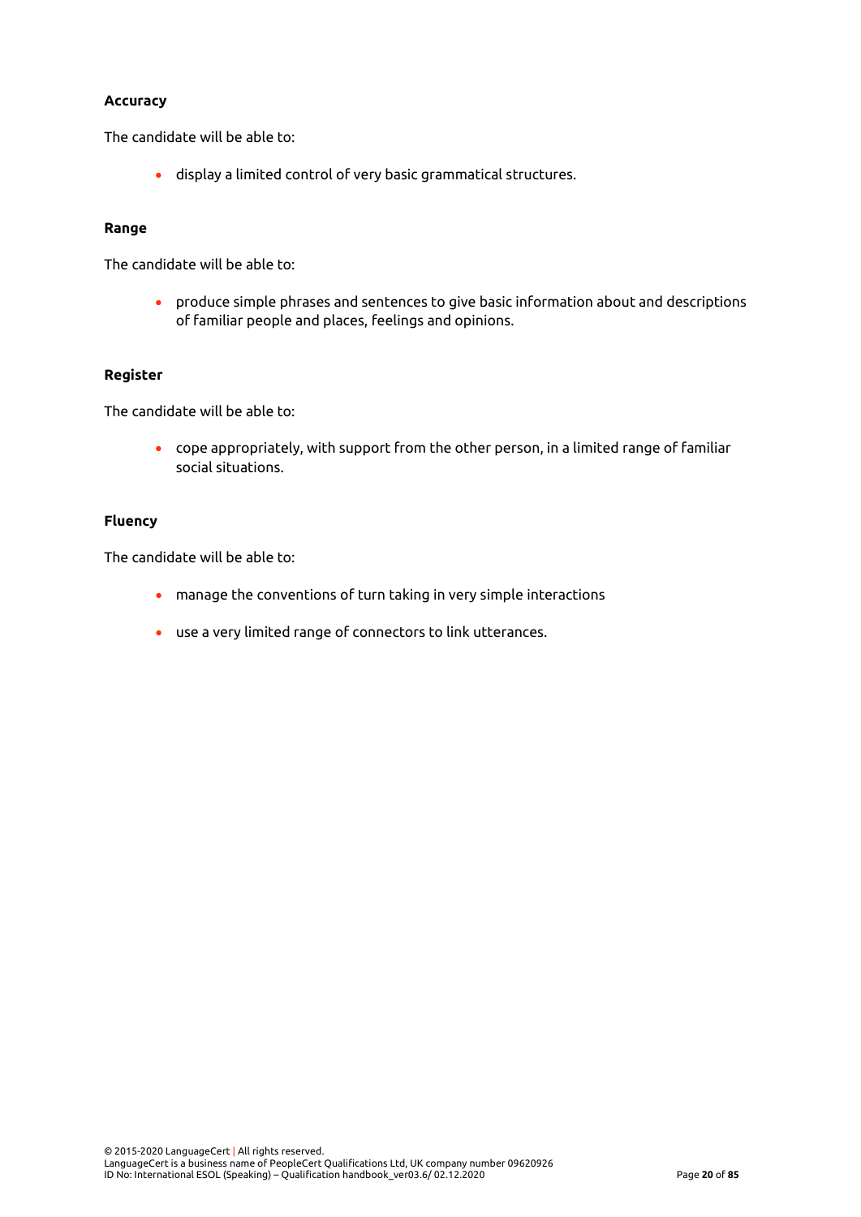**Accuracy**

The candidate will be able to:

- display a limited control of very basic grammatical structures.

**Range**

The candidate will be able to:

- produce simple phrases and sentences to give basic information about and descriptions of familiar people and places, feelings and opinions.

**Register**

The candidate will be able to:

- cope appropriately, with support from the other person, in a limited range of familiar social situations.

**Fluency**

The candidate will be able to:

- manage the conventions of turn taking in very simple interactions
- use a very limited range of connectors to link utterances.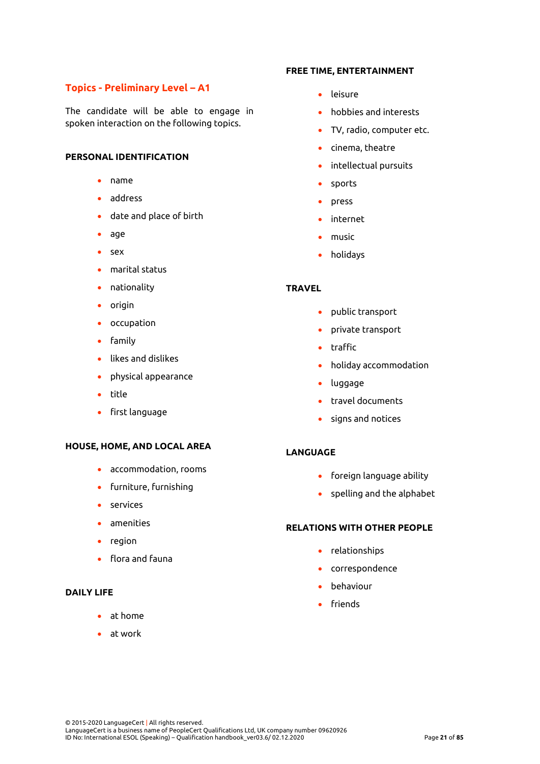## Topics - Preliminary Level – A1

The candidate will be able to engage in spoken interaction on the following topics.

### PERSONAL IDENTIFICATION

- name
- address
- date and place of birth
- age
- sex
- marital status
- nationality
- origin
- occupation
- family
- likes and dislikes
- physical appearance
- title
- first language

### HOUSE, HOME, AND LOCAL AREA

- accommodation, rooms
- furniture, furnishing
- services
- amenities
- region
- flora and fauna

### DAILY LIFE

- at home
- at work

### FREE TIME, ENTERTAINMENT

- leisure
- hobbies and interests
- TV, radio, computer etc.
- cinema, theatre
- intellectual pursuits
- sports
- press
- internet
- music
- holidays

### TRAVEL

- public transport
- private transport
- traffic
- holiday accommodation
- luggage
- travel documents
- signs and notices

### LANGUAGE

- foreign language ability
- spelling and the alphabet

### RELATIONS WITH OTHER PEOPLE

- relationships
- correspondence
- behaviour
- friends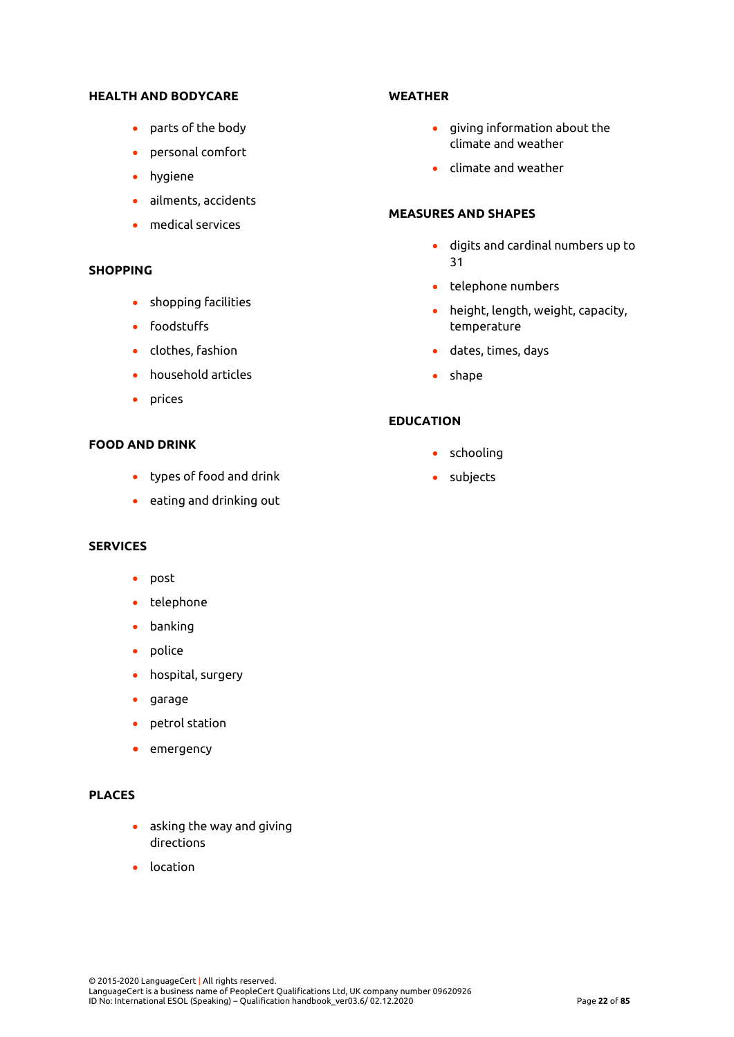**HEALTH AND BODYCARE**

- parts of the body
- personal comfort
- hygiene
- ailments, accidents
- medical services

**SHOPPING**

- shopping facilities
- foodstuffs
- clothes, fashion
- household articles
- prices

**FOOD AND DRINK**

- types of food and drink
- eating and drinking out

**SERVICES**

- post
- telephone
- banking
- police
- hospital, surgery
- garage
- petrol station
- emergency

**PLACES**

- asking the way and giving directions
- location

**WEATHER**

- giving information about the climate and weather
- climate and weather

**MEASURES AND SHAPES**

- digits and cardinal numbers up to 31
- telephone numbers
- height, length, weight, capacity, temperature
- dates, times, days
- shape

**EDUCATION**

- schooling
- subjects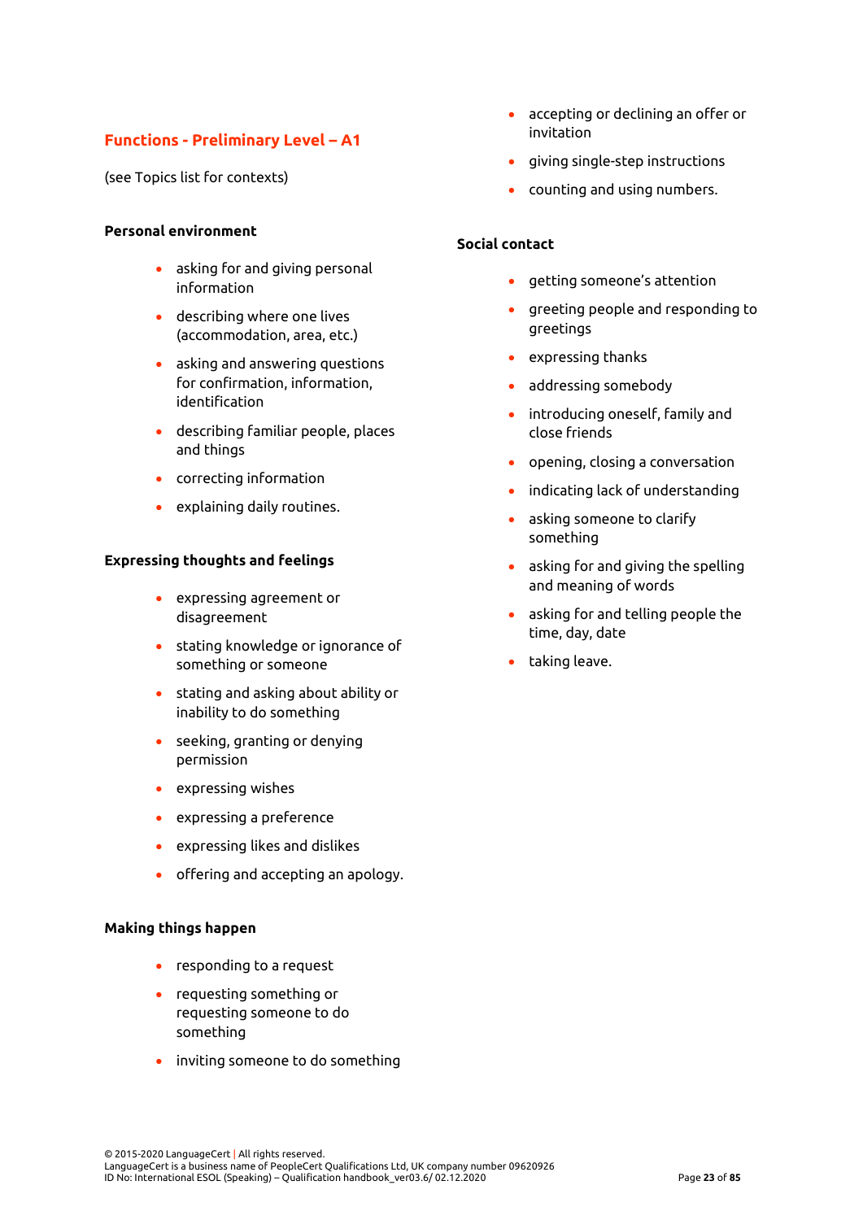## Functions - Preliminary Level – A1

(see Topics list for contexts)

**Personal environment**

- asking for and giving personal information
- describing where one lives (accommodation, area, etc.)
- asking and answering questions for confirmation, information, identification
- describing familiar people, places and things
- correcting information
- explaining daily routines.

**Expressing thoughts and feelings**

- expressing agreement or disagreement
- stating knowledge or ignorance of something or someone
- stating and asking about ability or inability to do something
- seeking, granting or denying permission
- expressing wishes
- expressing a preference
- expressing likes and dislikes
- offering and accepting an apology.

**Making things happen**

- responding to a request
- requesting something or requesting someone to do something
- inviting someone to do something
- accepting or declining an offer or invitation
- giving single-step instructions
- counting and using numbers.

**Social contact**

- getting someone's attention
- greeting people and responding to greetings
- expressing thanks
- addressing somebody
- introducing oneself, family and close friends
- opening, closing a conversation
- indicating lack of understanding
- asking someone to clarify something
- asking for and giving the spelling and meaning of words
- asking for and telling people the time, day, date
- taking leave.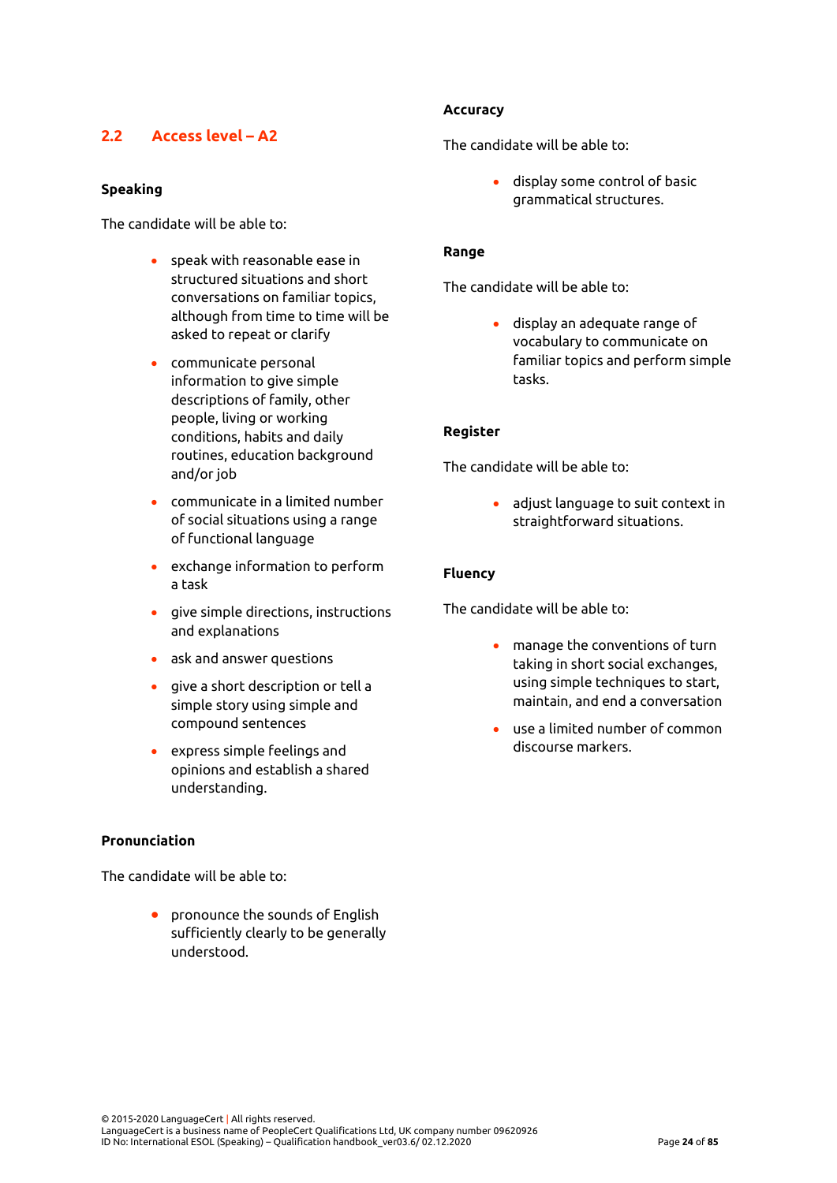## 2.2 Access level – A2

### Speaking

The candidate will be able to:

- speak with reasonable ease in structured situations and short conversations on familiar topics, although from time to time will be asked to repeat or clarify
- communicate personal information to give simple descriptions of family, other people, living or working conditions, habits and daily routines, education background and/or job
- communicate in a limited number of social situations using a range of functional language
- exchange information to perform a task
- give simple directions, instructions and explanations
- ask and answer questions
- give a short description or tell a simple story using simple and compound sentences
- express simple feelings and opinions and establish a shared understanding.

### Pronunciation

The candidate will be able to:

- pronounce the sounds of English sufficiently clearly to be generally understood.

### Accuracy

The candidate will be able to:

- display some control of basic grammatical structures.

### Range

The candidate will be able to:

- display an adequate range of vocabulary to communicate on familiar topics and perform simple tasks.

### Register

The candidate will be able to:

- adjust language to suit context in straightforward situations.

### Fluency

The candidate will be able to:

- manage the conventions of turn taking in short social exchanges, using simple techniques to start, maintain, and end a conversation
- use a limited number of common discourse markers.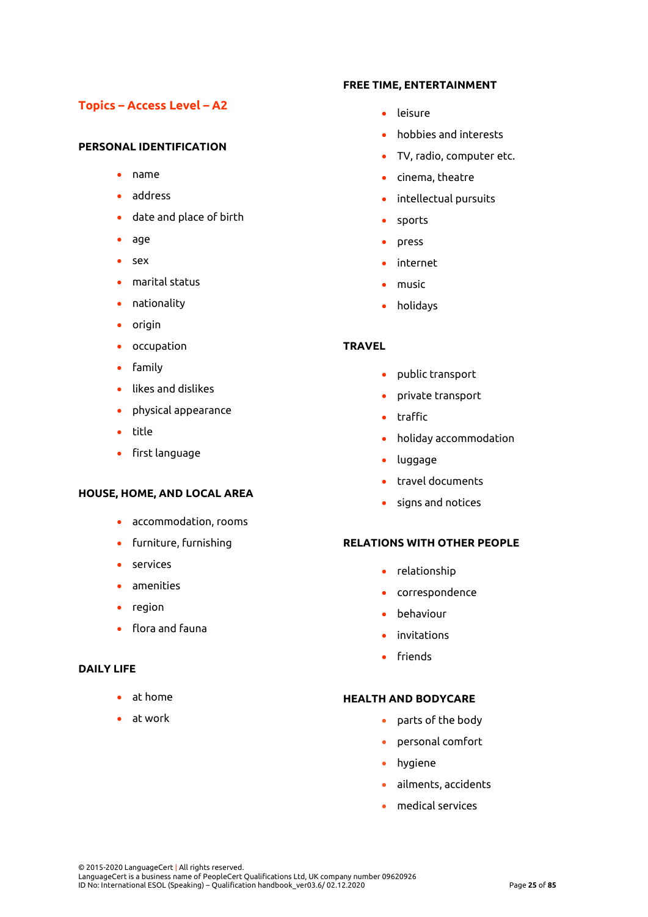## Topics – Access Level – A2

### PERSONAL IDENTIFICATION

- name
- address
- date and place of birth
- age
- sex
- marital status
- nationality
- origin
- occupation
- family
- likes and dislikes
- physical appearance
- title
- first language

### HOUSE, HOME, AND LOCAL AREA

- accommodation, rooms
- furniture, furnishing
- services
- amenities
- region
- flora and fauna

### DAILY LIFE

- at home
- at work

### FREE TIME, ENTERTAINMENT

- leisure
- hobbies and interests
- TV, radio, computer etc.
- cinema, theatre
- intellectual pursuits
- sports
- press
- internet
- music
- holidays

### TRAVEL

- public transport
- private transport
- traffic
- holiday accommodation
- luggage
- travel documents
- signs and notices

### RELATIONS WITH OTHER PEOPLE

- relationship
- correspondence
- behaviour
- invitations
- friends

### HEALTH AND BODYCARE

- parts of the body
- personal comfort
- hygiene
- ailments, accidents
- medical services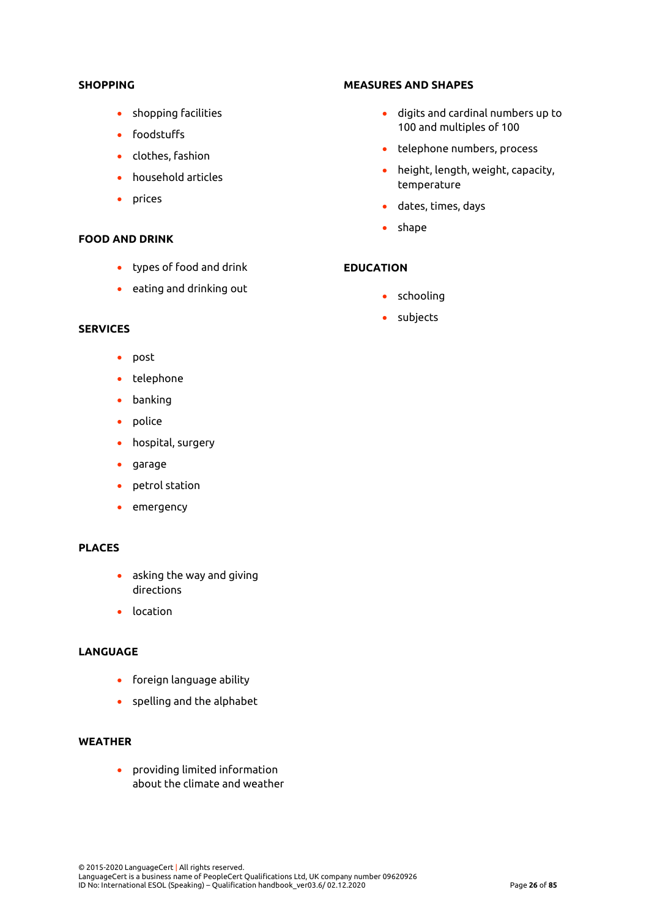**SHOPPING**

- shopping facilities
- foodstuffs
- clothes, fashion
- household articles
- prices

**FOOD AND DRINK**

- types of food and drink
- eating and drinking out

**SERVICES**

- post
- telephone
- banking
- police
- hospital, surgery
- garage
- petrol station
- emergency

**PLACES**

- asking the way and giving directions
- location

**LANGUAGE**

- foreign language ability
- spelling and the alphabet

**WEATHER**

- providing limited information about the climate and weather

**MEASURES AND SHAPES**

- digits and cardinal numbers up to 100 and multiples of 100
- telephone numbers, process
- height, length, weight, capacity, temperature
- dates, times, days
- shape

**EDUCATION**

- schooling
- subjects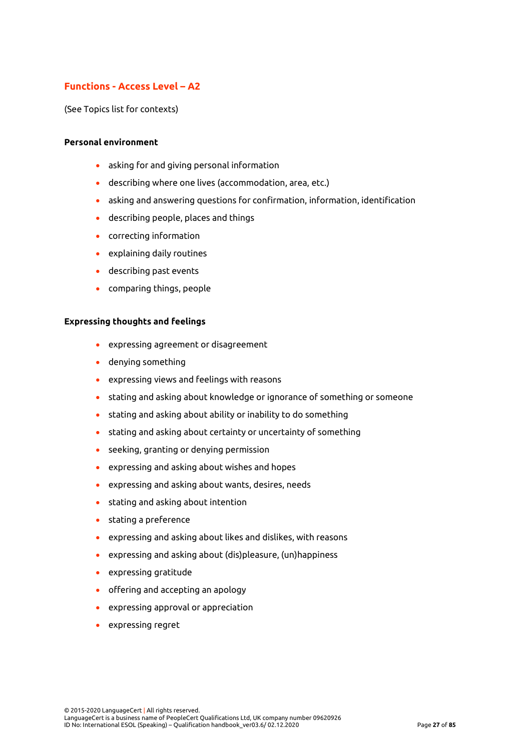## Functions - Access Level – A2

(See Topics list for contexts)

**Personal environment**

- asking for and giving personal information
- describing where one lives (accommodation, area, etc.)
- asking and answering questions for confirmation, information, identification
- describing people, places and things
- correcting information
- explaining daily routines
- describing past events
- comparing things, people

**Expressing thoughts and feelings**

- expressing agreement or disagreement
- denying something
- expressing views and feelings with reasons
- stating and asking about knowledge or ignorance of something or someone
- stating and asking about ability or inability to do something
- stating and asking about certainty or uncertainty of something
- seeking, granting or denying permission
- expressing and asking about wishes and hopes
- expressing and asking about wants, desires, needs
- stating and asking about intention
- stating a preference
- expressing and asking about likes and dislikes, with reasons
- expressing and asking about (dis)pleasure, (un)happiness
- expressing gratitude
- offering and accepting an apology
- expressing approval or appreciation
- expressing regret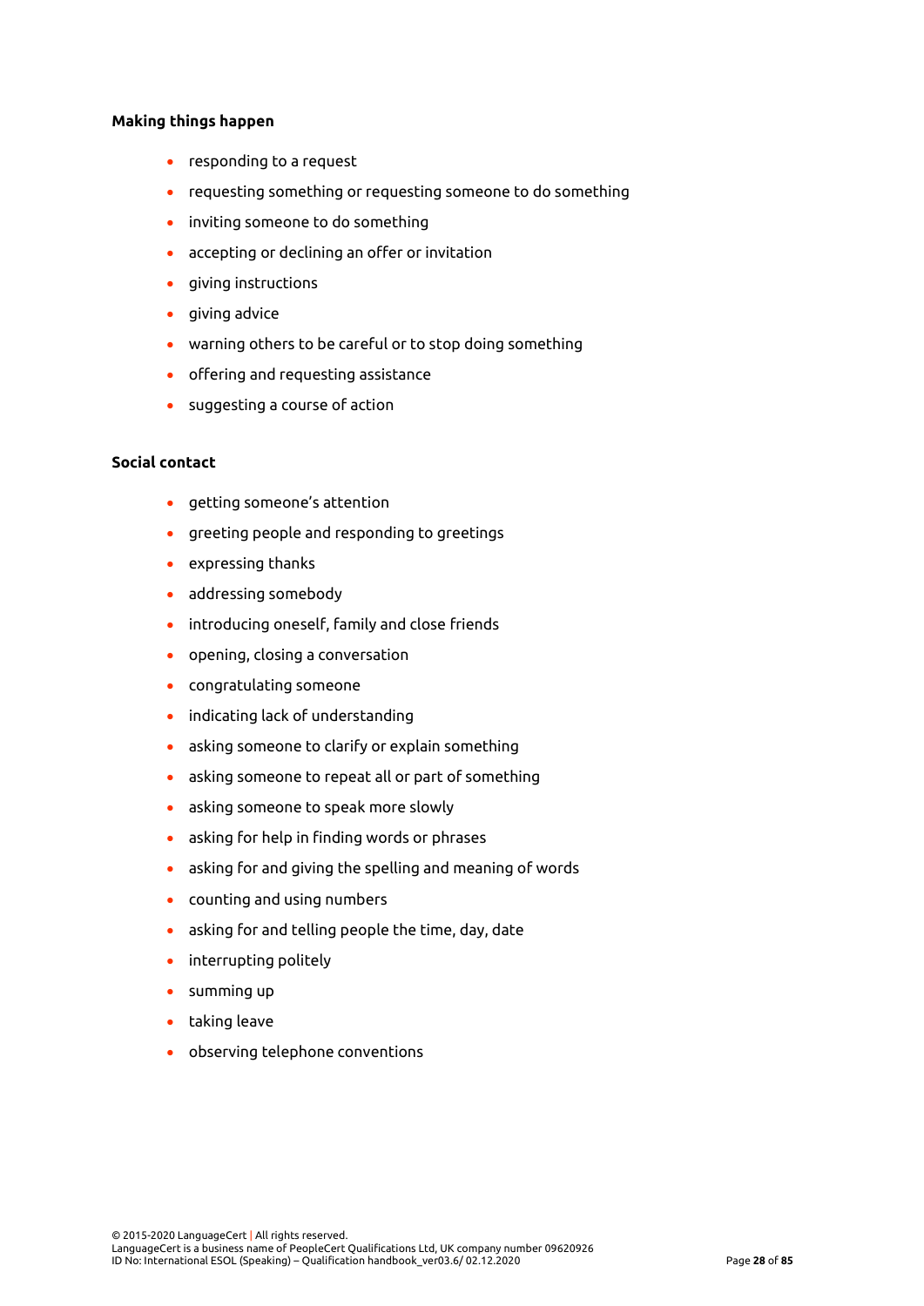**Making things happen**

- responding to a request
- requesting something or requesting someone to do something
- inviting someone to do something
- accepting or declining an offer or invitation
- giving instructions
- giving advice
- warning others to be careful or to stop doing something
- offering and requesting assistance
- suggesting a course of action

**Social contact**

- getting someone's attention
- greeting people and responding to greetings
- expressing thanks
- addressing somebody
- introducing oneself, family and close friends
- opening, closing a conversation
- congratulating someone
- indicating lack of understanding
- asking someone to clarify or explain something
- asking someone to repeat all or part of something
- asking someone to speak more slowly
- asking for help in finding words or phrases
- asking for and giving the spelling and meaning of words
- counting and using numbers
- asking for and telling people the time, day, date
- interrupting politely
- summing up
- taking leave
- observing telephone conventions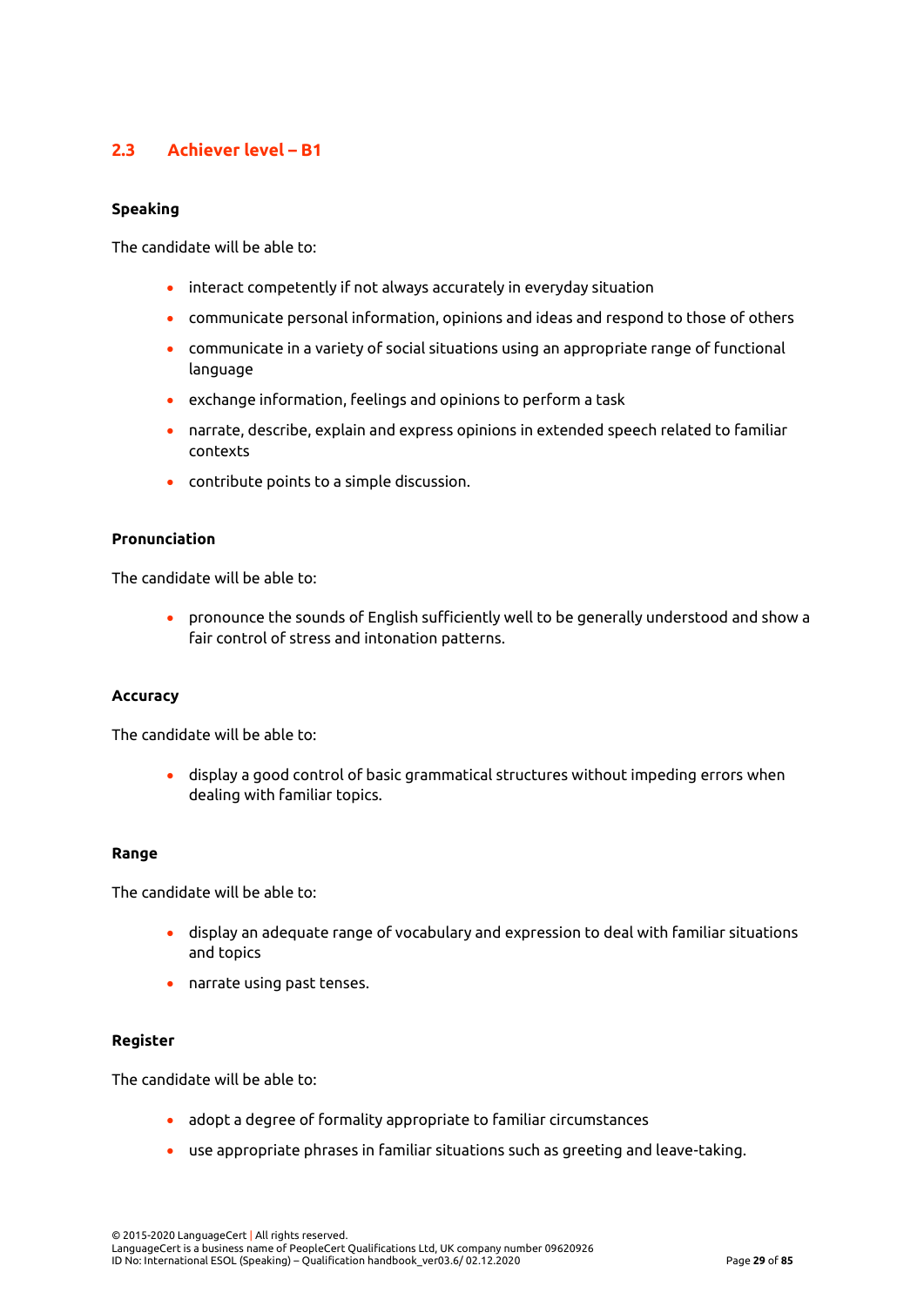## 2.3 Achiever level – B1

**Speaking**

The candidate will be able to:

- interact competently if not always accurately in everyday situation
- communicate personal information, opinions and ideas and respond to those of others
- communicate in a variety of social situations using an appropriate range of functional language
- exchange information, feelings and opinions to perform a task
- narrate, describe, explain and express opinions in extended speech related to familiar contexts
- contribute points to a simple discussion.

**Pronunciation**

The candidate will be able to:

- pronounce the sounds of English sufficiently well to be generally understood and show a fair control of stress and intonation patterns.

**Accuracy**

The candidate will be able to:

- display a good control of basic grammatical structures without impeding errors when dealing with familiar topics.

**Range**

The candidate will be able to:

- display an adequate range of vocabulary and expression to deal with familiar situations and topics
- narrate using past tenses.

**Register**

The candidate will be able to:

- adopt a degree of formality appropriate to familiar circumstances
- use appropriate phrases in familiar situations such as greeting and leave-taking.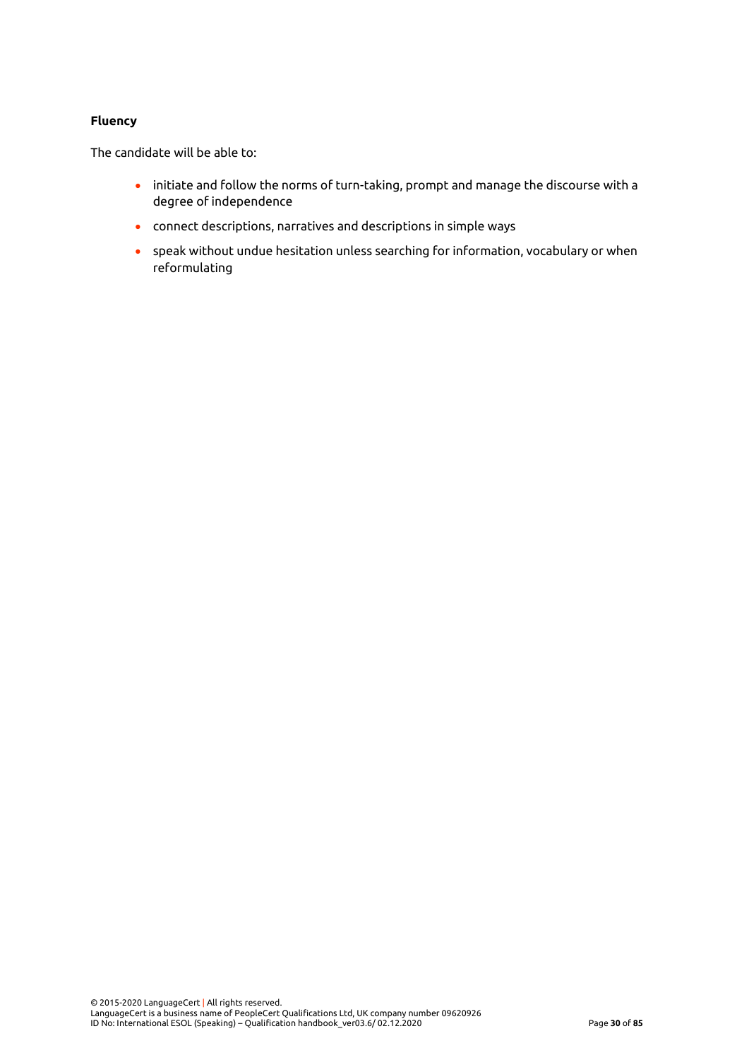**Fluency**

The candidate will be able to:

- initiate and follow the norms of turn-taking, prompt and manage the discourse with a degree of independence
- connect descriptions, narratives and descriptions in simple ways
- speak without undue hesitation unless searching for information, vocabulary or when reformulating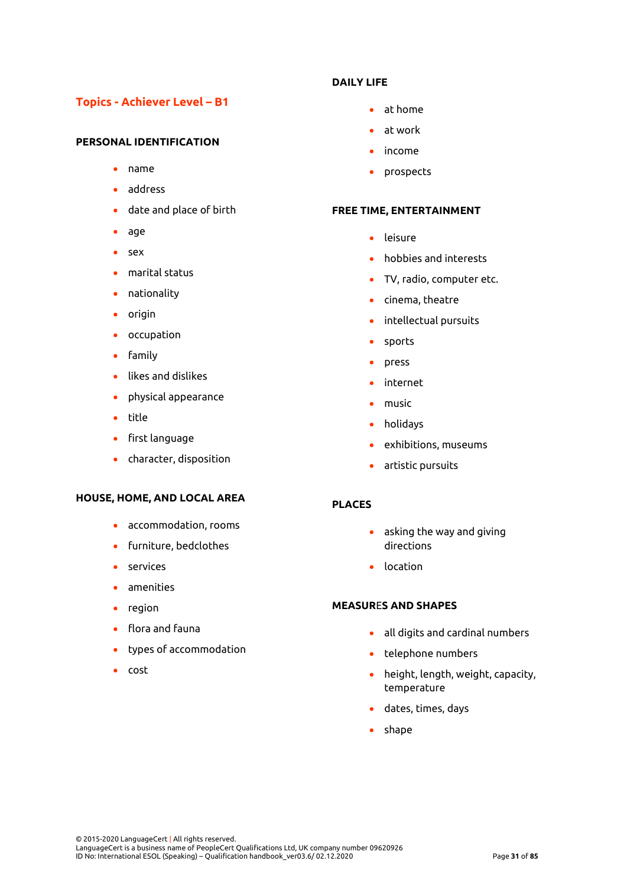## Topics - Achiever Level – B1

### PERSONAL IDENTIFICATION

- name
- address
- date and place of birth
- age
- sex
- marital status
- nationality
- origin
- occupation
- family
- likes and dislikes
- physical appearance
- title
- first language
- character, disposition

### HOUSE, HOME, AND LOCAL AREA

- accommodation, rooms
- furniture, bedclothes
- services
- amenities
- region
- flora and fauna
- types of accommodation
- cost

### DAILY LIFE

- at home
- at work
- income
- prospects

### FREE TIME, ENTERTAINMENT

- leisure
- hobbies and interests
- TV, radio, computer etc.
- cinema, theatre
- intellectual pursuits
- sports
- press
- internet
- music
- holidays
- exhibitions, museums
- artistic pursuits

### PLACES

- asking the way and giving directions
- location

### MEASURES AND SHAPES

- all digits and cardinal numbers
- telephone numbers
- height, length, weight, capacity, temperature
- dates, times, days
- shape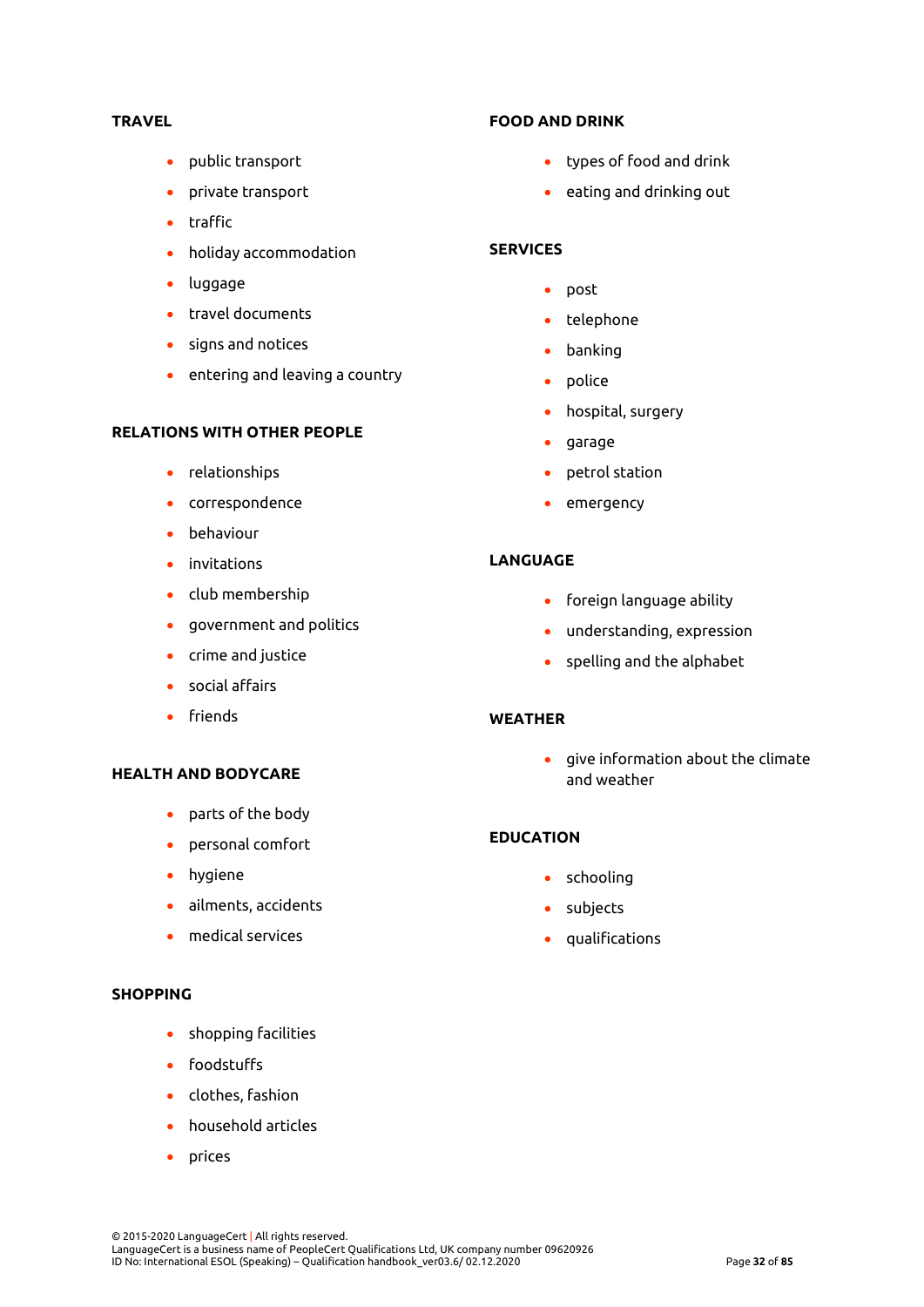**TRAVEL**

- public transport
- private transport
- traffic
- holiday accommodation
- luggage
- travel documents
- signs and notices
- entering and leaving a country

**RELATIONS WITH OTHER PEOPLE**

- relationships
- correspondence
- behaviour
- invitations
- club membership
- government and politics
- crime and justice
- social affairs
- friends

**HEALTH AND BODYCARE**

- parts of the body
- personal comfort
- hygiene
- ailments, accidents
- medical services

**SHOPPING**

- shopping facilities
- foodstuffs
- clothes, fashion
- household articles
- prices

**FOOD AND DRINK**

- types of food and drink
- eating and drinking out

**SERVICES**

- post
- telephone
- banking
- police
- hospital, surgery
- garage
- petrol station
- emergency

**LANGUAGE**

- foreign language ability
- understanding, expression
- spelling and the alphabet

**WEATHER**

- give information about the climate and weather

**EDUCATION**

- schooling
- subjects
- qualifications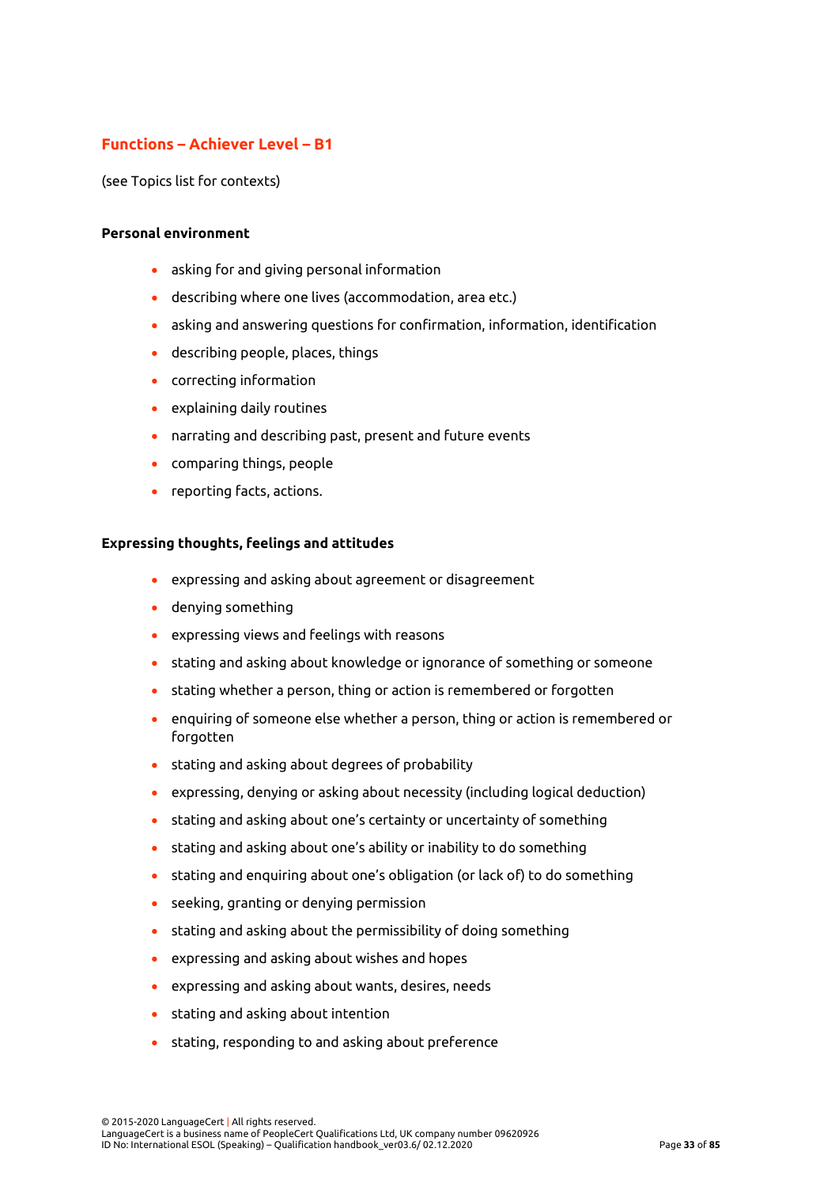## Functions – Achiever Level – B1

(see Topics list for contexts)

**Personal environment**

- asking for and giving personal information
- describing where one lives (accommodation, area etc.)
- asking and answering questions for confirmation, information, identification
- describing people, places, things
- correcting information
- explaining daily routines
- narrating and describing past, present and future events
- comparing things, people
- reporting facts, actions.

**Expressing thoughts, feelings and attitudes**

- expressing and asking about agreement or disagreement
- denying something
- expressing views and feelings with reasons
- stating and asking about knowledge or ignorance of something or someone
- stating whether a person, thing or action is remembered or forgotten
- enquiring of someone else whether a person, thing or action is remembered or forgotten
- stating and asking about degrees of probability
- expressing, denying or asking about necessity (including logical deduction)
- stating and asking about one's certainty or uncertainty of something
- stating and asking about one's ability or inability to do something
- stating and enquiring about one's obligation (or lack of) to do something
- seeking, granting or denying permission
- stating and asking about the permissibility of doing something
- expressing and asking about wishes and hopes
- expressing and asking about wants, desires, needs
- stating and asking about intention
- stating, responding to and asking about preference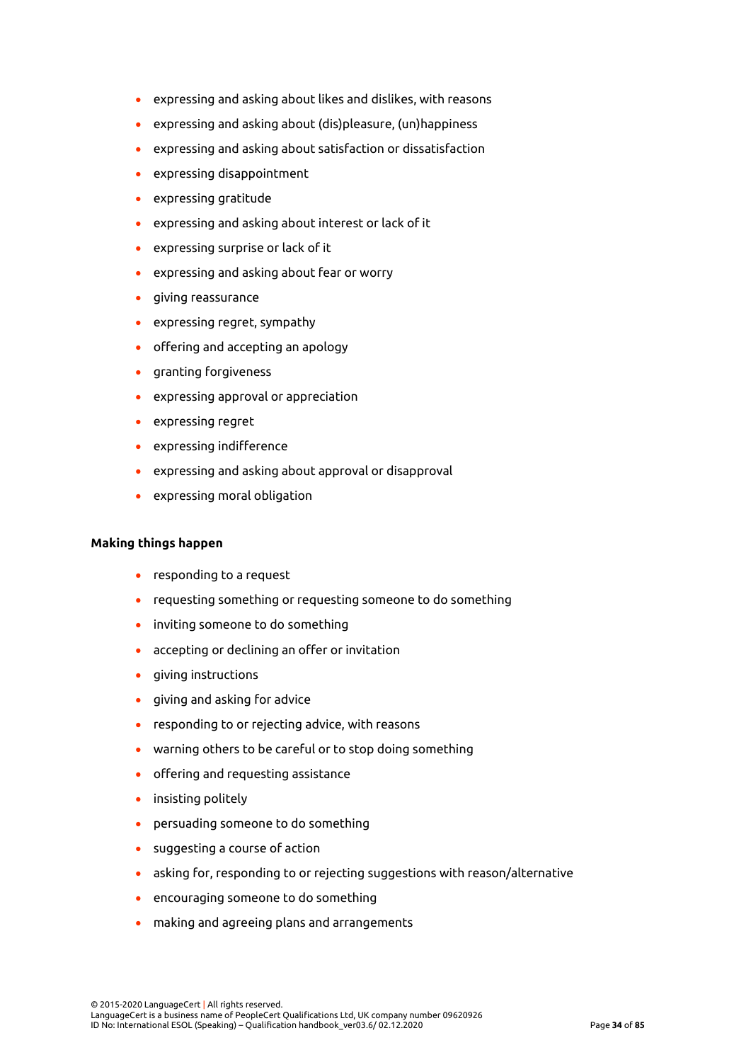- expressing and asking about likes and dislikes, with reasons
- expressing and asking about (dis)pleasure, (un)happiness
- expressing and asking about satisfaction or dissatisfaction
- expressing disappointment
- expressing gratitude
- expressing and asking about interest or lack of it
- expressing surprise or lack of it
- expressing and asking about fear or worry
- giving reassurance
- expressing regret, sympathy
- offering and accepting an apology
- granting forgiveness
- expressing approval or appreciation
- expressing regret
- expressing indifference
- expressing and asking about approval or disapproval
- expressing moral obligation

**Making things happen**

- responding to a request
- requesting something or requesting someone to do something
- inviting someone to do something
- accepting or declining an offer or invitation
- giving instructions
- giving and asking for advice
- responding to or rejecting advice, with reasons
- warning others to be careful or to stop doing something
- offering and requesting assistance
- insisting politely
- persuading someone to do something
- suggesting a course of action
- asking for, responding to or rejecting suggestions with reason/alternative
- encouraging someone to do something
- making and agreeing plans and arrangements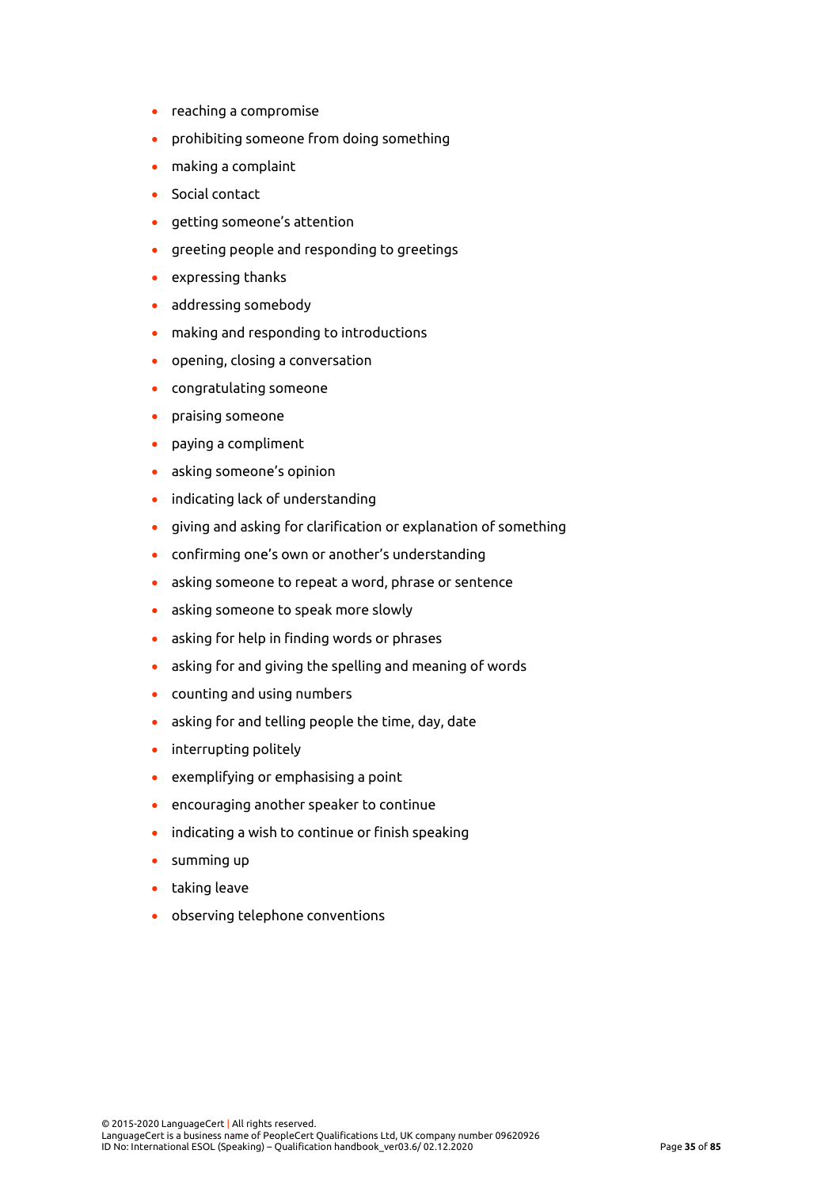- reaching a compromise
- prohibiting someone from doing something
- making a complaint
- Social contact
- getting someone's attention
- greeting people and responding to greetings
- expressing thanks
- addressing somebody
- making and responding to introductions
- opening, closing a conversation
- congratulating someone
- praising someone
- paying a compliment
- asking someone's opinion
- indicating lack of understanding
- giving and asking for clarification or explanation of something
- confirming one's own or another's understanding
- asking someone to repeat a word, phrase or sentence
- asking someone to speak more slowly
- asking for help in finding words or phrases
- asking for and giving the spelling and meaning of words
- counting and using numbers
- asking for and telling people the time, day, date
- interrupting politely
- exemplifying or emphasising a point
- encouraging another speaker to continue
- indicating a wish to continue or finish speaking
- summing up
- taking leave
- observing telephone conventions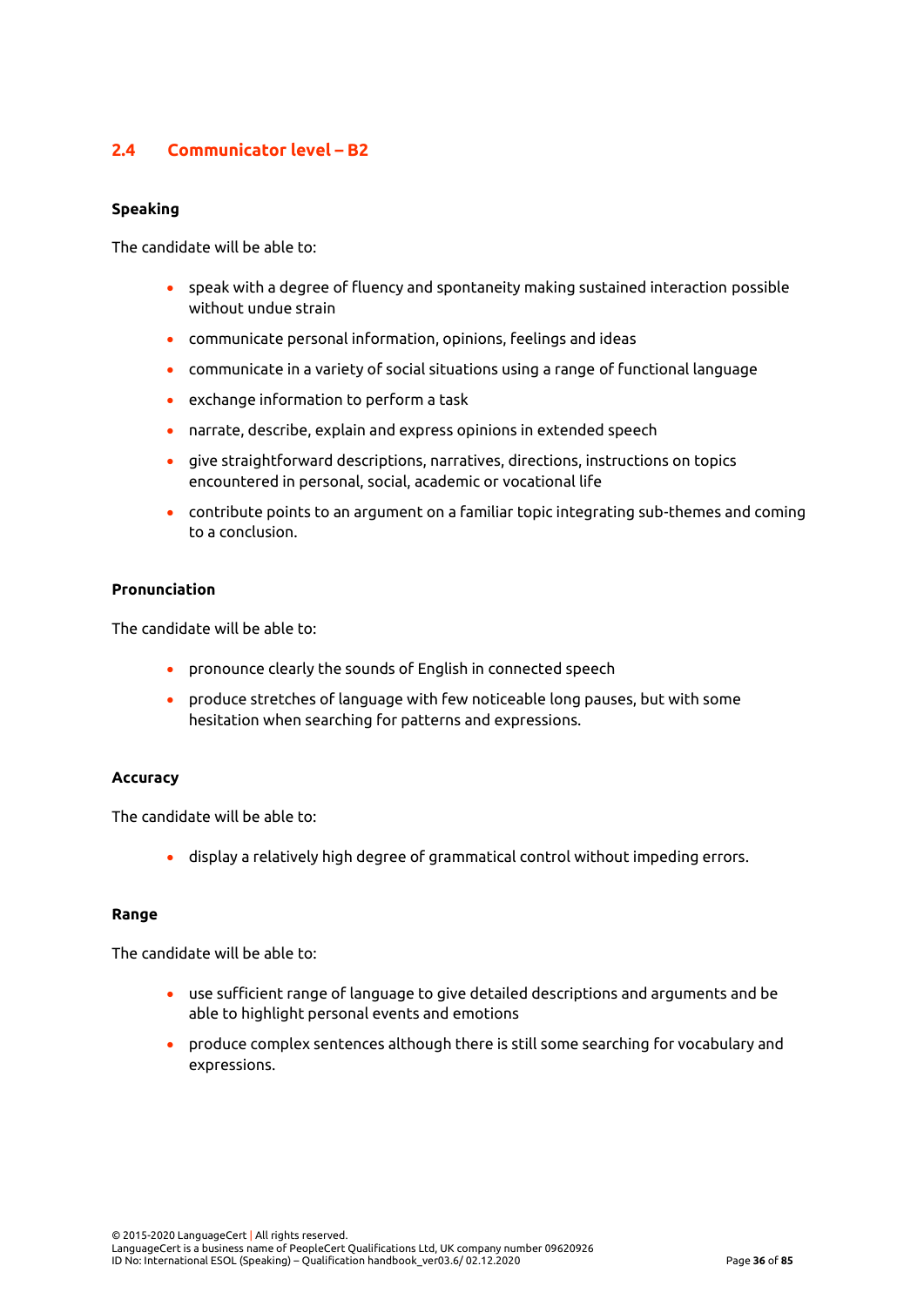## 2.4 Communicator level – B2

**Speaking**

The candidate will be able to:

- speak with a degree of fluency and spontaneity making sustained interaction possible without undue strain
- communicate personal information, opinions, feelings and ideas
- communicate in a variety of social situations using a range of functional language
- exchange information to perform a task
- narrate, describe, explain and express opinions in extended speech
- give straightforward descriptions, narratives, directions, instructions on topics encountered in personal, social, academic or vocational life
- contribute points to an argument on a familiar topic integrating sub-themes and coming to a conclusion.

**Pronunciation**

The candidate will be able to:

- pronounce clearly the sounds of English in connected speech
- produce stretches of language with few noticeable long pauses, but with some hesitation when searching for patterns and expressions.

**Accuracy**

The candidate will be able to:

- display a relatively high degree of grammatical control without impeding errors.

**Range**

The candidate will be able to:

- use sufficient range of language to give detailed descriptions and arguments and be able to highlight personal events and emotions
- produce complex sentences although there is still some searching for vocabulary and expressions.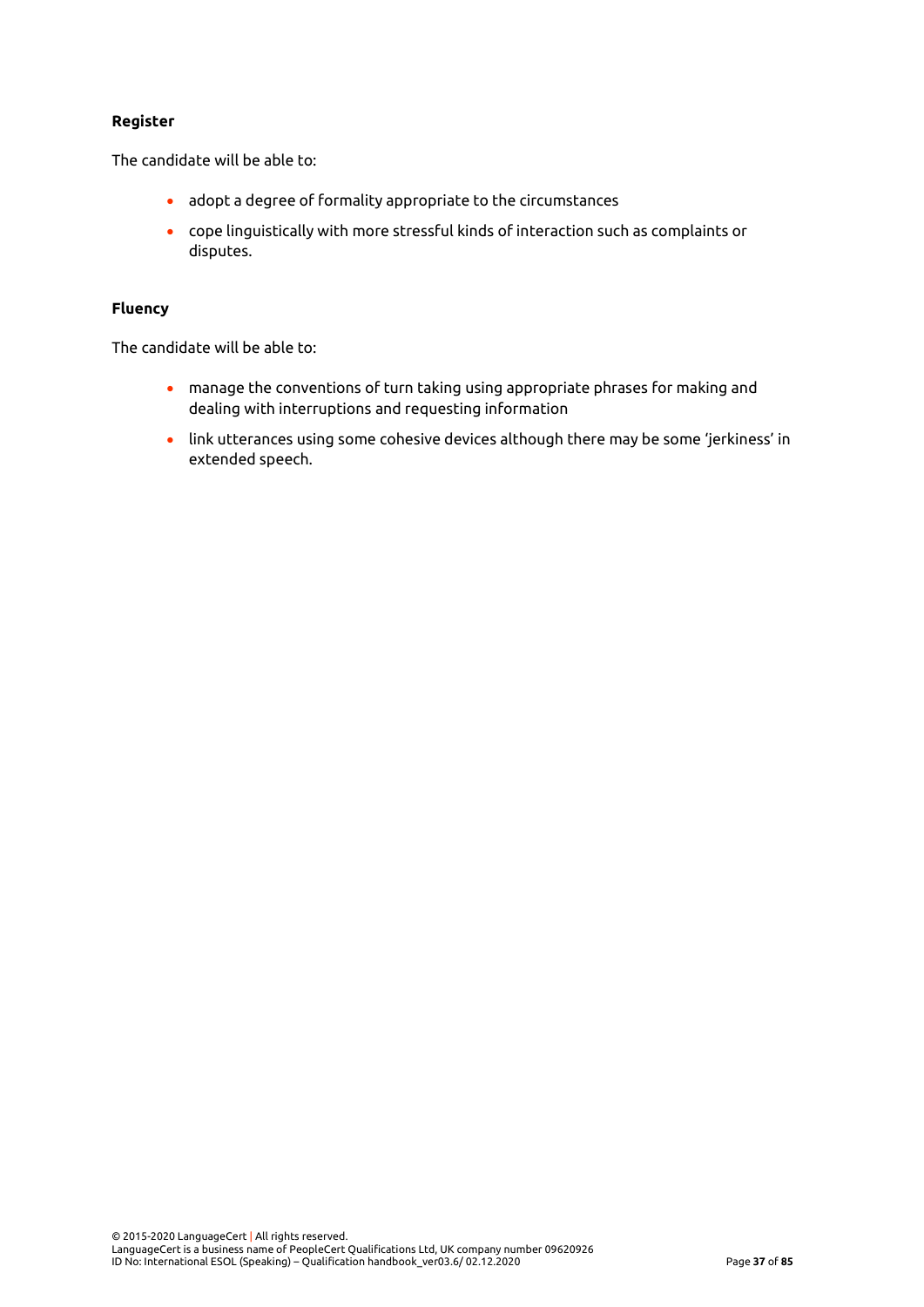**Register**

The candidate will be able to:

- adopt a degree of formality appropriate to the circumstances
- cope linguistically with more stressful kinds of interaction such as complaints or disputes.

**Fluency**

The candidate will be able to:

- manage the conventions of turn taking using appropriate phrases for making and dealing with interruptions and requesting information
- link utterances using some cohesive devices although there may be some 'jerkiness' in extended speech.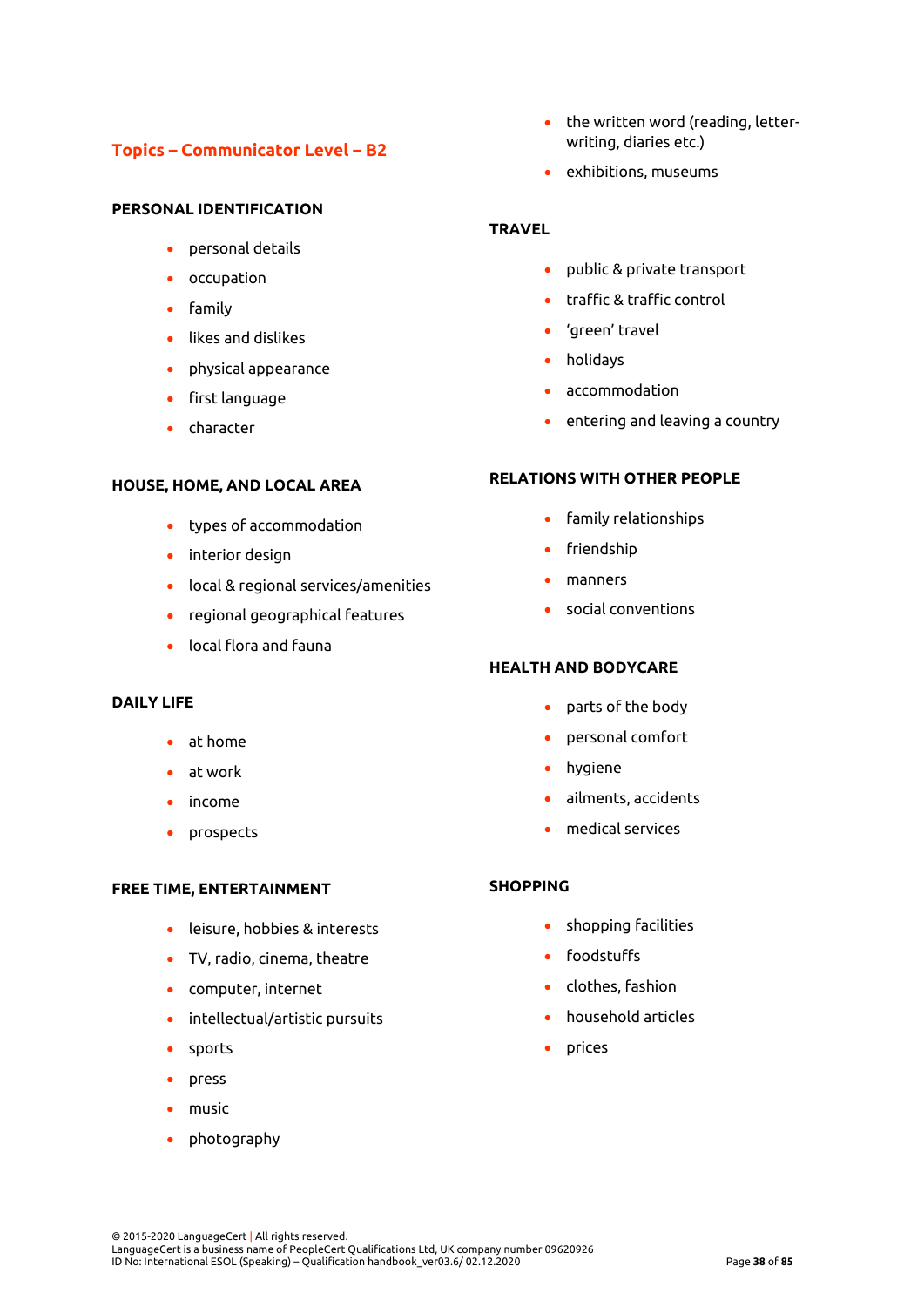## Topics – Communicator Level – B2

### PERSONAL IDENTIFICATION

- personal details
- occupation
- family
- likes and dislikes
- physical appearance
- first language
- character

### HOUSE, HOME, AND LOCAL AREA

- types of accommodation
- interior design
- local & regional services/amenities
- regional geographical features
- local flora and fauna

### DAILY LIFE

- at home
- at work
- income
- prospects

### FREE TIME, ENTERTAINMENT

- leisure, hobbies & interests
- TV, radio, cinema, theatre
- computer, internet
- intellectual/artistic pursuits
- sports
- press
- music
- photography
- the written word (reading, letter-writing, diaries etc.)
- exhibitions, museums

### TRAVEL

- public & private transport
- traffic & traffic control
- 'green' travel
- holidays
- accommodation
- entering and leaving a country

### RELATIONS WITH OTHER PEOPLE

- family relationships
- friendship
- manners
- social conventions

### HEALTH AND BODYCARE

- parts of the body
- personal comfort
- hygiene
- ailments, accidents
- medical services

### SHOPPING

- shopping facilities
- foodstuffs
- clothes, fashion
- household articles
- prices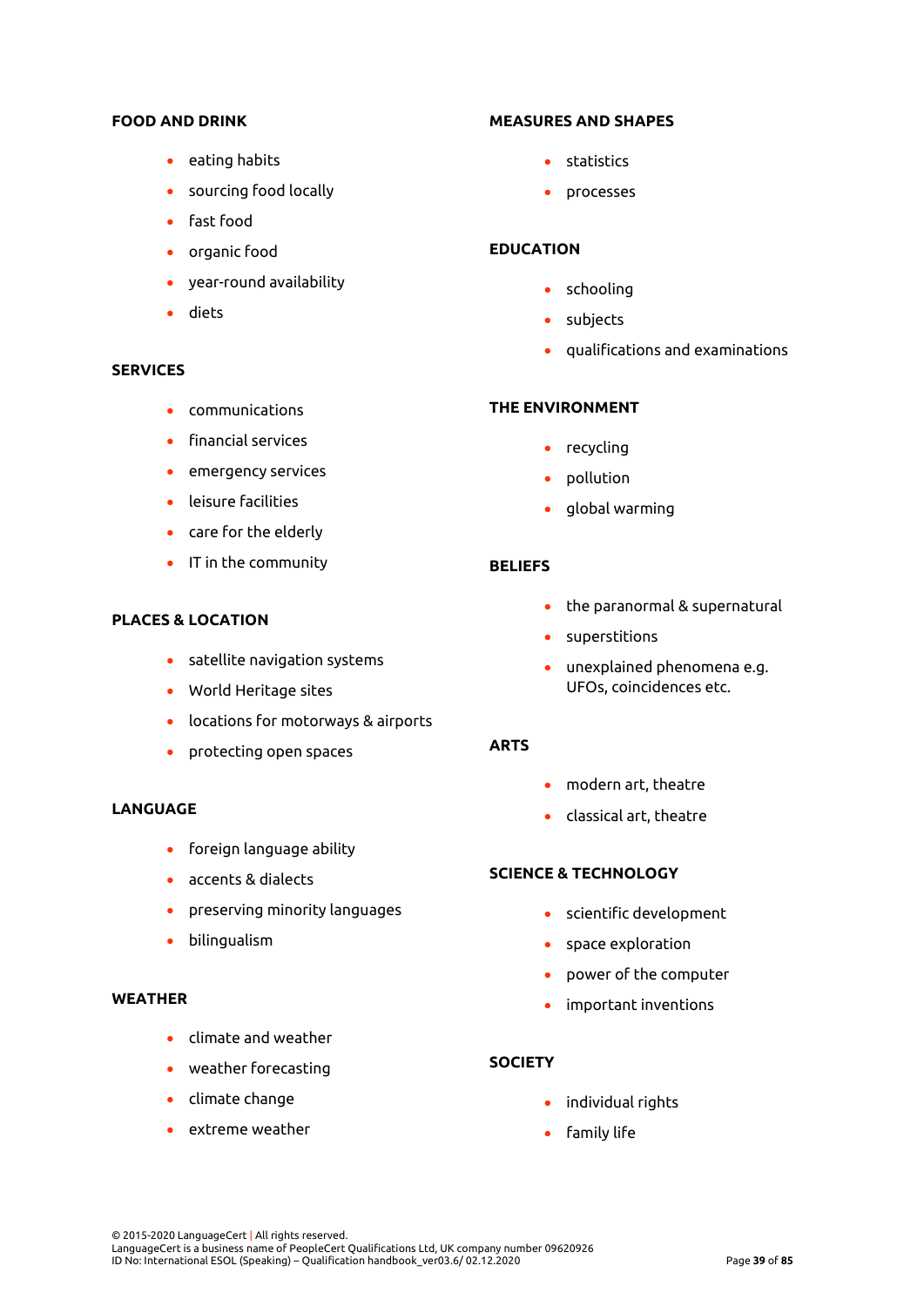**FOOD AND DRINK**

- eating habits
- sourcing food locally
- fast food
- organic food
- year-round availability
- diets

**SERVICES**

- communications
- financial services
- emergency services
- leisure facilities
- care for the elderly
- IT in the community

**PLACES & LOCATION**

- satellite navigation systems
- World Heritage sites
- locations for motorways & airports
- protecting open spaces

**LANGUAGE**

- foreign language ability
- accents & dialects
- preserving minority languages
- bilingualism

**WEATHER**

- climate and weather
- weather forecasting
- climate change
- extreme weather

**MEASURES AND SHAPES**

- statistics
- processes

**EDUCATION**

- schooling
- subjects
- qualifications and examinations

**THE ENVIRONMENT**

- recycling
- pollution
- global warming

**BELIEFS**

- the paranormal & supernatural
- superstitions
- unexplained phenomena e.g. UFOs, coincidences etc.

**ARTS**

- modern art, theatre
- classical art, theatre

**SCIENCE & TECHNOLOGY**

- scientific development
- space exploration
- power of the computer
- important inventions

**SOCIETY**

- individual rights
- family life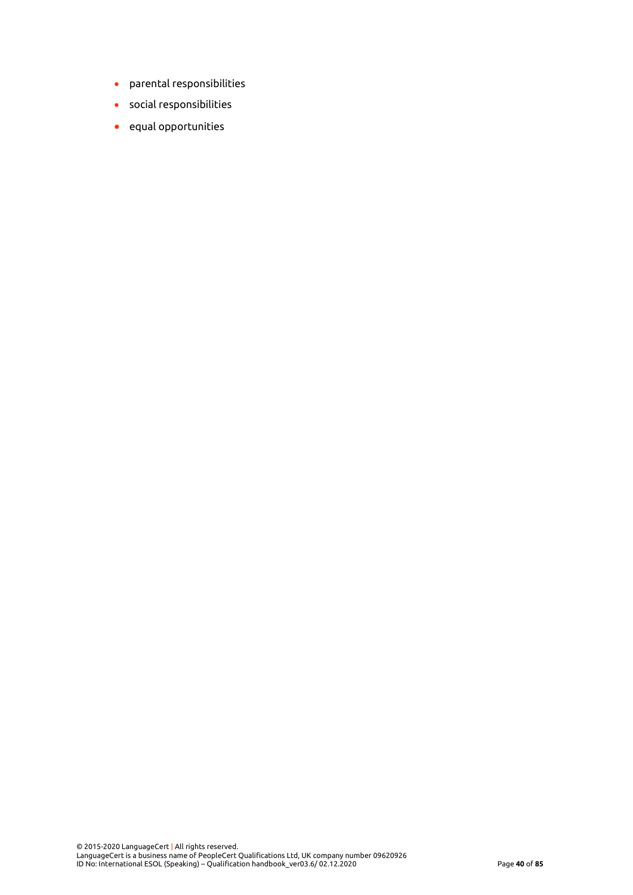- parental responsibilities
- social responsibilities
- equal opportunities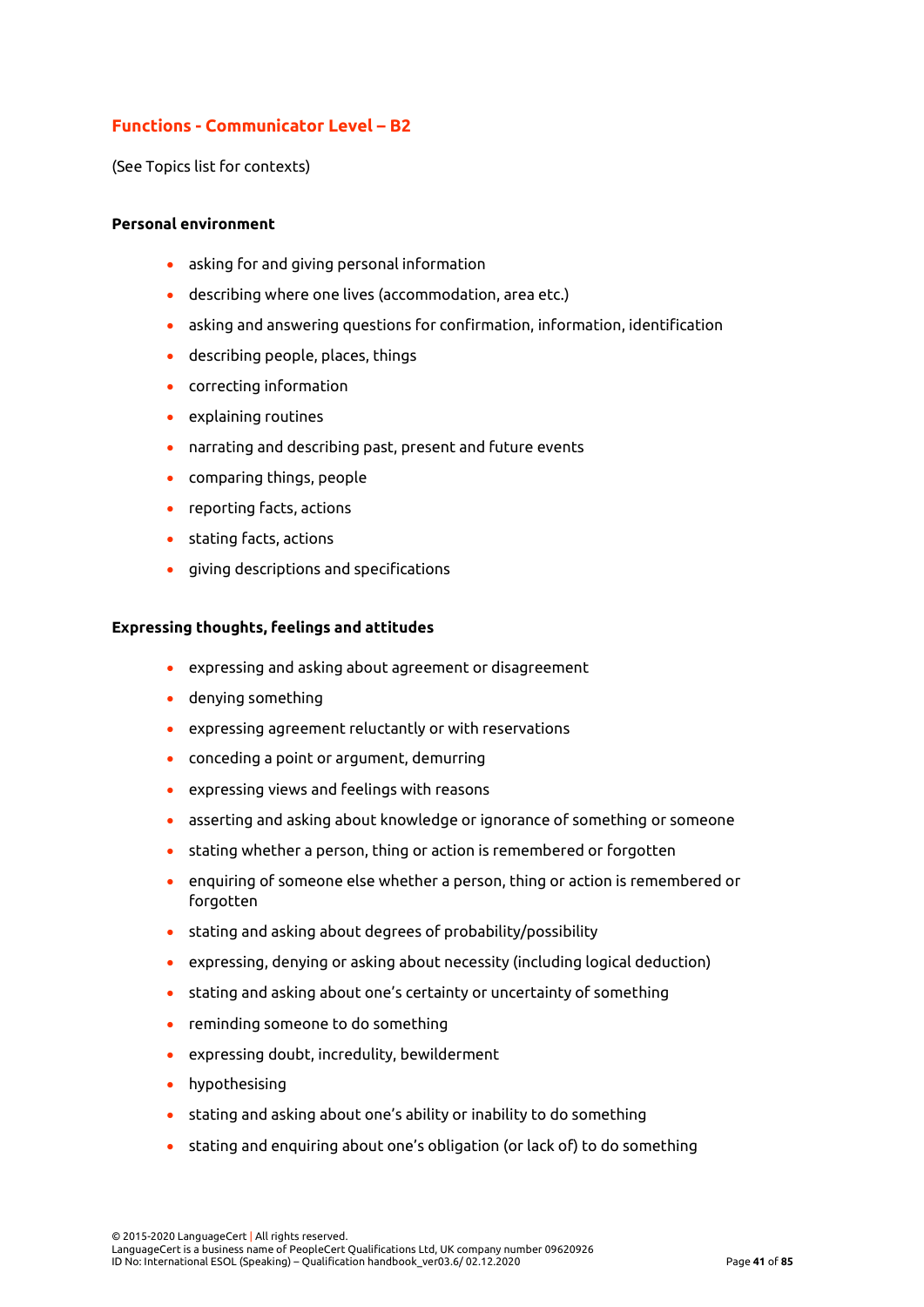## Functions - Communicator Level – B2

(See Topics list for contexts)

**Personal environment**

- asking for and giving personal information
- describing where one lives (accommodation, area etc.)
- asking and answering questions for confirmation, information, identification
- describing people, places, things
- correcting information
- explaining routines
- narrating and describing past, present and future events
- comparing things, people
- reporting facts, actions
- stating facts, actions
- giving descriptions and specifications

**Expressing thoughts, feelings and attitudes**

- expressing and asking about agreement or disagreement
- denying something
- expressing agreement reluctantly or with reservations
- conceding a point or argument, demurring
- expressing views and feelings with reasons
- asserting and asking about knowledge or ignorance of something or someone
- stating whether a person, thing or action is remembered or forgotten
- enquiring of someone else whether a person, thing or action is remembered or forgotten
- stating and asking about degrees of probability/possibility
- expressing, denying or asking about necessity (including logical deduction)
- stating and asking about one's certainty or uncertainty of something
- reminding someone to do something
- expressing doubt, incredulity, bewilderment
- hypothesising
- stating and asking about one's ability or inability to do something
- stating and enquiring about one's obligation (or lack of) to do something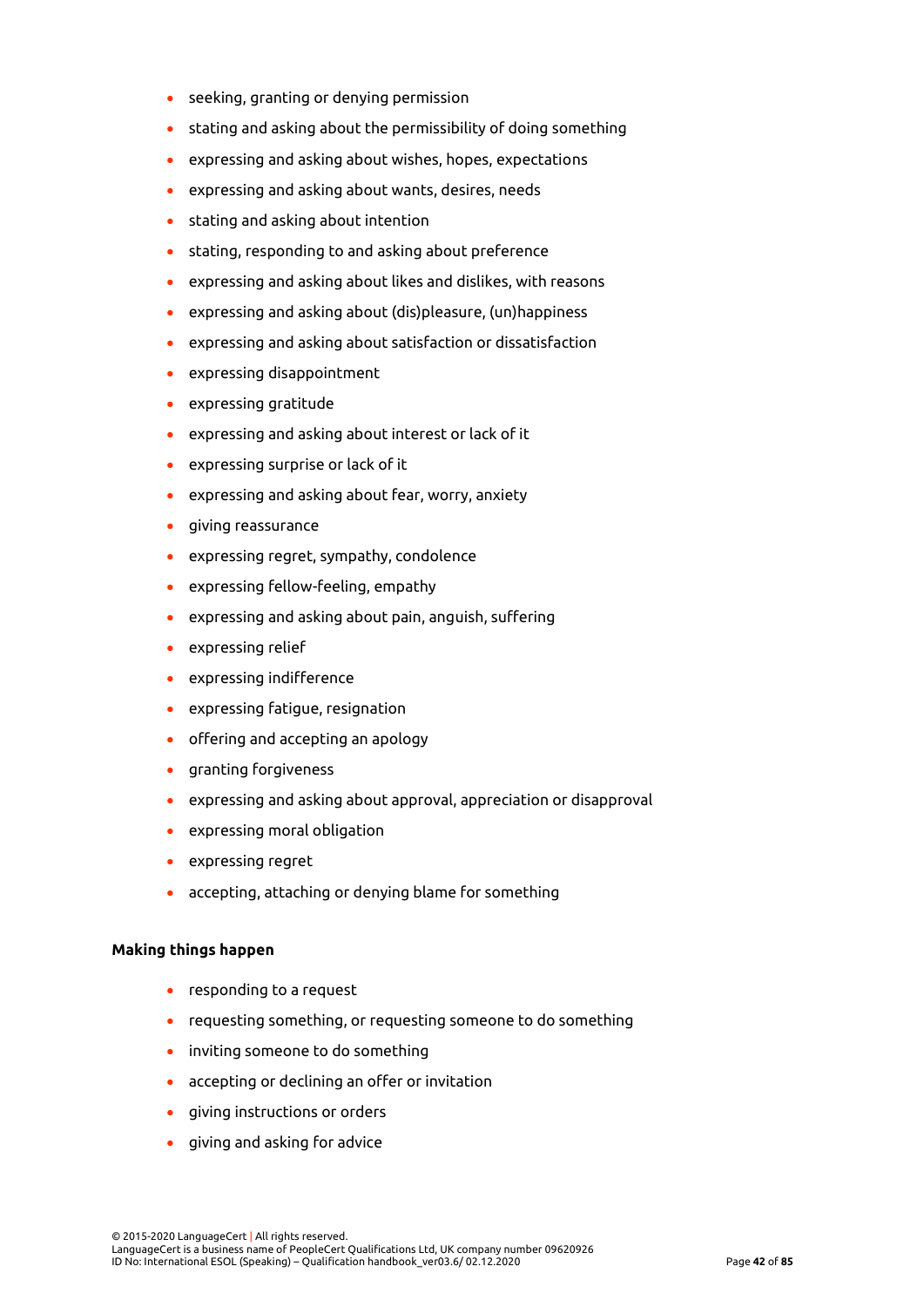- seeking, granting or denying permission
- stating and asking about the permissibility of doing something
- expressing and asking about wishes, hopes, expectations
- expressing and asking about wants, desires, needs
- stating and asking about intention
- stating, responding to and asking about preference
- expressing and asking about likes and dislikes, with reasons
- expressing and asking about (dis)pleasure, (un)happiness
- expressing and asking about satisfaction or dissatisfaction
- expressing disappointment
- expressing gratitude
- expressing and asking about interest or lack of it
- expressing surprise or lack of it
- expressing and asking about fear, worry, anxiety
- giving reassurance
- expressing regret, sympathy, condolence
- expressing fellow-feeling, empathy
- expressing and asking about pain, anguish, suffering
- expressing relief
- expressing indifference
- expressing fatigue, resignation
- offering and accepting an apology
- granting forgiveness
- expressing and asking about approval, appreciation or disapproval
- expressing moral obligation
- expressing regret
- accepting, attaching or denying blame for something

**Making things happen**

- responding to a request
- requesting something, or requesting someone to do something
- inviting someone to do something
- accepting or declining an offer or invitation
- giving instructions or orders
- giving and asking for advice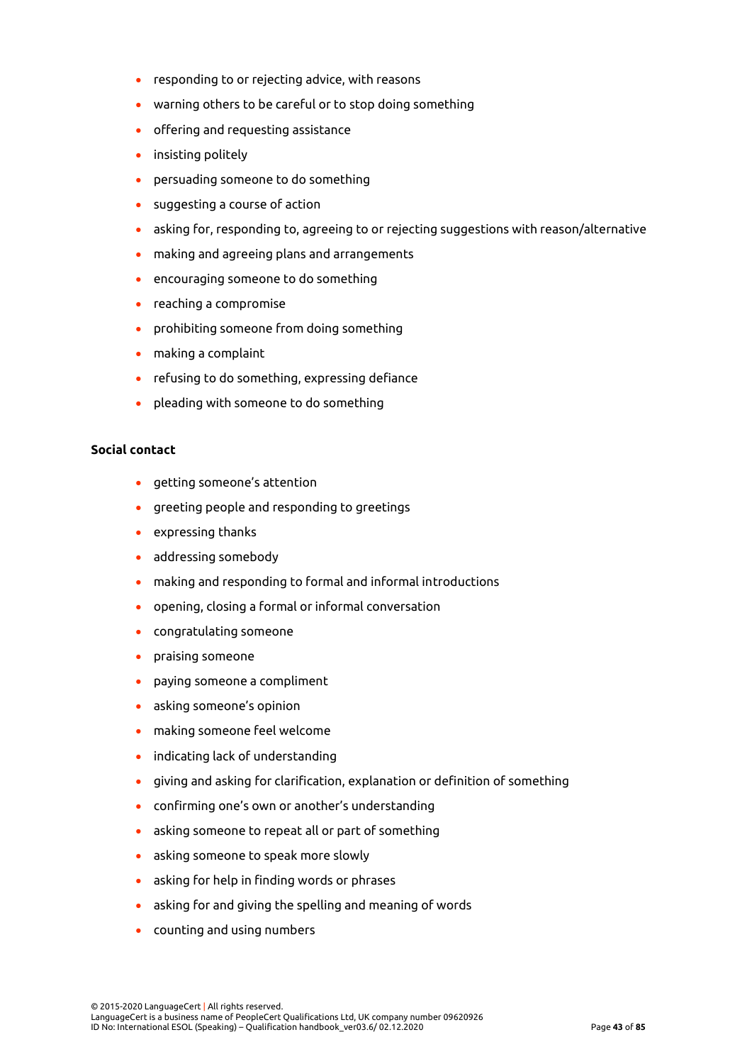- responding to or rejecting advice, with reasons
- warning others to be careful or to stop doing something
- offering and requesting assistance
- insisting politely
- persuading someone to do something
- suggesting a course of action
- asking for, responding to, agreeing to or rejecting suggestions with reason/alternative
- making and agreeing plans and arrangements
- encouraging someone to do something
- reaching a compromise
- prohibiting someone from doing something
- making a complaint
- refusing to do something, expressing defiance
- pleading with someone to do something

**Social contact**

- getting someone's attention
- greeting people and responding to greetings
- expressing thanks
- addressing somebody
- making and responding to formal and informal introductions
- opening, closing a formal or informal conversation
- congratulating someone
- praising someone
- paying someone a compliment
- asking someone's opinion
- making someone feel welcome
- indicating lack of understanding
- giving and asking for clarification, explanation or definition of something
- confirming one's own or another's understanding
- asking someone to repeat all or part of something
- asking someone to speak more slowly
- asking for help in finding words or phrases
- asking for and giving the spelling and meaning of words
- counting and using numbers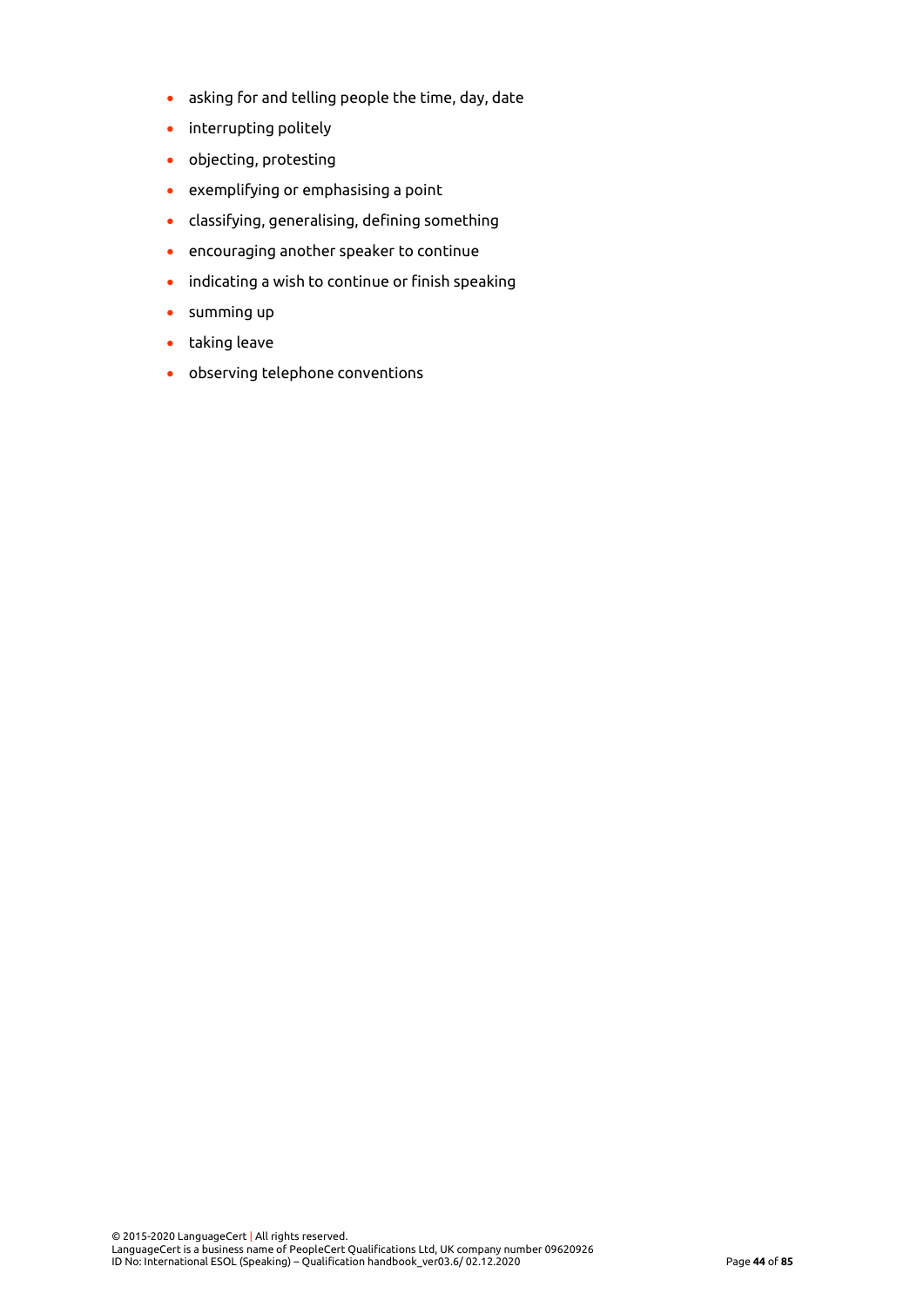- asking for and telling people the time, day, date
- interrupting politely
- objecting, protesting
- exemplifying or emphasising a point
- classifying, generalising, defining something
- encouraging another speaker to continue
- indicating a wish to continue or finish speaking
- summing up
- taking leave
- observing telephone conventions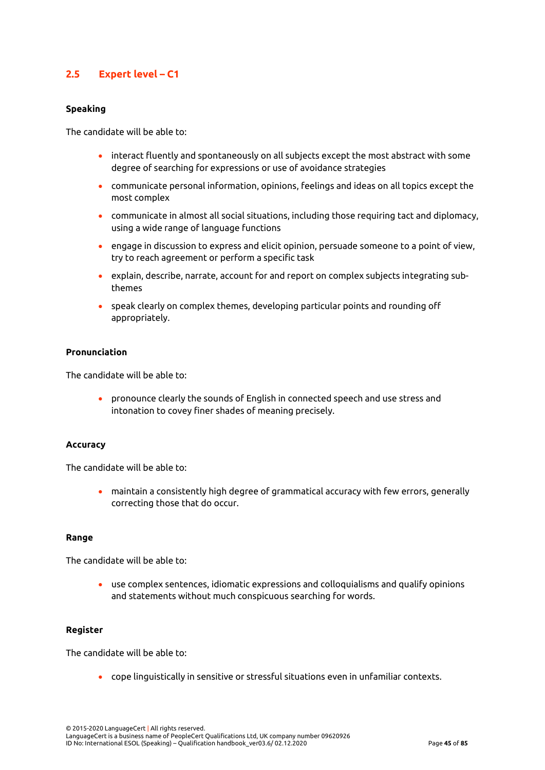## 2.5 Expert level – C1

**Speaking**

The candidate will be able to:

- interact fluently and spontaneously on all subjects except the most abstract with some degree of searching for expressions or use of avoidance strategies
- communicate personal information, opinions, feelings and ideas on all topics except the most complex
- communicate in almost all social situations, including those requiring tact and diplomacy, using a wide range of language functions
- engage in discussion to express and elicit opinion, persuade someone to a point of view, try to reach agreement or perform a specific task
- explain, describe, narrate, account for and report on complex subjects integrating sub-themes
- speak clearly on complex themes, developing particular points and rounding off appropriately.

**Pronunciation**

The candidate will be able to:

- pronounce clearly the sounds of English in connected speech and use stress and intonation to covey finer shades of meaning precisely.

**Accuracy**

The candidate will be able to:

- maintain a consistently high degree of grammatical accuracy with few errors, generally correcting those that do occur.

**Range**

The candidate will be able to:

- use complex sentences, idiomatic expressions and colloquialisms and qualify opinions and statements without much conspicuous searching for words.

**Register**

The candidate will be able to:

- cope linguistically in sensitive or stressful situations even in unfamiliar contexts.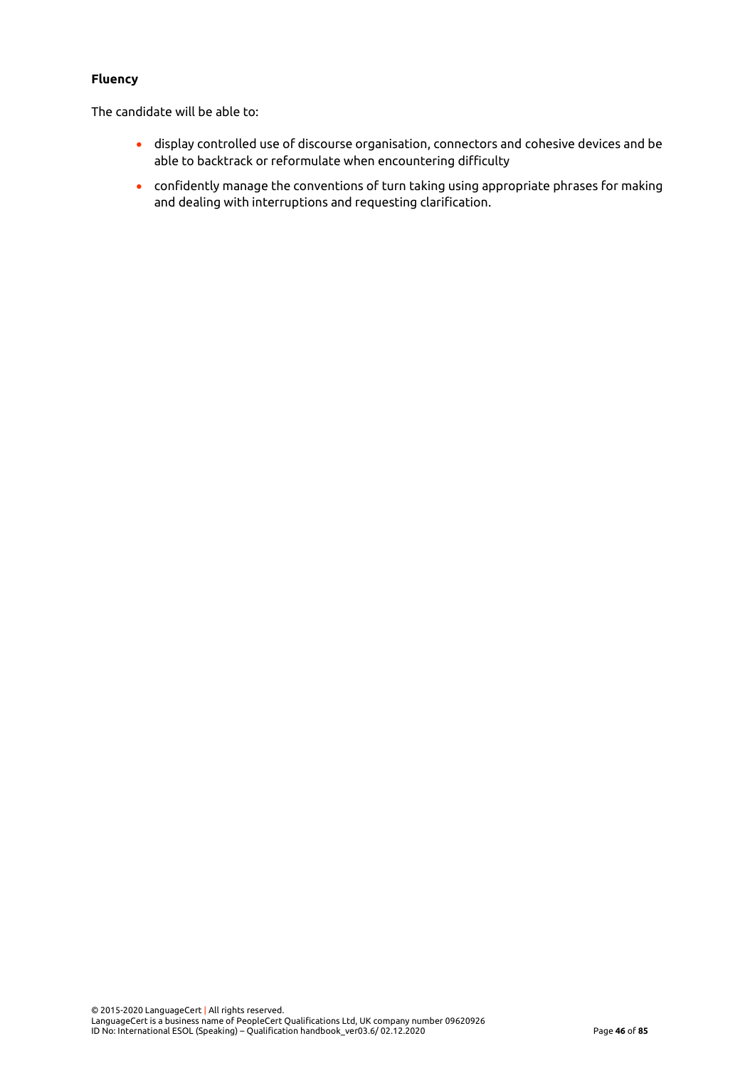**Fluency**

The candidate will be able to:

- display controlled use of discourse organisation, connectors and cohesive devices and be able to backtrack or reformulate when encountering difficulty
- confidently manage the conventions of turn taking using appropriate phrases for making and dealing with interruptions and requesting clarification.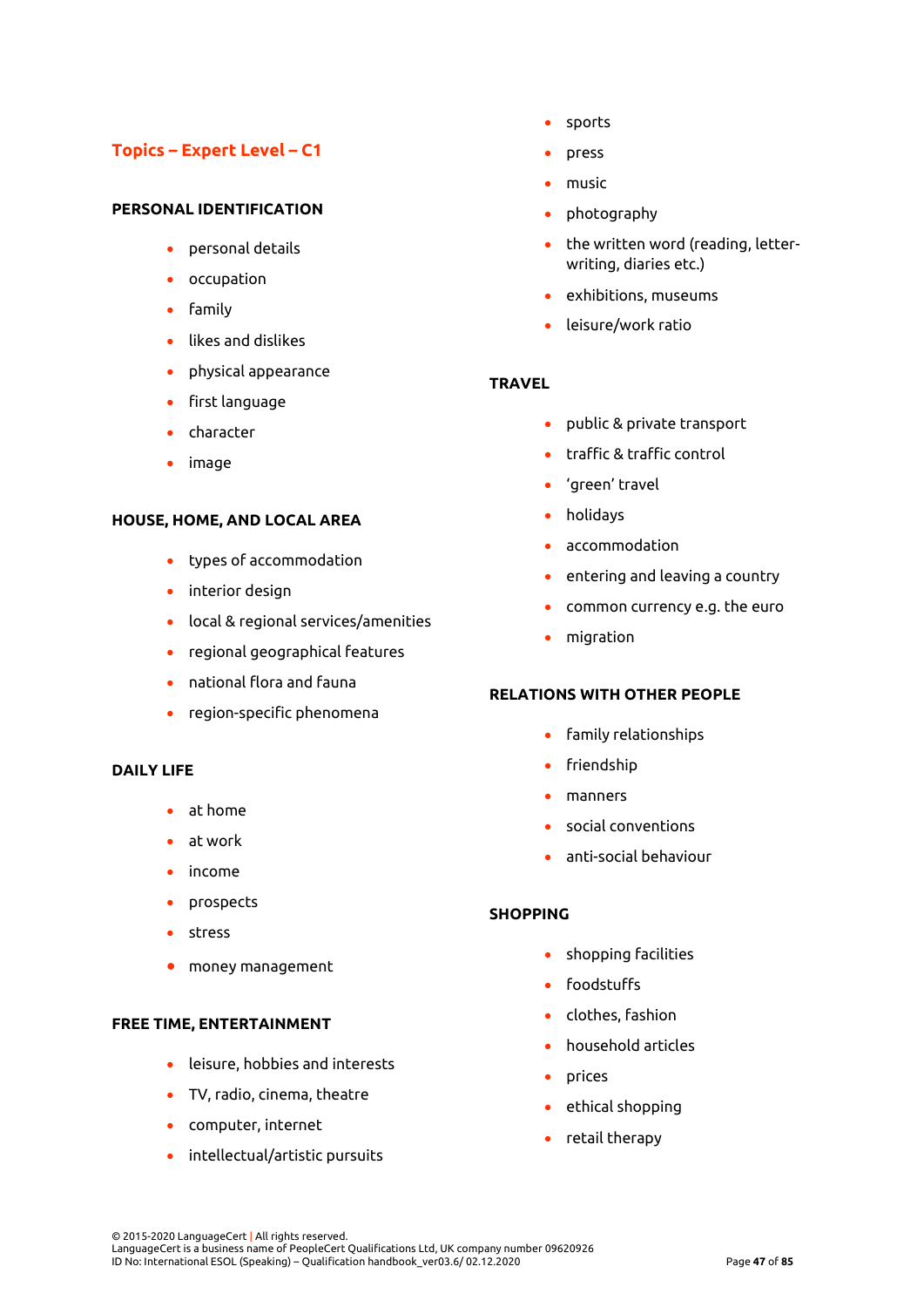## Topics – Expert Level – C1

### PERSONAL IDENTIFICATION

- personal details
- occupation
- family
- likes and dislikes
- physical appearance
- first language
- character
- image

### HOUSE, HOME, AND LOCAL AREA

- types of accommodation
- interior design
- local & regional services/amenities
- regional geographical features
- national flora and fauna
- region-specific phenomena

### DAILY LIFE

- at home
- at work
- income
- prospects
- stress
- money management

### FREE TIME, ENTERTAINMENT

- leisure, hobbies and interests
- TV, radio, cinema, theatre
- computer, internet
- intellectual/artistic pursuits
- sports
- press
- music
- photography
- the written word (reading, letter-writing, diaries etc.)
- exhibitions, museums
- leisure/work ratio

### TRAVEL

- public & private transport
- traffic & traffic control
- 'green' travel
- holidays
- accommodation
- entering and leaving a country
- common currency e.g. the euro
- migration

### RELATIONS WITH OTHER PEOPLE

- family relationships
- friendship
- manners
- social conventions
- anti-social behaviour

### SHOPPING

- shopping facilities
- foodstuffs
- clothes, fashion
- household articles
- prices
- ethical shopping
- retail therapy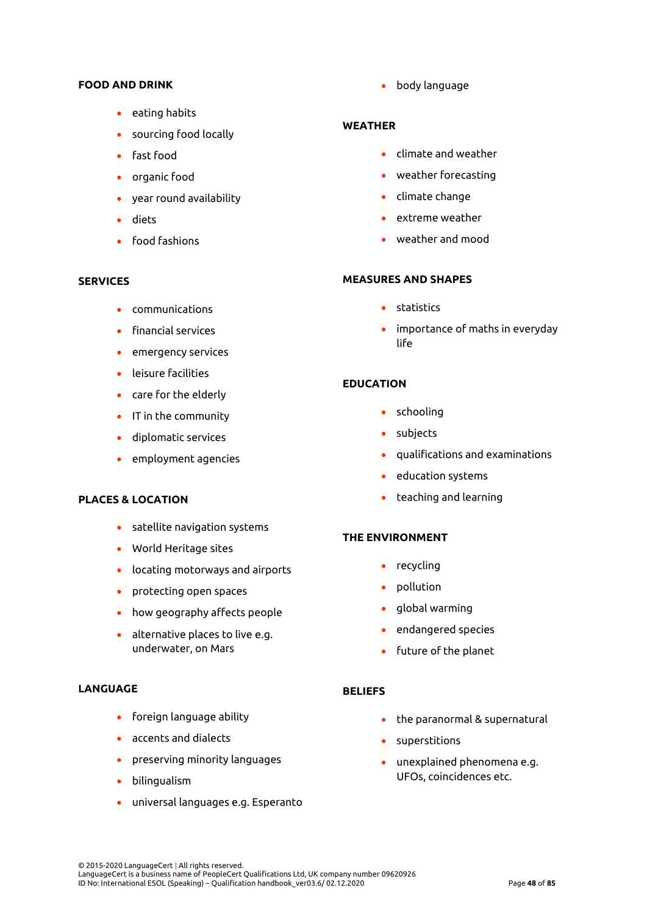**FOOD AND DRINK**

- eating habits
- sourcing food locally
- fast food
- organic food
- year round availability
- diets
- food fashions

**SERVICES**

- communications
- financial services
- emergency services
- leisure facilities
- care for the elderly
- IT in the community
- diplomatic services
- employment agencies

**PLACES & LOCATION**

- satellite navigation systems
- World Heritage sites
- locating motorways and airports
- protecting open spaces
- how geography affects people
- alternative places to live e.g. underwater, on Mars

**LANGUAGE**

- foreign language ability
- accents and dialects
- preserving minority languages
- bilingualism
- universal languages e.g. Esperanto
- body language

**WEATHER**

- climate and weather
- weather forecasting
- climate change
- extreme weather
- weather and mood

**MEASURES AND SHAPES**

- statistics
- importance of maths in everyday life

**EDUCATION**

- schooling
- subjects
- qualifications and examinations
- education systems
- teaching and learning

**THE ENVIRONMENT**

- recycling
- pollution
- global warming
- endangered species
- future of the planet

**BELIEFS**

- the paranormal & supernatural
- superstitions
- unexplained phenomena e.g. UFOs, coincidences etc.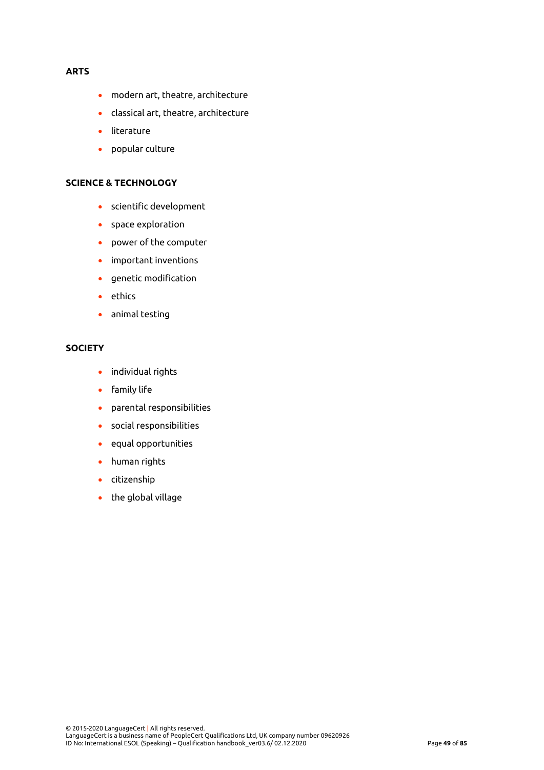**ARTS**

- modern art, theatre, architecture
- classical art, theatre, architecture
- literature
- popular culture

**SCIENCE & TECHNOLOGY**

- scientific development
- space exploration
- power of the computer
- important inventions
- genetic modification
- ethics
- animal testing

**SOCIETY**

- individual rights
- family life
- parental responsibilities
- social responsibilities
- equal opportunities
- human rights
- citizenship
- the global village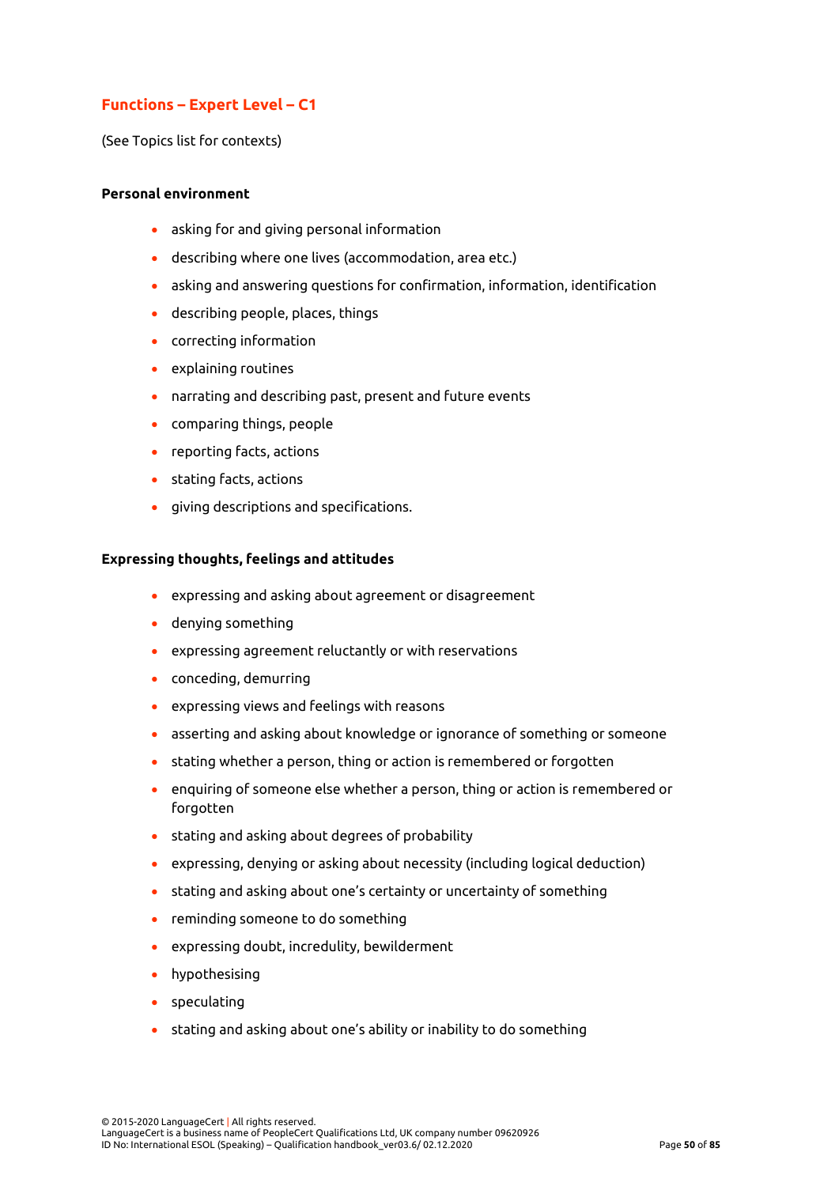## Functions – Expert Level – C1

(See Topics list for contexts)

**Personal environment**

- asking for and giving personal information
- describing where one lives (accommodation, area etc.)
- asking and answering questions for confirmation, information, identification
- describing people, places, things
- correcting information
- explaining routines
- narrating and describing past, present and future events
- comparing things, people
- reporting facts, actions
- stating facts, actions
- giving descriptions and specifications.

**Expressing thoughts, feelings and attitudes**

- expressing and asking about agreement or disagreement
- denying something
- expressing agreement reluctantly or with reservations
- conceding, demurring
- expressing views and feelings with reasons
- asserting and asking about knowledge or ignorance of something or someone
- stating whether a person, thing or action is remembered or forgotten
- enquiring of someone else whether a person, thing or action is remembered or forgotten
- stating and asking about degrees of probability
- expressing, denying or asking about necessity (including logical deduction)
- stating and asking about one's certainty or uncertainty of something
- reminding someone to do something
- expressing doubt, incredulity, bewilderment
- hypothesising
- speculating
- stating and asking about one's ability or inability to do something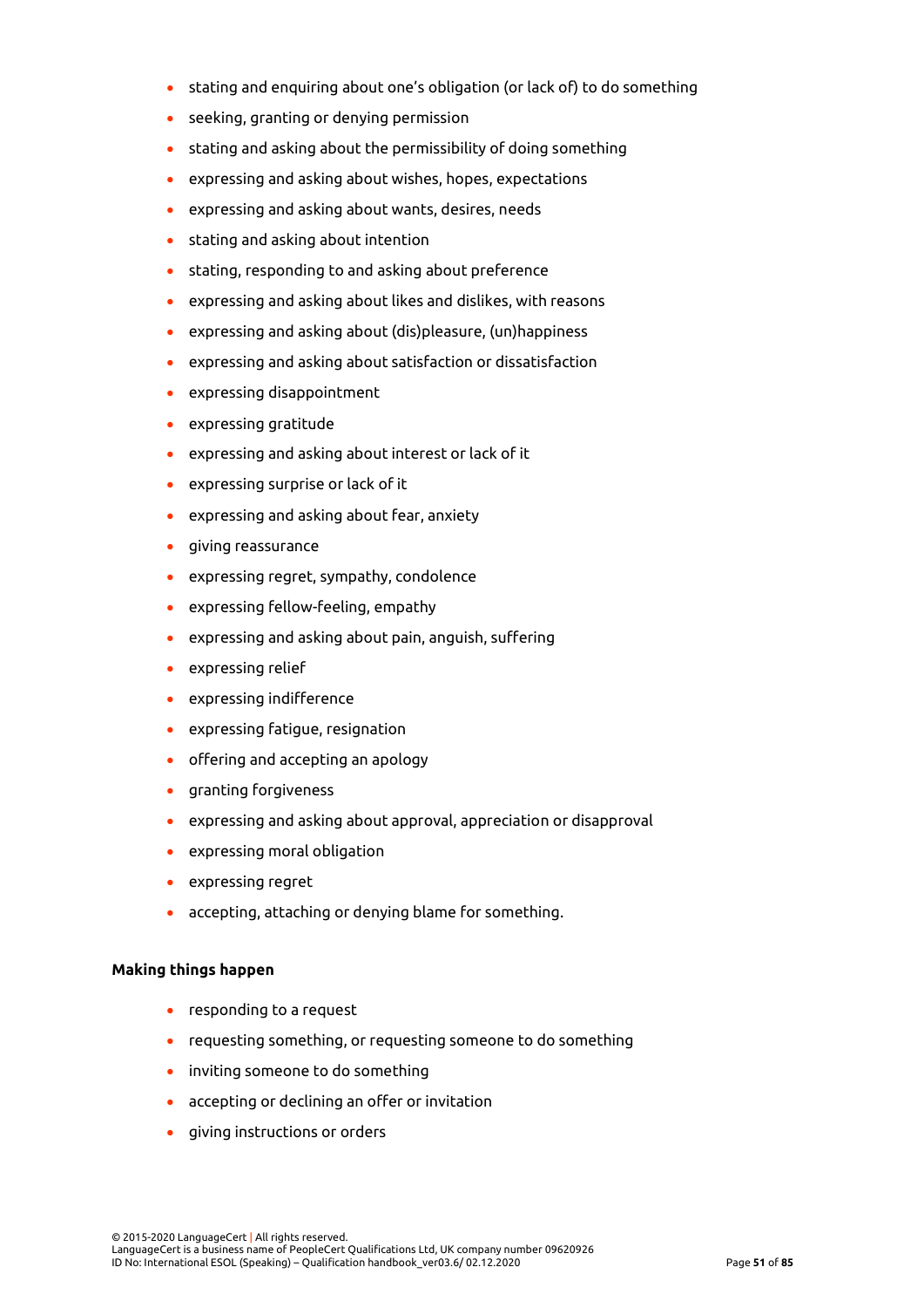- stating and enquiring about one's obligation (or lack of) to do something
- seeking, granting or denying permission
- stating and asking about the permissibility of doing something
- expressing and asking about wishes, hopes, expectations
- expressing and asking about wants, desires, needs
- stating and asking about intention
- stating, responding to and asking about preference
- expressing and asking about likes and dislikes, with reasons
- expressing and asking about (dis)pleasure, (un)happiness
- expressing and asking about satisfaction or dissatisfaction
- expressing disappointment
- expressing gratitude
- expressing and asking about interest or lack of it
- expressing surprise or lack of it
- expressing and asking about fear, anxiety
- giving reassurance
- expressing regret, sympathy, condolence
- expressing fellow-feeling, empathy
- expressing and asking about pain, anguish, suffering
- expressing relief
- expressing indifference
- expressing fatigue, resignation
- offering and accepting an apology
- granting forgiveness
- expressing and asking about approval, appreciation or disapproval
- expressing moral obligation
- expressing regret
- accepting, attaching or denying blame for something.

**Making things happen**

- responding to a request
- requesting something, or requesting someone to do something
- inviting someone to do something
- accepting or declining an offer or invitation
- giving instructions or orders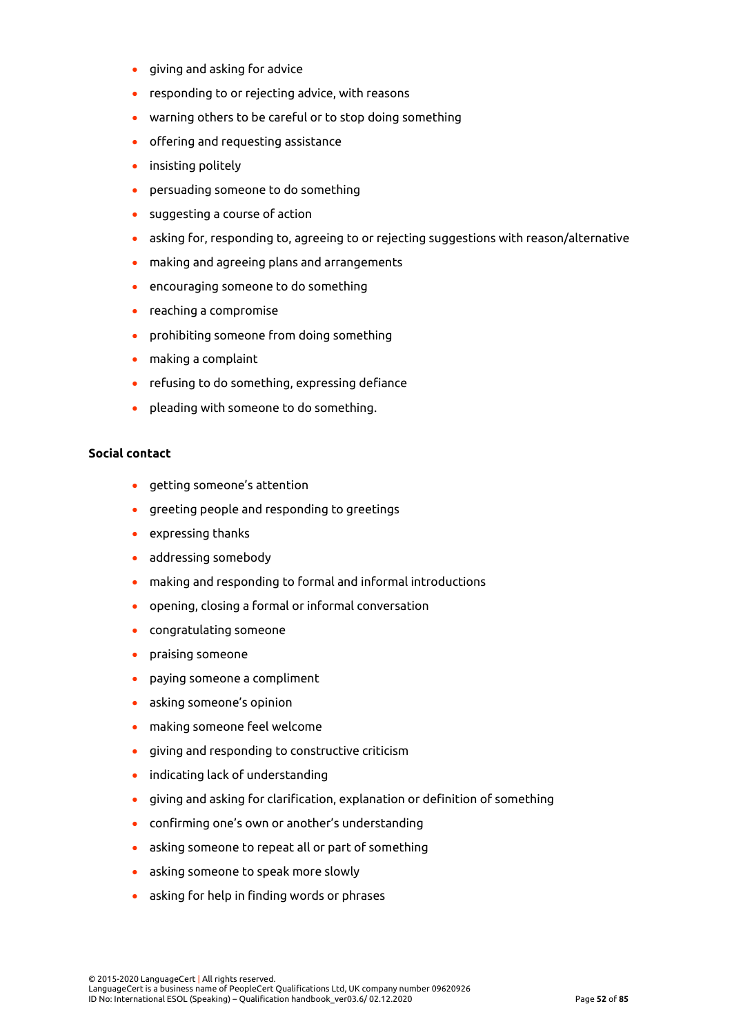- giving and asking for advice
- responding to or rejecting advice, with reasons
- warning others to be careful or to stop doing something
- offering and requesting assistance
- insisting politely
- persuading someone to do something
- suggesting a course of action
- asking for, responding to, agreeing to or rejecting suggestions with reason/alternative
- making and agreeing plans and arrangements
- encouraging someone to do something
- reaching a compromise
- prohibiting someone from doing something
- making a complaint
- refusing to do something, expressing defiance
- pleading with someone to do something.

**Social contact**

- getting someone's attention
- greeting people and responding to greetings
- expressing thanks
- addressing somebody
- making and responding to formal and informal introductions
- opening, closing a formal or informal conversation
- congratulating someone
- praising someone
- paying someone a compliment
- asking someone's opinion
- making someone feel welcome
- giving and responding to constructive criticism
- indicating lack of understanding
- giving and asking for clarification, explanation or definition of something
- confirming one's own or another's understanding
- asking someone to repeat all or part of something
- asking someone to speak more slowly
- asking for help in finding words or phrases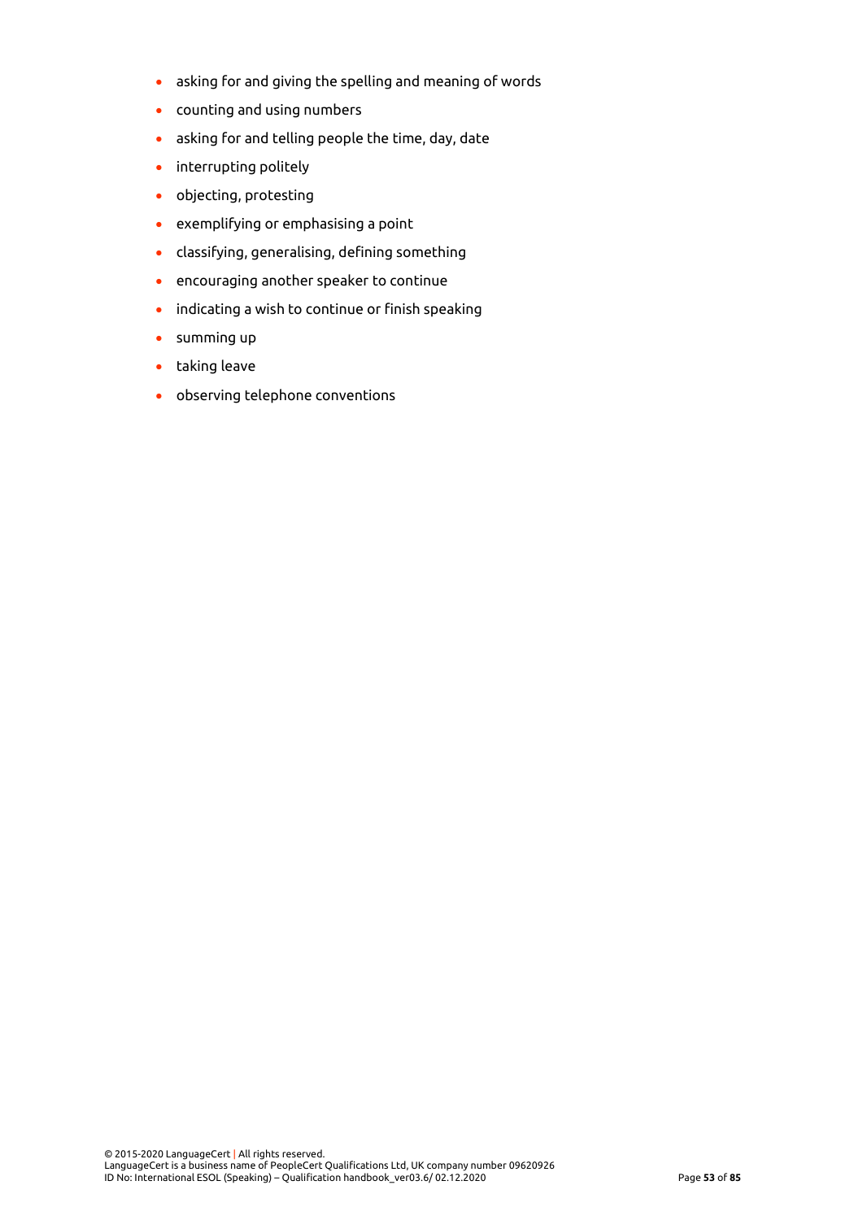- asking for and giving the spelling and meaning of words
- counting and using numbers
- asking for and telling people the time, day, date
- interrupting politely
- objecting, protesting
- exemplifying or emphasising a point
- classifying, generalising, defining something
- encouraging another speaker to continue
- indicating a wish to continue or finish speaking
- summing up
- taking leave
- observing telephone conventions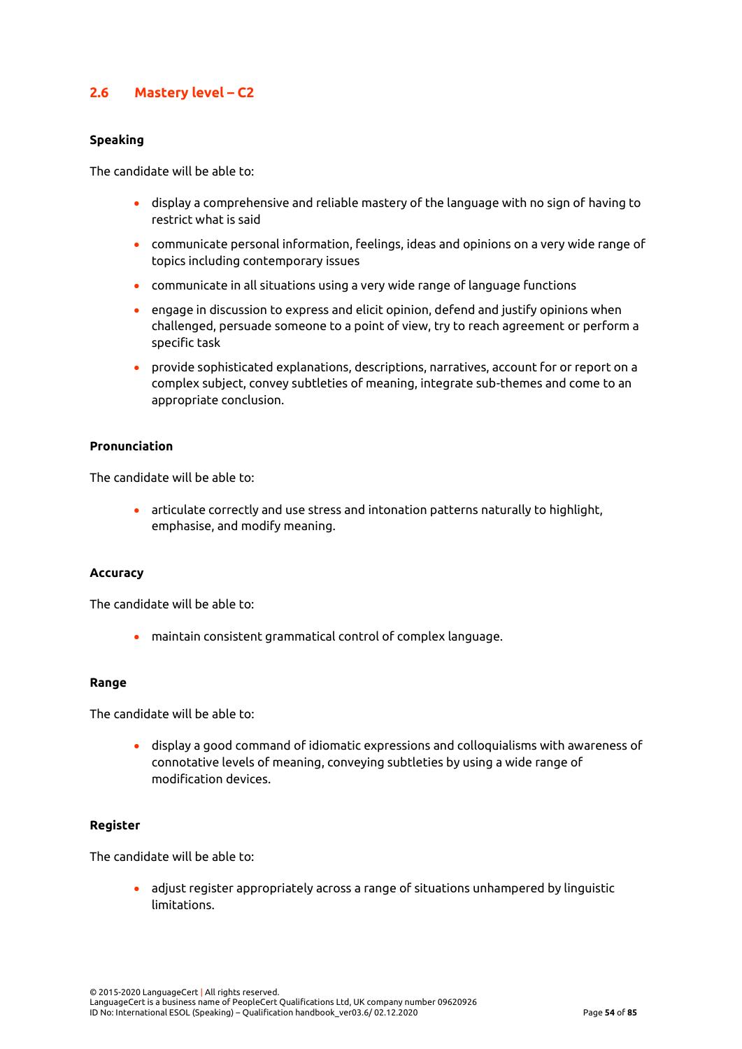## 2.6 Mastery level – C2

**Speaking**

The candidate will be able to:

- display a comprehensive and reliable mastery of the language with no sign of having to restrict what is said
- communicate personal information, feelings, ideas and opinions on a very wide range of topics including contemporary issues
- communicate in all situations using a very wide range of language functions
- engage in discussion to express and elicit opinion, defend and justify opinions when challenged, persuade someone to a point of view, try to reach agreement or perform a specific task
- provide sophisticated explanations, descriptions, narratives, account for or report on a complex subject, convey subtleties of meaning, integrate sub-themes and come to an appropriate conclusion.

**Pronunciation**

The candidate will be able to:

- articulate correctly and use stress and intonation patterns naturally to highlight, emphasise, and modify meaning.

**Accuracy**

The candidate will be able to:

- maintain consistent grammatical control of complex language.

**Range**

The candidate will be able to:

- display a good command of idiomatic expressions and colloquialisms with awareness of connotative levels of meaning, conveying subtleties by using a wide range of modification devices.

**Register**

The candidate will be able to:

- adjust register appropriately across a range of situations unhampered by linguistic limitations.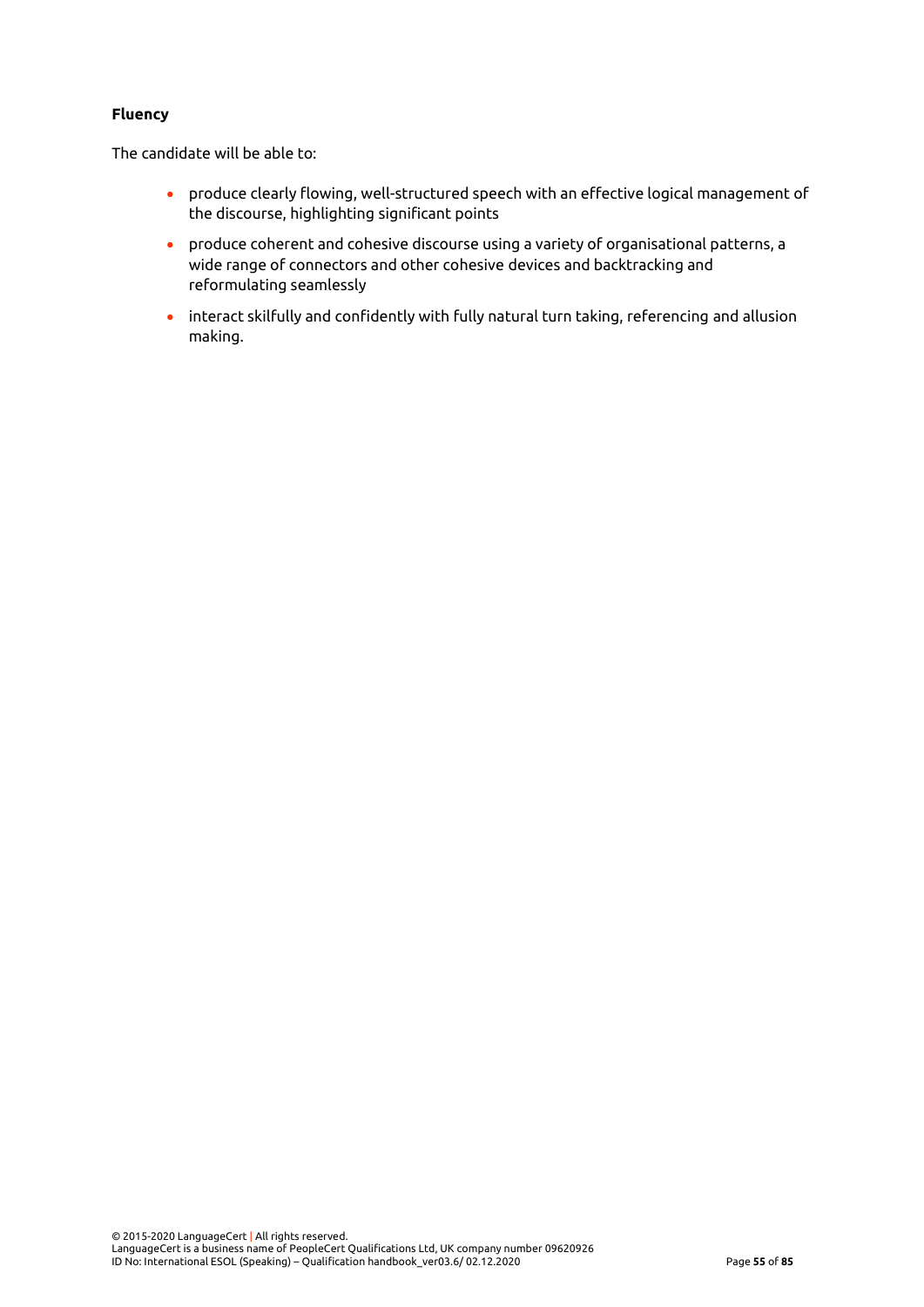**Fluency**

The candidate will be able to:

- produce clearly flowing, well-structured speech with an effective logical management of the discourse, highlighting significant points
- produce coherent and cohesive discourse using a variety of organisational patterns, a wide range of connectors and other cohesive devices and backtracking and reformulating seamlessly
- interact skilfully and confidently with fully natural turn taking, referencing and allusion making.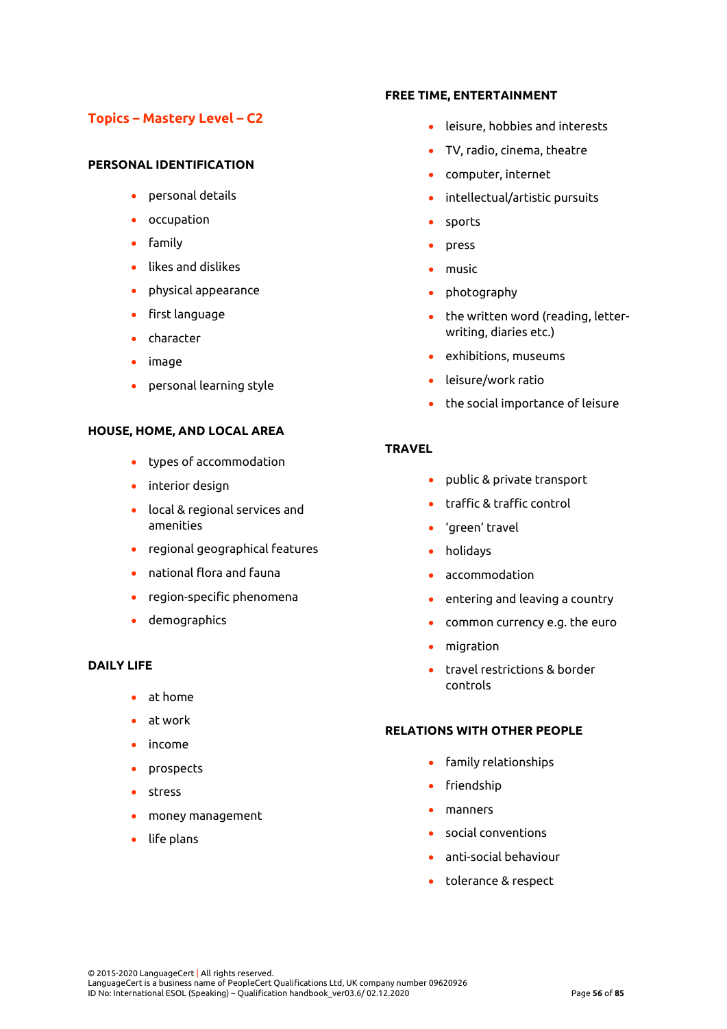## Topics – Mastery Level – C2

### PERSONAL IDENTIFICATION

- personal details
- occupation
- family
- likes and dislikes
- physical appearance
- first language
- character
- image
- personal learning style

### HOUSE, HOME, AND LOCAL AREA

- types of accommodation
- interior design
- local & regional services and amenities
- regional geographical features
- national flora and fauna
- region-specific phenomena
- demographics

### DAILY LIFE

- at home
- at work
- income
- prospects
- stress
- money management
- life plans

### FREE TIME, ENTERTAINMENT

- leisure, hobbies and interests
- TV, radio, cinema, theatre
- computer, internet
- intellectual/artistic pursuits
- sports
- press
- music
- photography
- the written word (reading, letter-writing, diaries etc.)
- exhibitions, museums
- leisure/work ratio
- the social importance of leisure

### TRAVEL

- public & private transport
- traffic & traffic control
- 'green' travel
- holidays
- accommodation
- entering and leaving a country
- common currency e.g. the euro
- migration
- travel restrictions & border controls

### RELATIONS WITH OTHER PEOPLE

- family relationships
- friendship
- manners
- social conventions
- anti-social behaviour
- tolerance & respect

© 2015-2020 LanguageCert | All rights reserved.
LanguageCert is a business name of PeopleCert Qualifications Ltd, UK company number 09620926
ID No: International ESOL (Speaking) – Qualification handbook_ver03.6/ 02.12.2020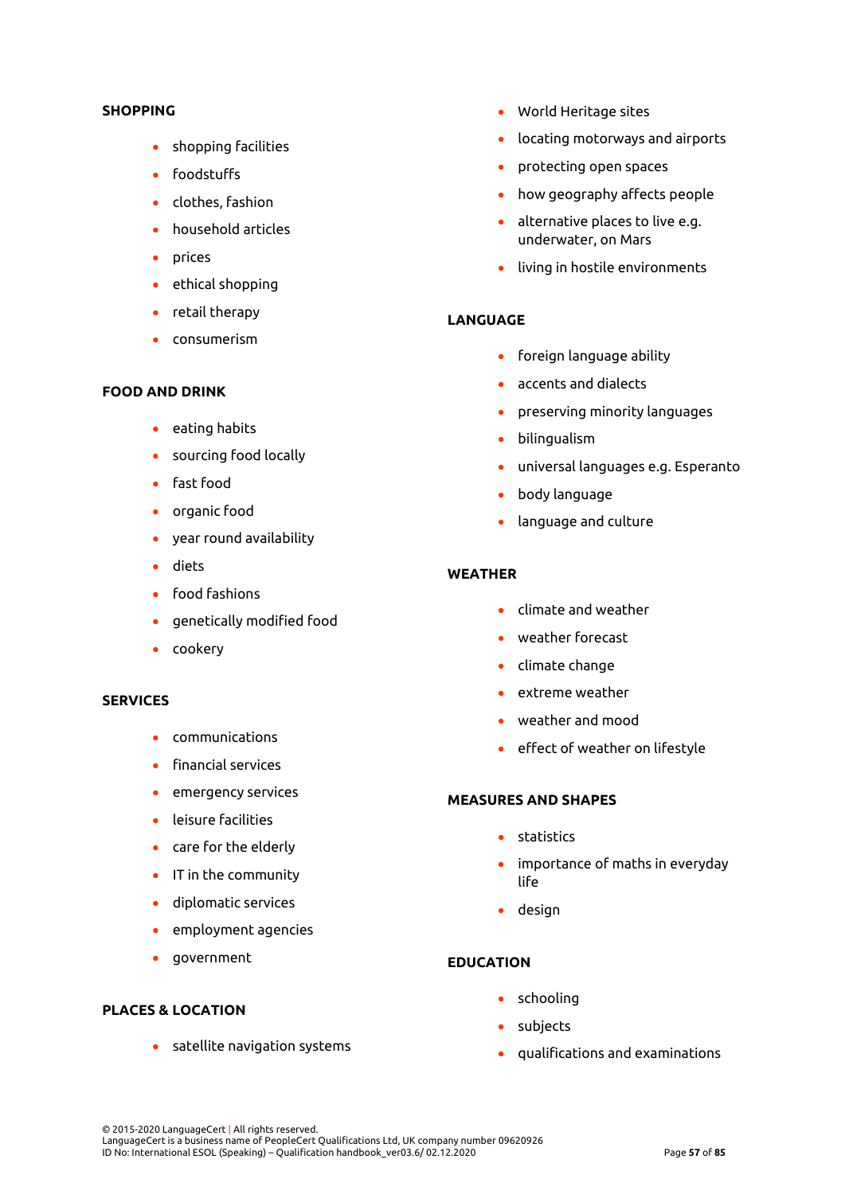### SHOPPING

- shopping facilities
- foodstuffs
- clothes, fashion
- household articles
- prices
- ethical shopping
- retail therapy
- consumerism

### FOOD AND DRINK

- eating habits
- sourcing food locally
- fast food
- organic food
- year round availability
- diets
- food fashions
- genetically modified food
- cookery

### SERVICES

- communications
- financial services
- emergency services
- leisure facilities
- care for the elderly
- IT in the community
- diplomatic services
- employment agencies
- government

### PLACES & LOCATION

- satellite navigation systems
- World Heritage sites
- locating motorways and airports
- protecting open spaces
- how geography affects people
- alternative places to live e.g. underwater, on Mars
- living in hostile environments

### LANGUAGE

- foreign language ability
- accents and dialects
- preserving minority languages
- bilingualism
- universal languages e.g. Esperanto
- body language
- language and culture

### WEATHER

- climate and weather
- weather forecast
- climate change
- extreme weather
- weather and mood
- effect of weather on lifestyle

### MEASURES AND SHAPES

- statistics
- importance of maths in everyday life
- design

### EDUCATION

- schooling
- subjects
- qualifications and examinations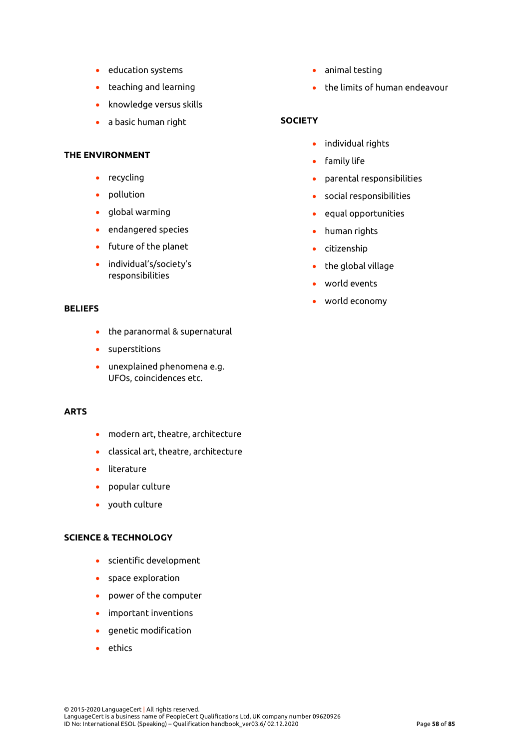- education systems
- teaching and learning
- knowledge versus skills
- a basic human right

**THE ENVIRONMENT**

- recycling
- pollution
- global warming
- endangered species
- future of the planet
- individual's/society's responsibilities

**BELIEFS**

- the paranormal & supernatural
- superstitions
- unexplained phenomena e.g. UFOs, coincidences etc.

**ARTS**

- modern art, theatre, architecture
- classical art, theatre, architecture
- literature
- popular culture
- youth culture

**SCIENCE & TECHNOLOGY**

- scientific development
- space exploration
- power of the computer
- important inventions
- genetic modification
- ethics
- animal testing
- the limits of human endeavour

**SOCIETY**

- individual rights
- family life
- parental responsibilities
- social responsibilities
- equal opportunities
- human rights
- citizenship
- the global village
- world events
- world economy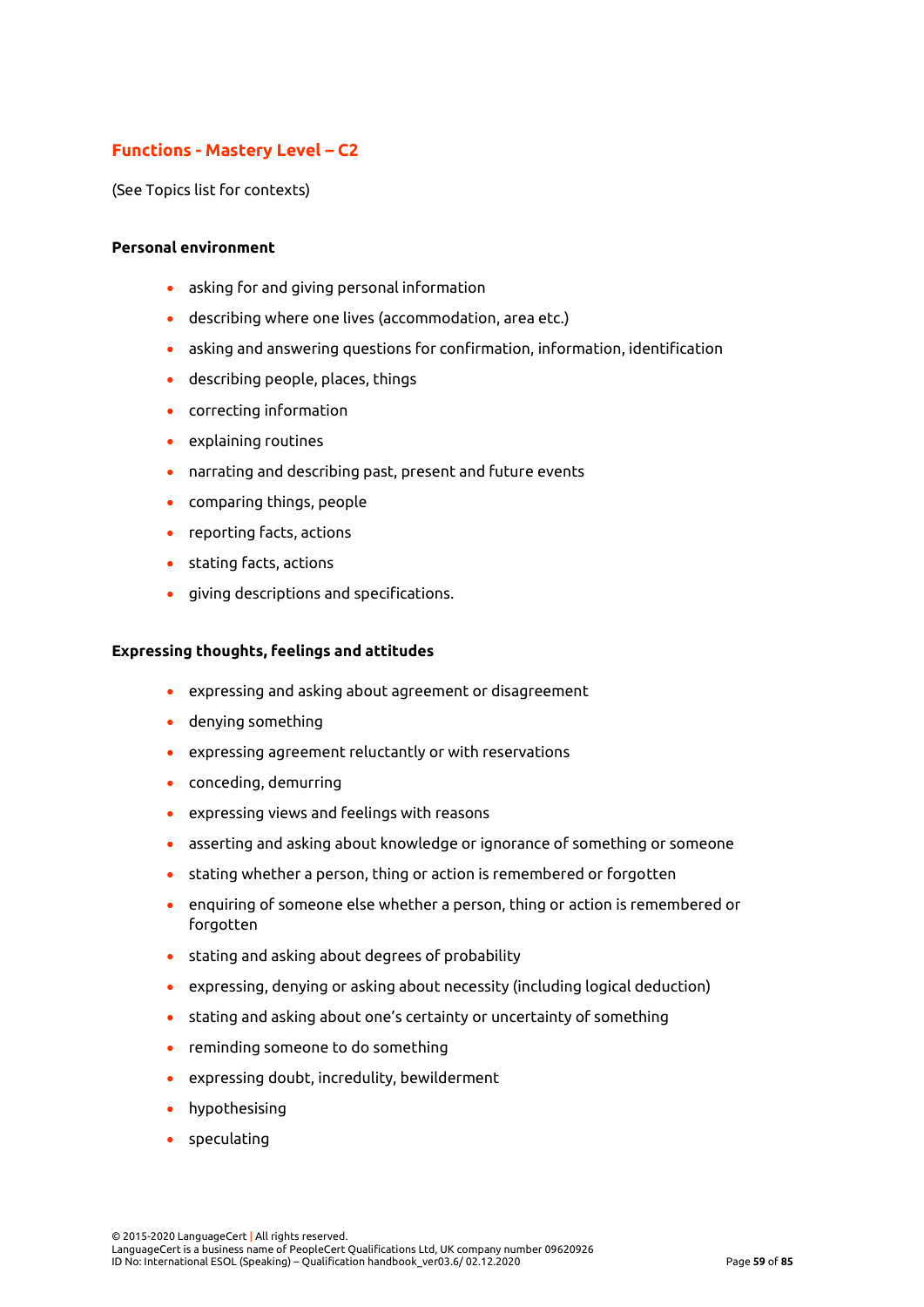## Functions - Mastery Level – C2

(See Topics list for contexts)

**Personal environment**

- asking for and giving personal information
- describing where one lives (accommodation, area etc.)
- asking and answering questions for confirmation, information, identification
- describing people, places, things
- correcting information
- explaining routines
- narrating and describing past, present and future events
- comparing things, people
- reporting facts, actions
- stating facts, actions
- giving descriptions and specifications.

**Expressing thoughts, feelings and attitudes**

- expressing and asking about agreement or disagreement
- denying something
- expressing agreement reluctantly or with reservations
- conceding, demurring
- expressing views and feelings with reasons
- asserting and asking about knowledge or ignorance of something or someone
- stating whether a person, thing or action is remembered or forgotten
- enquiring of someone else whether a person, thing or action is remembered or forgotten
- stating and asking about degrees of probability
- expressing, denying or asking about necessity (including logical deduction)
- stating and asking about one's certainty or uncertainty of something
- reminding someone to do something
- expressing doubt, incredulity, bewilderment
- hypothesising
- speculating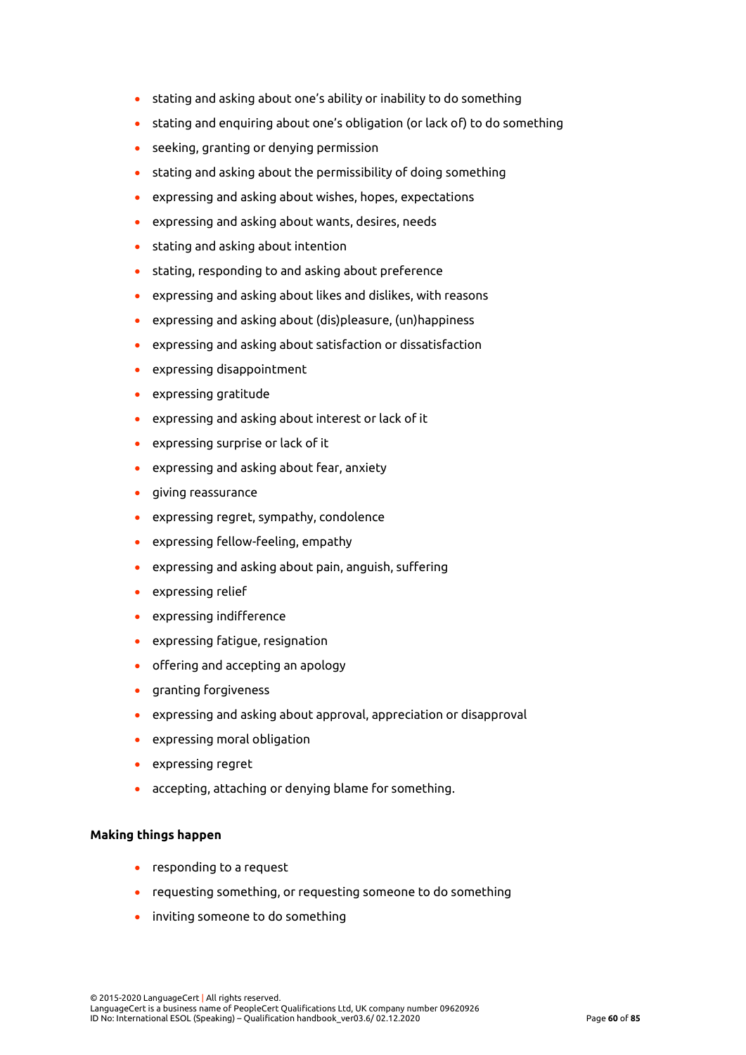- stating and asking about one's ability or inability to do something
- stating and enquiring about one's obligation (or lack of) to do something
- seeking, granting or denying permission
- stating and asking about the permissibility of doing something
- expressing and asking about wishes, hopes, expectations
- expressing and asking about wants, desires, needs
- stating and asking about intention
- stating, responding to and asking about preference
- expressing and asking about likes and dislikes, with reasons
- expressing and asking about (dis)pleasure, (un)happiness
- expressing and asking about satisfaction or dissatisfaction
- expressing disappointment
- expressing gratitude
- expressing and asking about interest or lack of it
- expressing surprise or lack of it
- expressing and asking about fear, anxiety
- giving reassurance
- expressing regret, sympathy, condolence
- expressing fellow-feeling, empathy
- expressing and asking about pain, anguish, suffering
- expressing relief
- expressing indifference
- expressing fatigue, resignation
- offering and accepting an apology
- granting forgiveness
- expressing and asking about approval, appreciation or disapproval
- expressing moral obligation
- expressing regret
- accepting, attaching or denying blame for something.

**Making things happen**

- responding to a request
- requesting something, or requesting someone to do something
- inviting someone to do something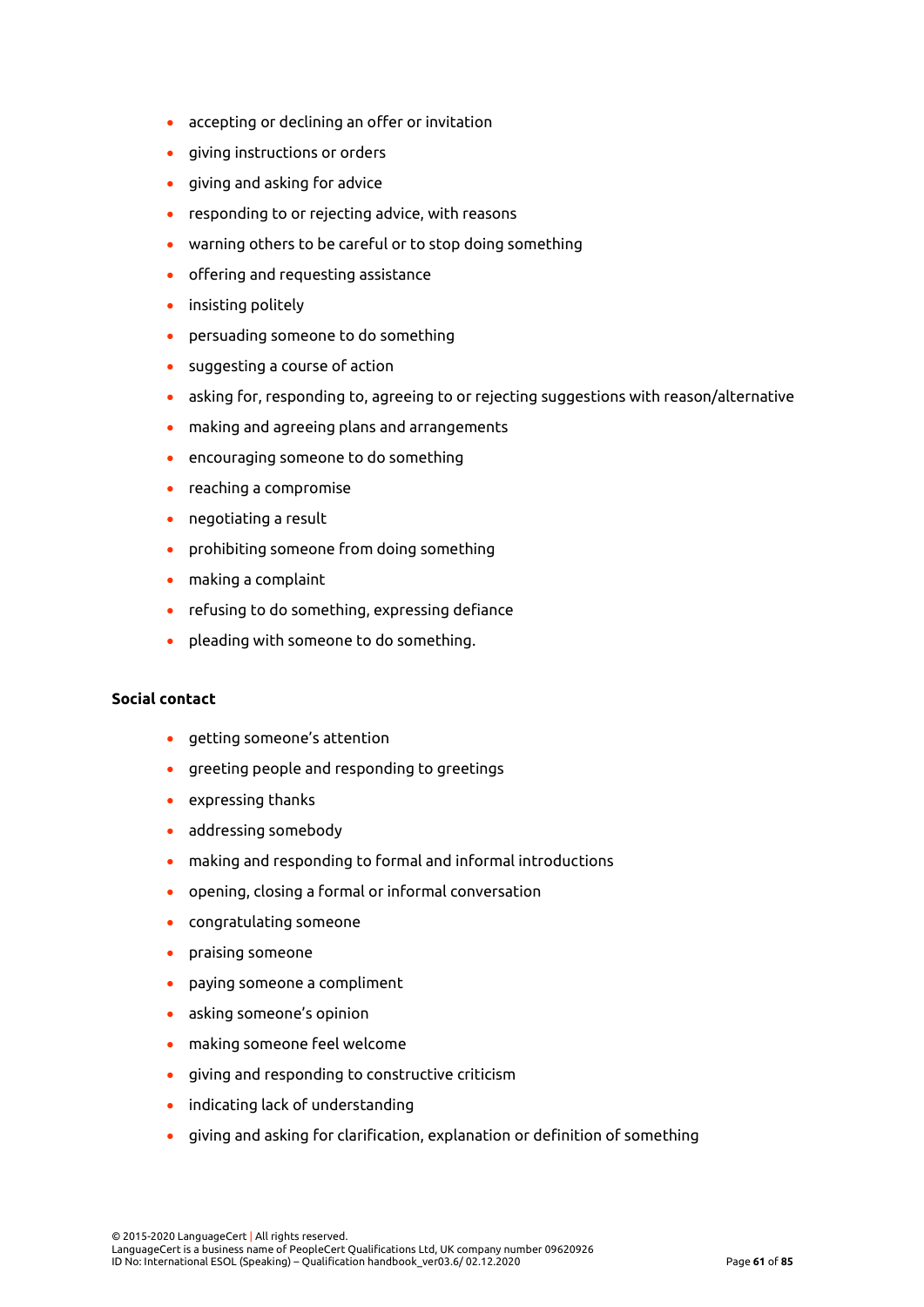- accepting or declining an offer or invitation
- giving instructions or orders
- giving and asking for advice
- responding to or rejecting advice, with reasons
- warning others to be careful or to stop doing something
- offering and requesting assistance
- insisting politely
- persuading someone to do something
- suggesting a course of action
- asking for, responding to, agreeing to or rejecting suggestions with reason/alternative
- making and agreeing plans and arrangements
- encouraging someone to do something
- reaching a compromise
- negotiating a result
- prohibiting someone from doing something
- making a complaint
- refusing to do something, expressing defiance
- pleading with someone to do something.

**Social contact**

- getting someone's attention
- greeting people and responding to greetings
- expressing thanks
- addressing somebody
- making and responding to formal and informal introductions
- opening, closing a formal or informal conversation
- congratulating someone
- praising someone
- paying someone a compliment
- asking someone's opinion
- making someone feel welcome
- giving and responding to constructive criticism
- indicating lack of understanding
- giving and asking for clarification, explanation or definition of something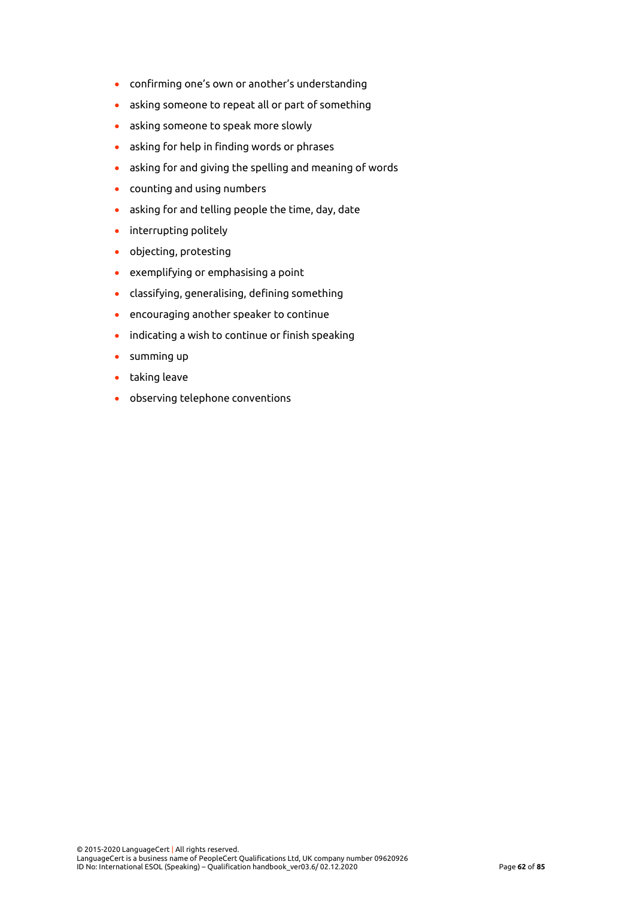- confirming one's own or another's understanding
- asking someone to repeat all or part of something
- asking someone to speak more slowly
- asking for help in finding words or phrases
- asking for and giving the spelling and meaning of words
- counting and using numbers
- asking for and telling people the time, day, date
- interrupting politely
- objecting, protesting
- exemplifying or emphasising a point
- classifying, generalising, defining something
- encouraging another speaker to continue
- indicating a wish to continue or finish speaking
- summing up
- taking leave
- observing telephone conventions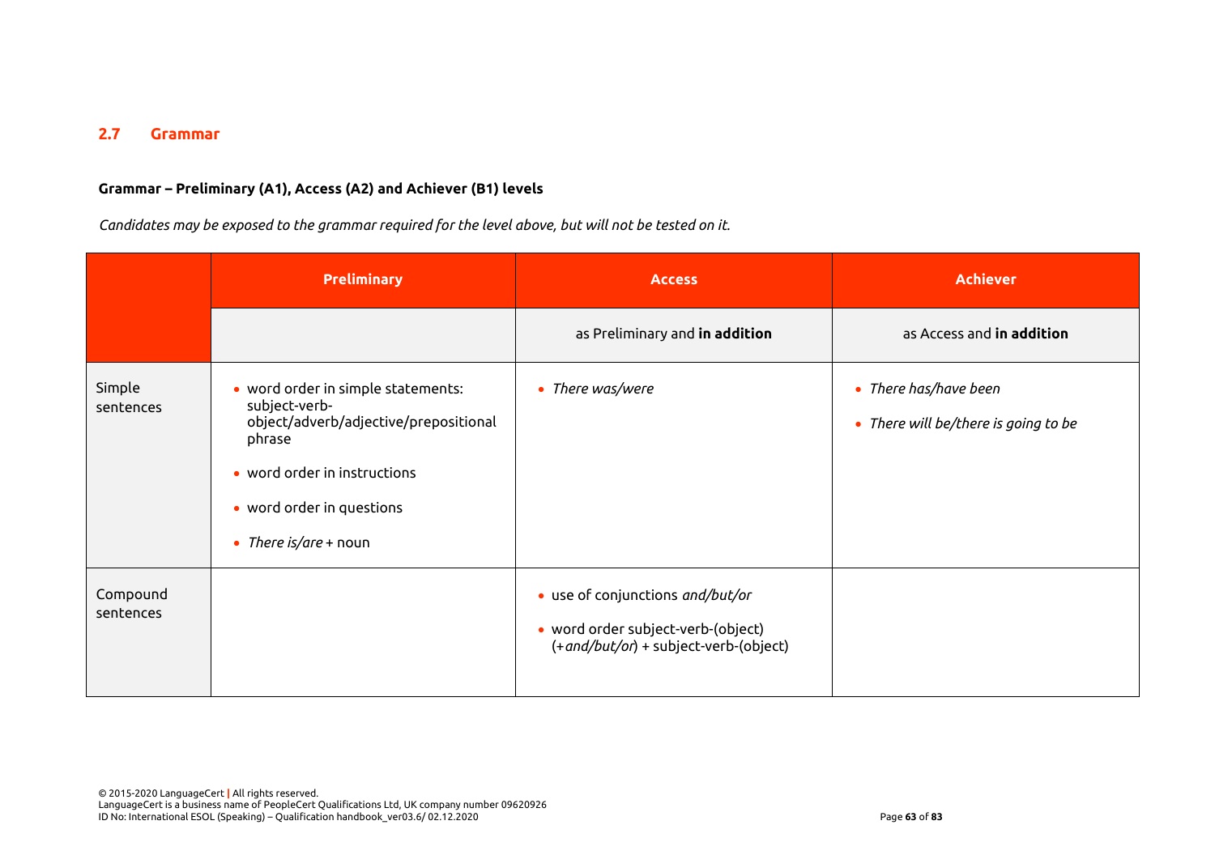## 2.7 Grammar

**Grammar – Preliminary (A1), Access (A2) and Achiever (B1) levels**

*Candidates may be exposed to the grammar required for the level above, but will not be tested on it.*

| | Preliminary | Access | Achiever |
|---|---|---|---|
| | | as Preliminary and **in addition** | as Access and **in addition** |
| Simple sentences | • word order in simple statements: subject-verb-object/adverb/adjective/prepositional phrase<br>• word order in instructions<br>• word order in questions<br>• *There is/are* + noun | • *There was/were* | • *There has/have been*<br>• *There will be/there is going to be* |
| Compound sentences | | • use of conjunctions *and/but/or*<br>• word order subject-verb-(object) (+*and/but/or*) + subject-verb-(object) | |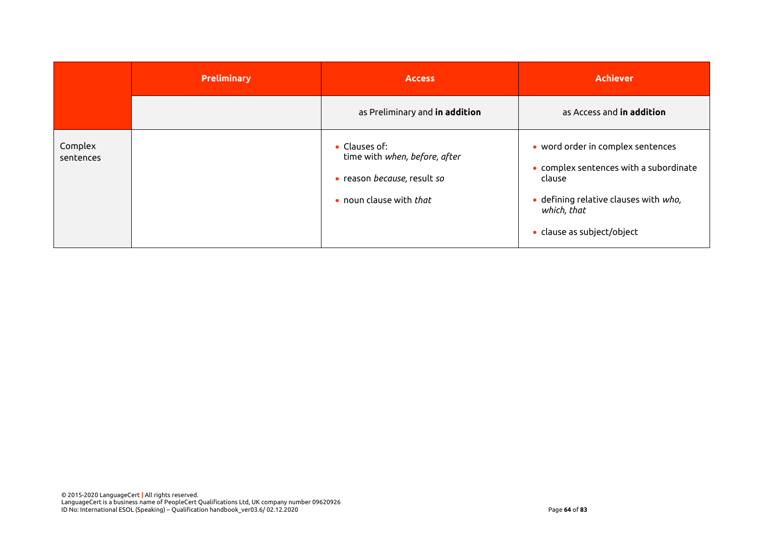| | Preliminary | Access | Achiever |
|---|---|---|---|
| | | as Preliminary and **in addition** | as Access and **in addition** |
| Complex sentences | | • Clauses of: time with *when, before, after*<br>• reason *because*, result *so*<br>• noun clause with *that* | • word order in complex sentences<br>• complex sentences with a subordinate clause<br>• defining relative clauses with *who, which, that*<br>• clause as subject/object |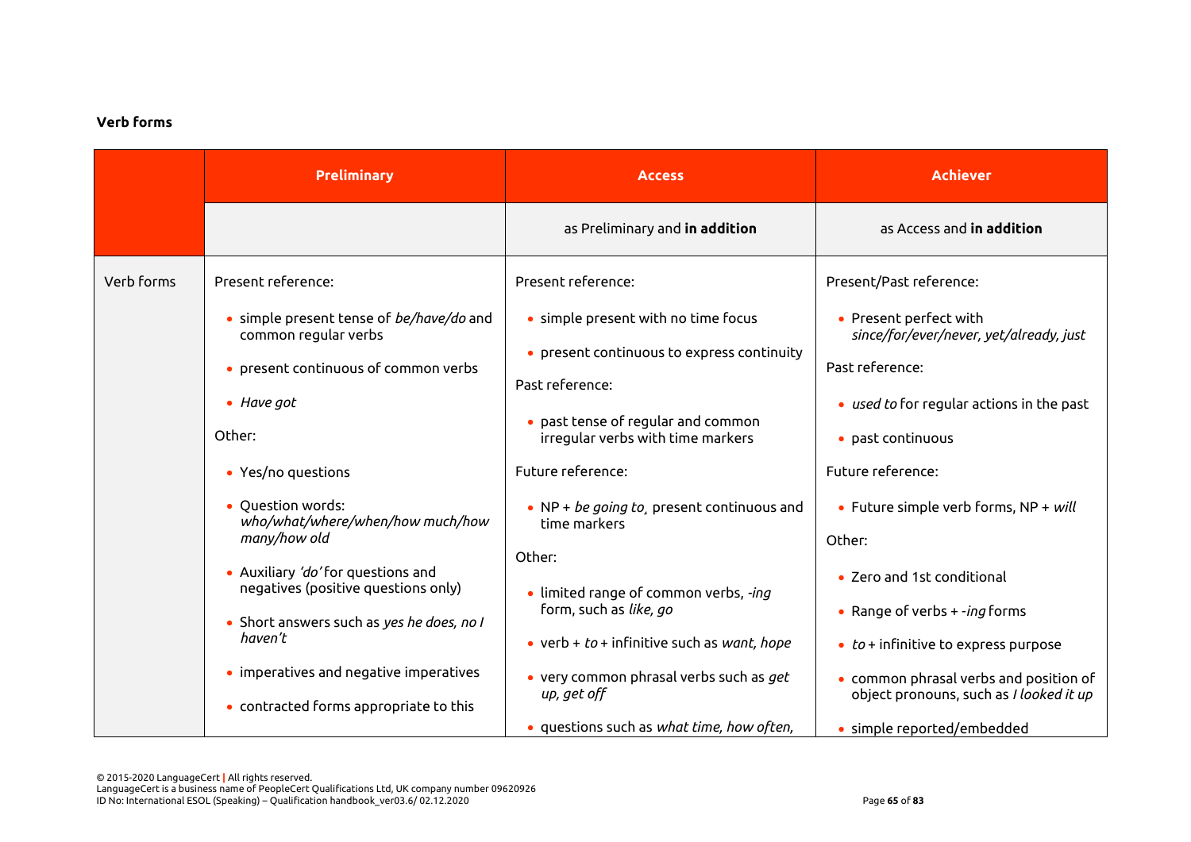**Verb forms**

| | Preliminary | Access | Achiever |
|---|---|---|---|
| | | as Preliminary and **in addition** | as Access and **in addition** |
| Verb forms | Present reference:<br><br>• simple present tense of *be/have/do* and common regular verbs<br><br>• present continuous of common verbs<br><br>• *Have got*<br><br>Other:<br><br>• Yes/no questions<br><br>• Question words: *who/what/where/when/how much/how many/how old*<br><br>• Auxiliary *'do'* for questions and negatives (positive questions only)<br><br>• Short answers such as *yes he does, no I haven't*<br><br>• imperatives and negative imperatives<br><br>• contracted forms appropriate to this | Present reference:<br><br>• simple present with no time focus<br><br>• present continuous to express continuity<br><br>Past reference:<br><br>• past tense of regular and common irregular verbs with time markers<br><br>Future reference:<br><br>• NP + *be going to*, present continuous and time markers<br><br>Other:<br><br>• limited range of common verbs, *-ing* form, such as *like, go*<br><br>• verb + *to* + infinitive such as *want, hope*<br><br>• very common phrasal verbs such as *get up, get off*<br><br>• questions such as *what time, how often,* | Present/Past reference:<br><br>• Present perfect with *since/for/ever/never, yet/already, just*<br><br>Past reference:<br><br>• *used to* for regular actions in the past<br><br>• past continuous<br><br>Future reference:<br><br>• Future simple verb forms, NP + *will*<br><br>Other:<br><br>• Zero and 1st conditional<br><br>• Range of verbs + *-ing* forms<br><br>• *to* + infinitive to express purpose<br><br>• common phrasal verbs and position of object pronouns, such as *I looked it up*<br><br>• simple reported/embedded |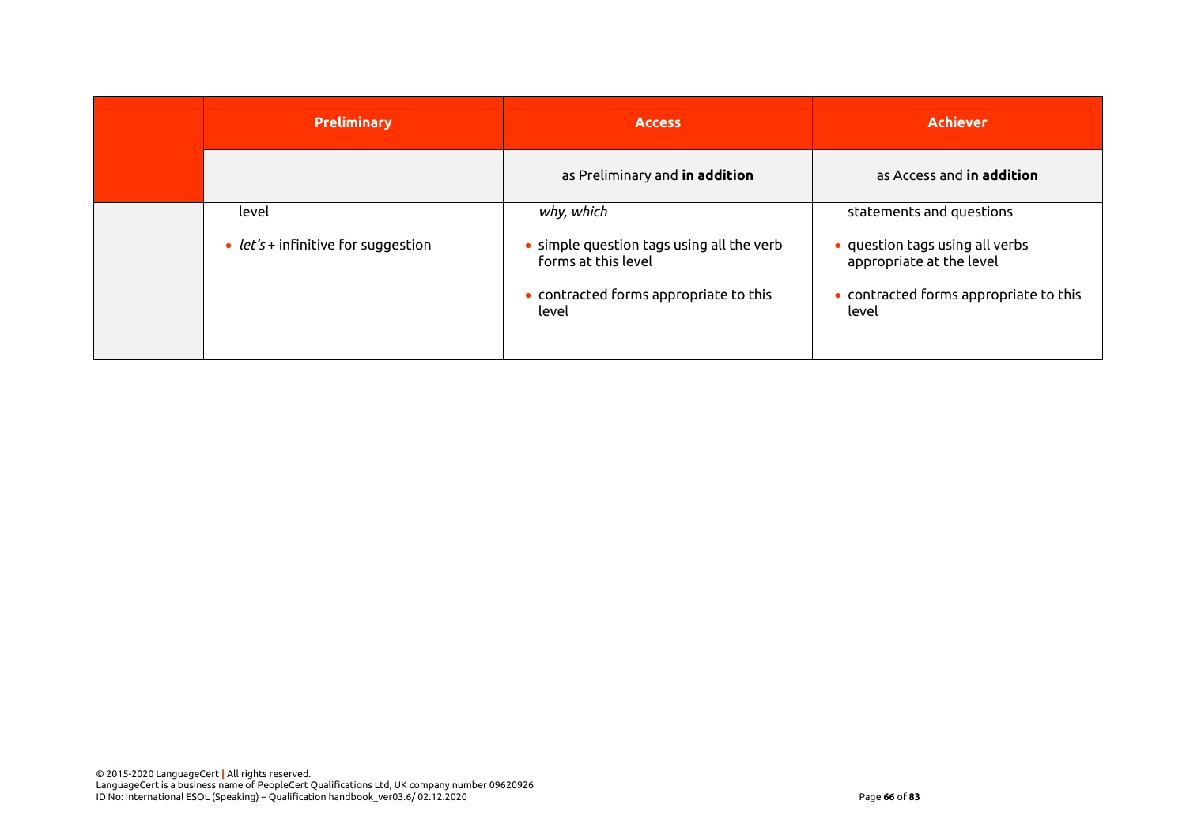| | Preliminary | Access | Achiever |
|---|---|---|---|
| | | as Preliminary and **in addition** | as Access and **in addition** |
| | level<br><br>• *let's* + infinitive for suggestion | *why, which*<br><br>• simple question tags using all the verb forms at this level<br><br>• contracted forms appropriate to this level | statements and questions<br><br>• question tags using all verbs appropriate at the level<br><br>• contracted forms appropriate to this level |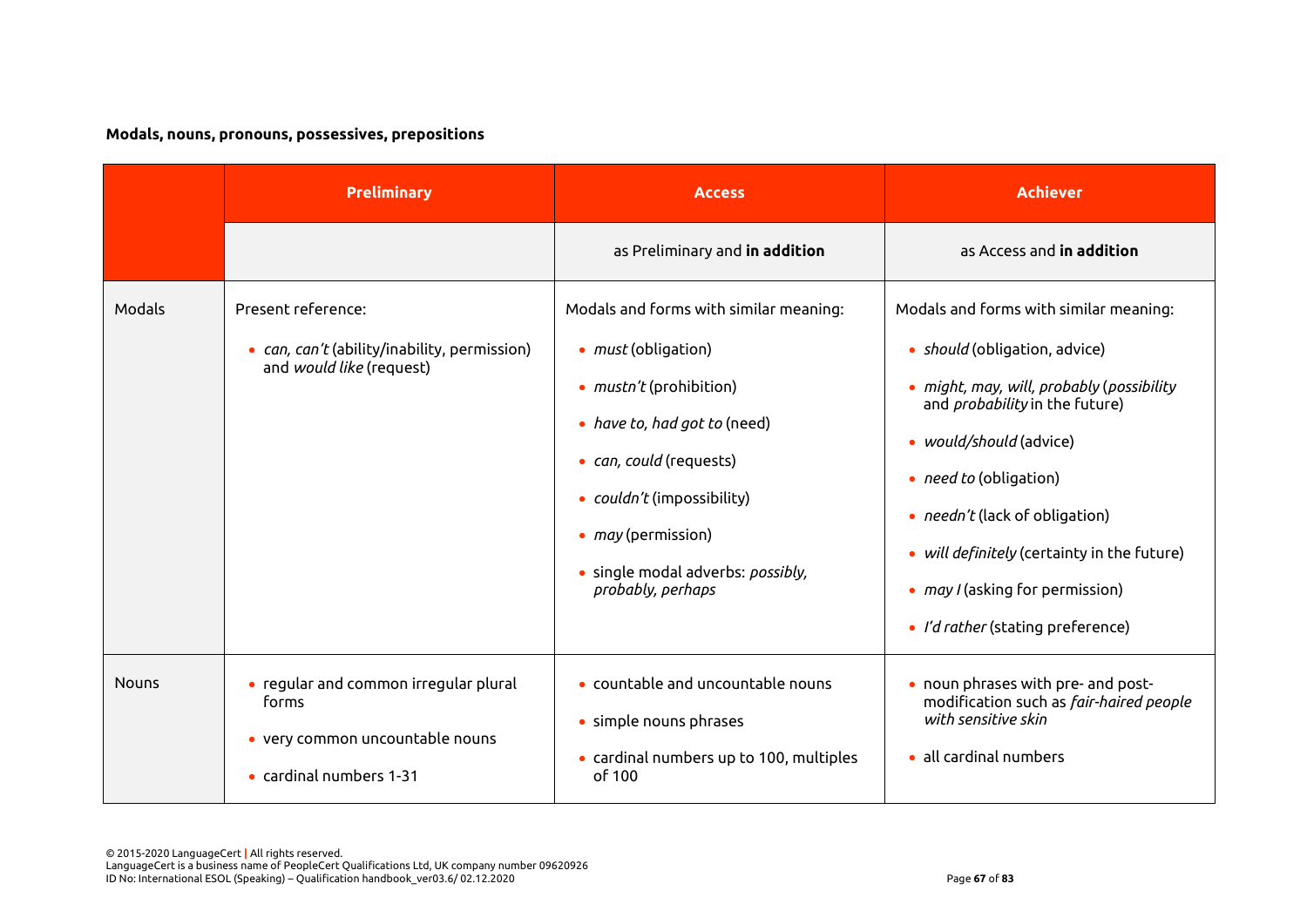**Modals, nouns, pronouns, possessives, prepositions**

| | Preliminary | Access | Achiever |
|---|---|---|---|
| | | as Preliminary and **in addition** | as Access and **in addition** |
| Modals | Present reference:<br>• *can, can't* (ability/inability, permission) and *would like* (request) | Modals and forms with similar meaning:<br>• *must* (obligation)<br>• *mustn't* (prohibition)<br>• *have to, had got to* (need)<br>• *can, could* (requests)<br>• *couldn't* (impossibility)<br>• *may* (permission)<br>• single modal adverbs: *possibly, probably, perhaps* | Modals and forms with similar meaning:<br>• *should* (obligation, advice)<br>• *might, may, will, probably* (*possibility* and *probability* in the future)<br>• *would/should* (advice)<br>• *need to* (obligation)<br>• *needn't* (lack of obligation)<br>• *will definitely* (certainty in the future)<br>• *may I* (asking for permission)<br>• *I'd rather* (stating preference) |
| Nouns | • regular and common irregular plural forms<br>• very common uncountable nouns<br>• cardinal numbers 1-31 | • countable and uncountable nouns<br>• simple nouns phrases<br>• cardinal numbers up to 100, multiples of 100 | • noun phrases with pre- and post-modification such as *fair-haired people with sensitive skin*<br>• all cardinal numbers |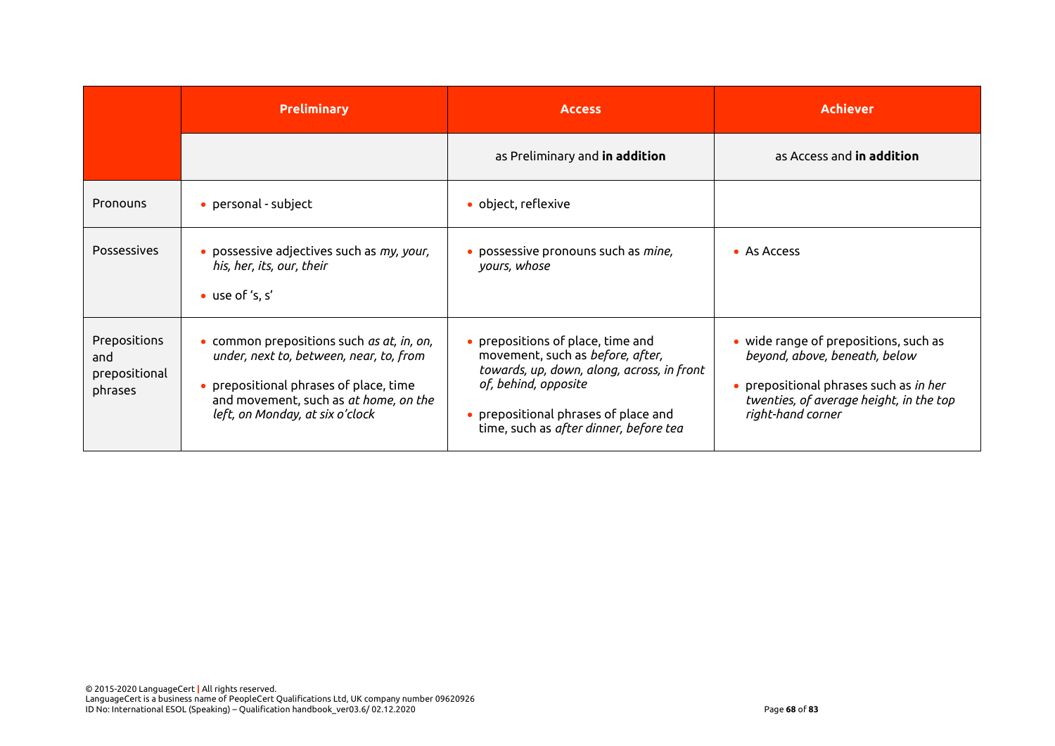| | Preliminary | Access | Achiever |
|---|---|---|---|
| | | as Preliminary and **in addition** | as Access and **in addition** |
| Pronouns | • personal - subject | • object, reflexive | |
| Possessives | • possessive adjectives such as *my, your, his, her, its, our, their*<br>• use of 's, s' | • possessive pronouns such as *mine, yours, whose* | • As Access |
| Prepositions and prepositional phrases | • common prepositions such *as at, in, on, under, next to, between, near, to, from*<br>• prepositional phrases of place, time and movement, such as *at home, on the left, on Monday, at six o'clock* | • prepositions of place, time and movement, such as *before, after, towards, up, down, along, across, in front of, behind, opposite*<br>• prepositional phrases of place and time, such as *after dinner, before tea* | • wide range of prepositions, such as *beyond, above, beneath, below*<br>• prepositional phrases such as *in her twenties, of average height, in the top right-hand corner* |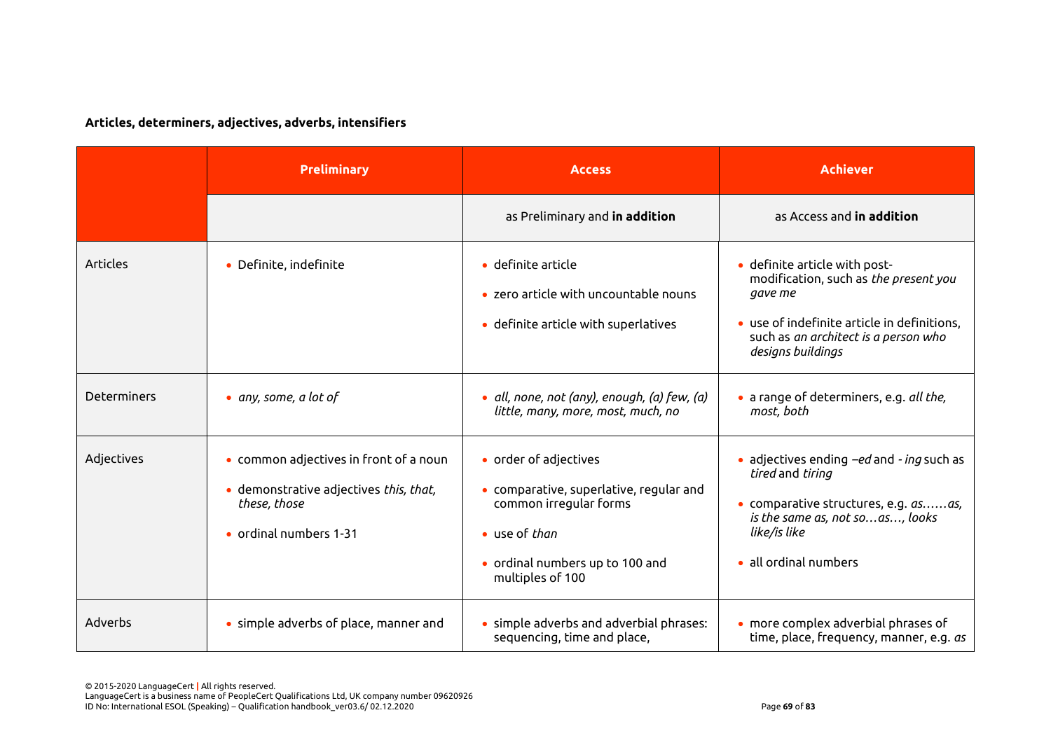**Articles, determiners, adjectives, adverbs, intensifiers**

| | Preliminary | Access | Achiever |
|---|---|---|---|
| | | as Preliminary and **in addition** | as Access and **in addition** |
| Articles | • Definite, indefinite | • definite article<br>• zero article with uncountable nouns<br>• definite article with superlatives | • definite article with post-modification, such as *the present you gave me*<br>• use of indefinite article in definitions, such as *an architect is a person who designs buildings* |
| Determiners | • *any, some, a lot of* | • *all, none, not (any), enough, (a) few, (a) little, many, more, most, much, no* | • a range of determiners, e.g. *all the, most, both* |
| Adjectives | • common adjectives in front of a noun<br>• demonstrative adjectives *this, that, these, those*<br>• ordinal numbers 1-31 | • order of adjectives<br>• comparative, superlative, regular and common irregular forms<br>• use of *than*<br>• ordinal numbers up to 100 and multiples of 100 | • adjectives ending *–ed* and *- ing* such as *tired* and *tiring*<br>• comparative structures, e.g. *as……as, is the same as, not so…as…, looks like/is like*<br>• all ordinal numbers |
| Adverbs | • simple adverbs of place, manner and | • simple adverbs and adverbial phrases: sequencing, time and place, | • more complex adverbial phrases of time, place, frequency, manner, e.g. *as* |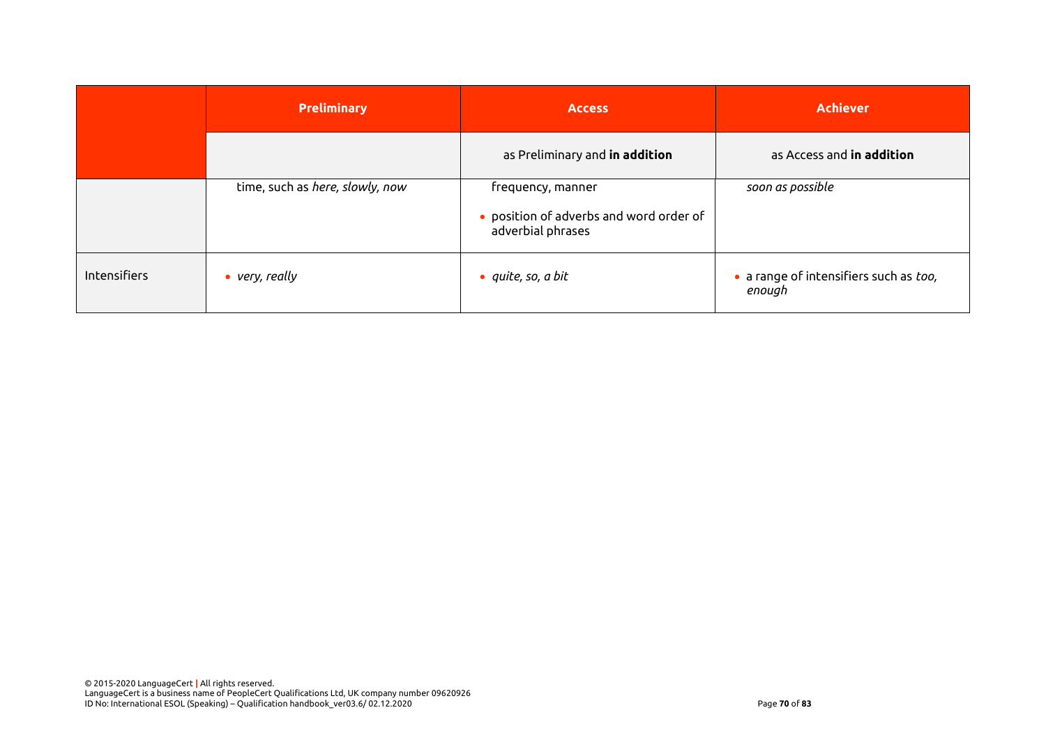| | Preliminary | Access | Achiever |
|---|---|---|---|
| | | as Preliminary and **in addition** | as Access and **in addition** |
| | time, such as *here, slowly, now* | frequency, manner<br>• position of adverbs and word order of adverbial phrases | *soon as possible* |
| Intensifiers | • *very, really* | • *quite, so, a bit* | • a range of intensifiers such as *too, enough* |

© 2015-2020 LanguageCert | All rights reserved.
LanguageCert is a business name of PeopleCert Qualifications Ltd, UK company number 09620926
ID No: International ESOL (Speaking) – Qualification handbook_ver03.6/ 02.12.2020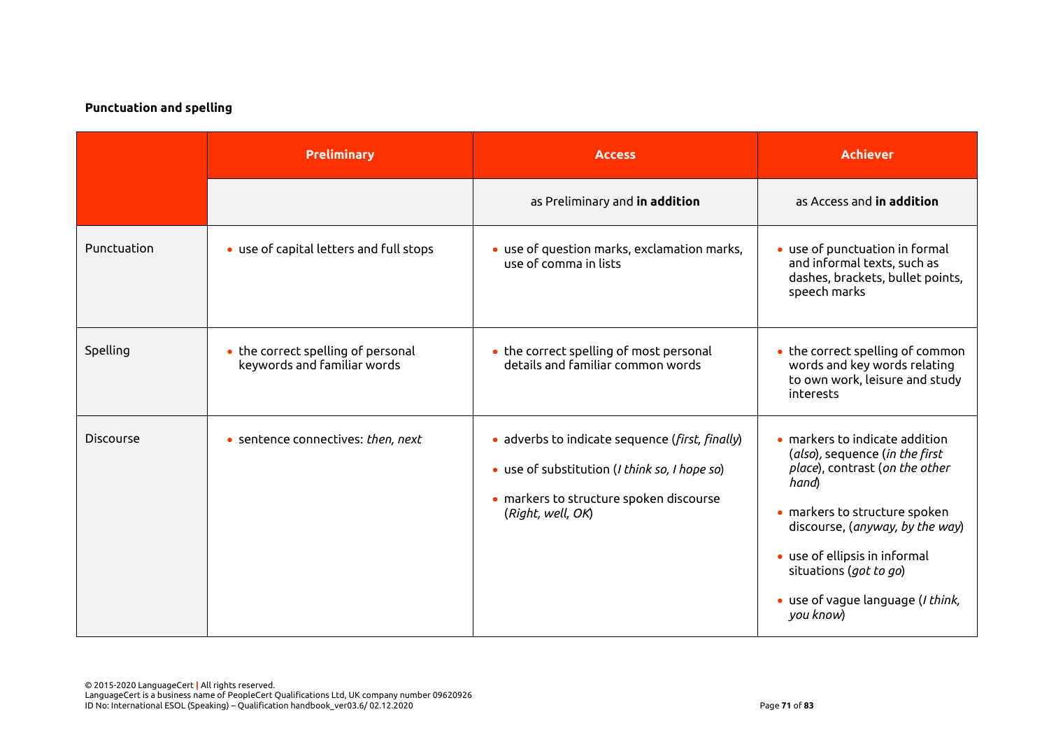**Punctuation and spelling**

| | Preliminary | Access | Achiever |
|---|---|---|---|
| | | as Preliminary and **in addition** | as Access and **in addition** |
| Punctuation | • use of capital letters and full stops | • use of question marks, exclamation marks, use of comma in lists | • use of punctuation in formal and informal texts, such as dashes, brackets, bullet points, speech marks |
| Spelling | • the correct spelling of personal keywords and familiar words | • the correct spelling of most personal details and familiar common words | • the correct spelling of common words and key words relating to own work, leisure and study interests |
| Discourse | • sentence connectives: *then, next* | • adverbs to indicate sequence (*first, finally*)<br>• use of substitution (*I think so, I hope so*)<br>• markers to structure spoken discourse (*Right, well, OK*) | • markers to indicate addition (*also*), sequence (*in the first place*), contrast (*on the other hand*)<br>• markers to structure spoken discourse, (*anyway, by the way*)<br>• use of ellipsis in informal situations (*got to go*)<br>• use of vague language (*I think, you know*) |

© 2015-2020 LanguageCert | All rights reserved.
LanguageCert is a business name of PeopleCert Qualifications Ltd, UK company number 09620926
ID No: International ESOL (Speaking) – Qualification handbook_ver03.6/ 02.12.2020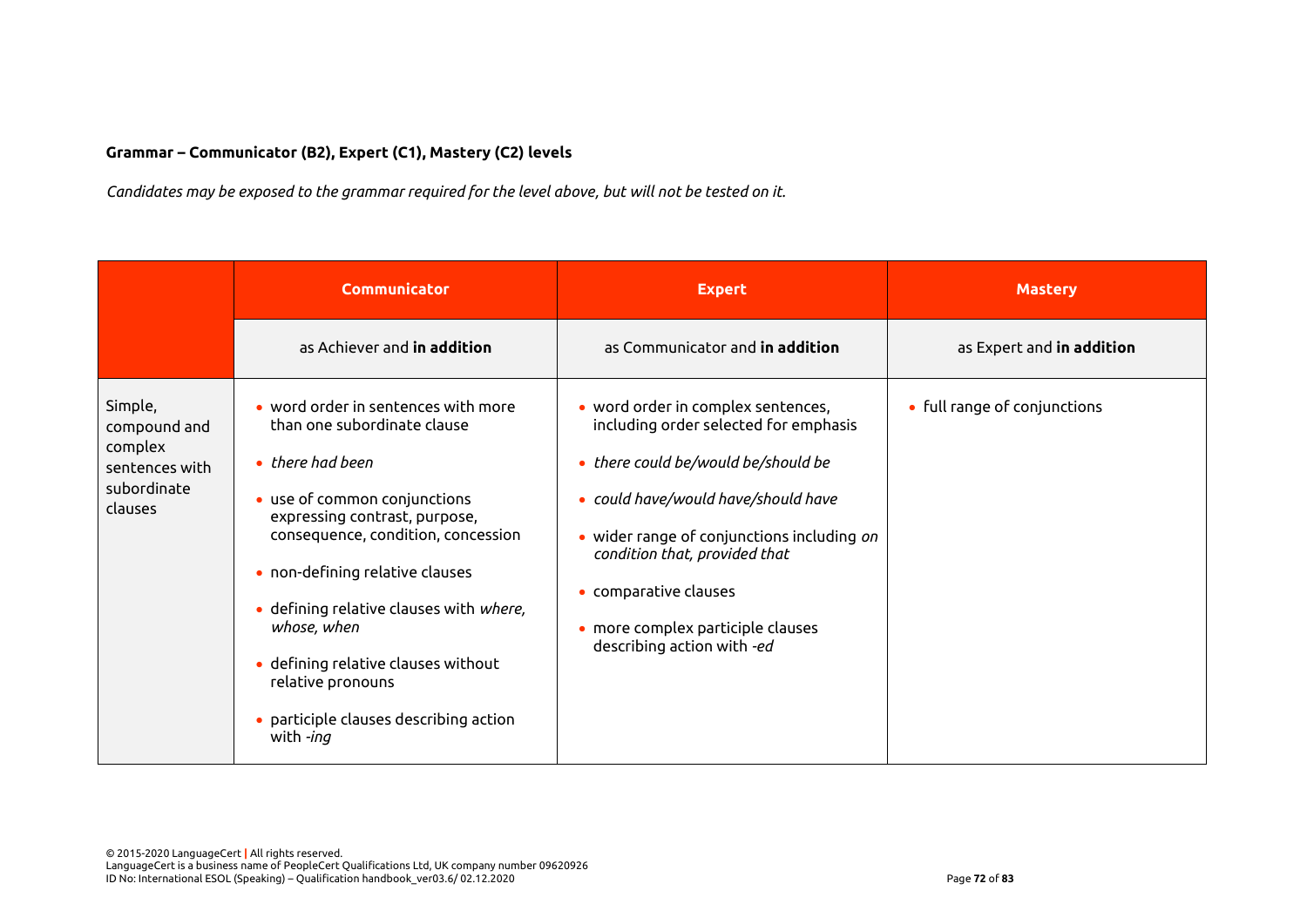**Grammar – Communicator (B2), Expert (C1), Mastery (C2) levels**

*Candidates may be exposed to the grammar required for the level above, but will not be tested on it.*

| | **Communicator** | **Expert** | **Mastery** |
|---|---|---|---|
| | as Achiever and **in addition** | as Communicator and **in addition** | as Expert and **in addition** |
| Simple, compound and complex sentences with subordinate clauses | • word order in sentences with more than one subordinate clause<br>• *there had been*<br>• use of common conjunctions expressing contrast, purpose, consequence, condition, concession<br>• non-defining relative clauses<br>• defining relative clauses with *where, whose, when*<br>• defining relative clauses without relative pronouns<br>• participle clauses describing action with *-ing* | • word order in complex sentences, including order selected for emphasis<br>• *there could be/would be/should be*<br>• *could have/would have/should have*<br>• wider range of conjunctions including *on condition that, provided that*<br>• comparative clauses<br>• more complex participle clauses describing action with *-ed* | • full range of conjunctions |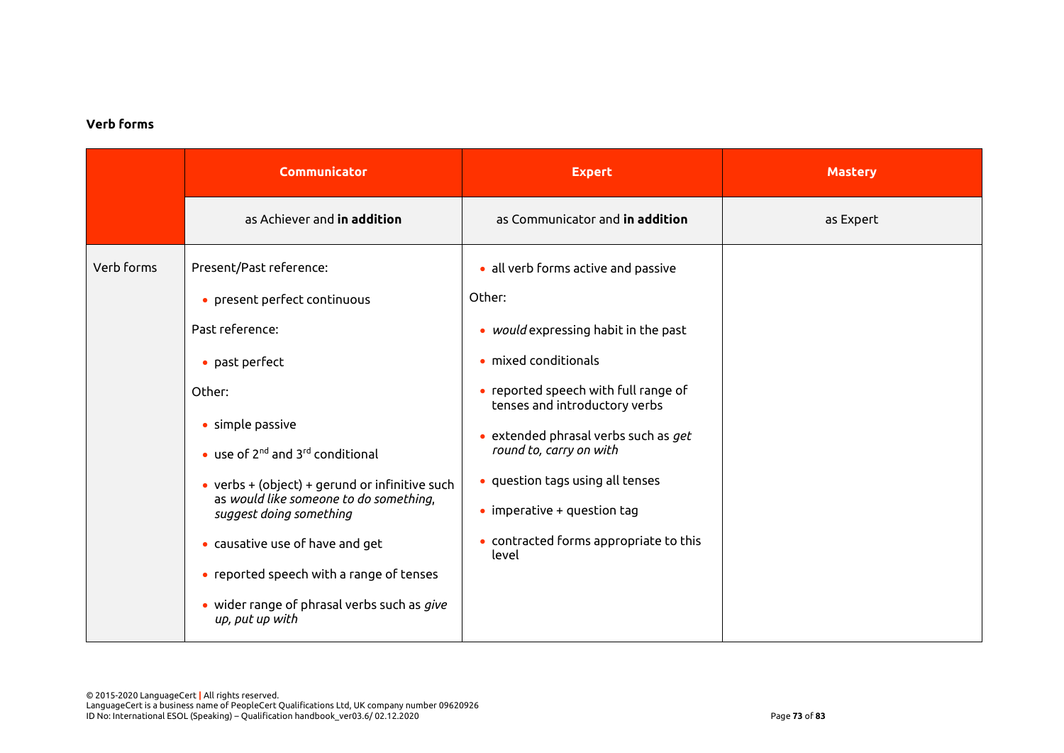**Verb forms**

| | Communicator | Expert | Mastery |
|---|---|---|---|
| | as Achiever and **in addition** | as Communicator and **in addition** | as Expert |
| Verb forms | Present/Past reference:<br>• present perfect continuous<br>Past reference:<br>• past perfect<br>Other:<br>• simple passive<br>• use of 2nd and 3rd conditional<br>• verbs + (object) + gerund or infinitive such as *would like someone to do something, suggest doing something*<br>• causative use of have and get<br>• reported speech with a range of tenses<br>• wider range of phrasal verbs such as *give up, put up with* | • all verb forms active and passive<br>Other:<br>• *would* expressing habit in the past<br>• mixed conditionals<br>• reported speech with full range of tenses and introductory verbs<br>• extended phrasal verbs such as *get round to, carry on with*<br>• question tags using all tenses<br>• imperative + question tag<br>• contracted forms appropriate to this level | |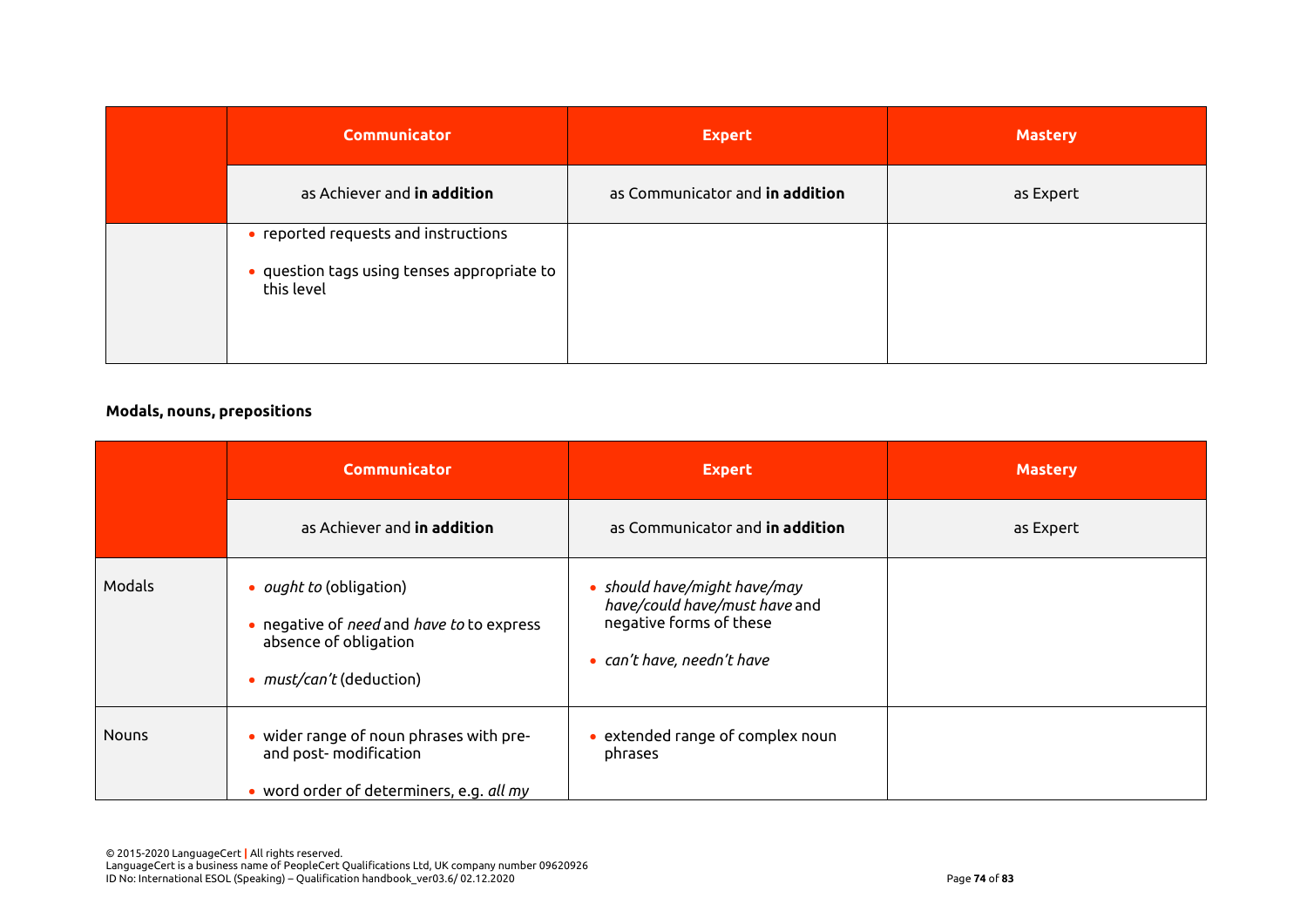| | Communicator | Expert | Mastery |
|---|---|---|---|
| | as Achiever and **in addition** | as Communicator and **in addition** | as Expert |
| | • reported requests and instructions<br>• question tags using tenses appropriate to this level | | |

**Modals, nouns, prepositions**

| | Communicator | Expert | Mastery |
|---|---|---|---|
| | as Achiever and **in addition** | as Communicator and **in addition** | as Expert |
| Modals | • *ought to* (obligation)<br>• negative of *need* and *have to* to express absence of obligation<br>• *must/can't* (deduction) | • *should have/might have/may have/could have/must have* and negative forms of these<br>• *can't have, needn't have* | |
| Nouns | • wider range of noun phrases with pre- and post- modification<br>• word order of determiners, e.g. *all my* | • extended range of complex noun phrases | |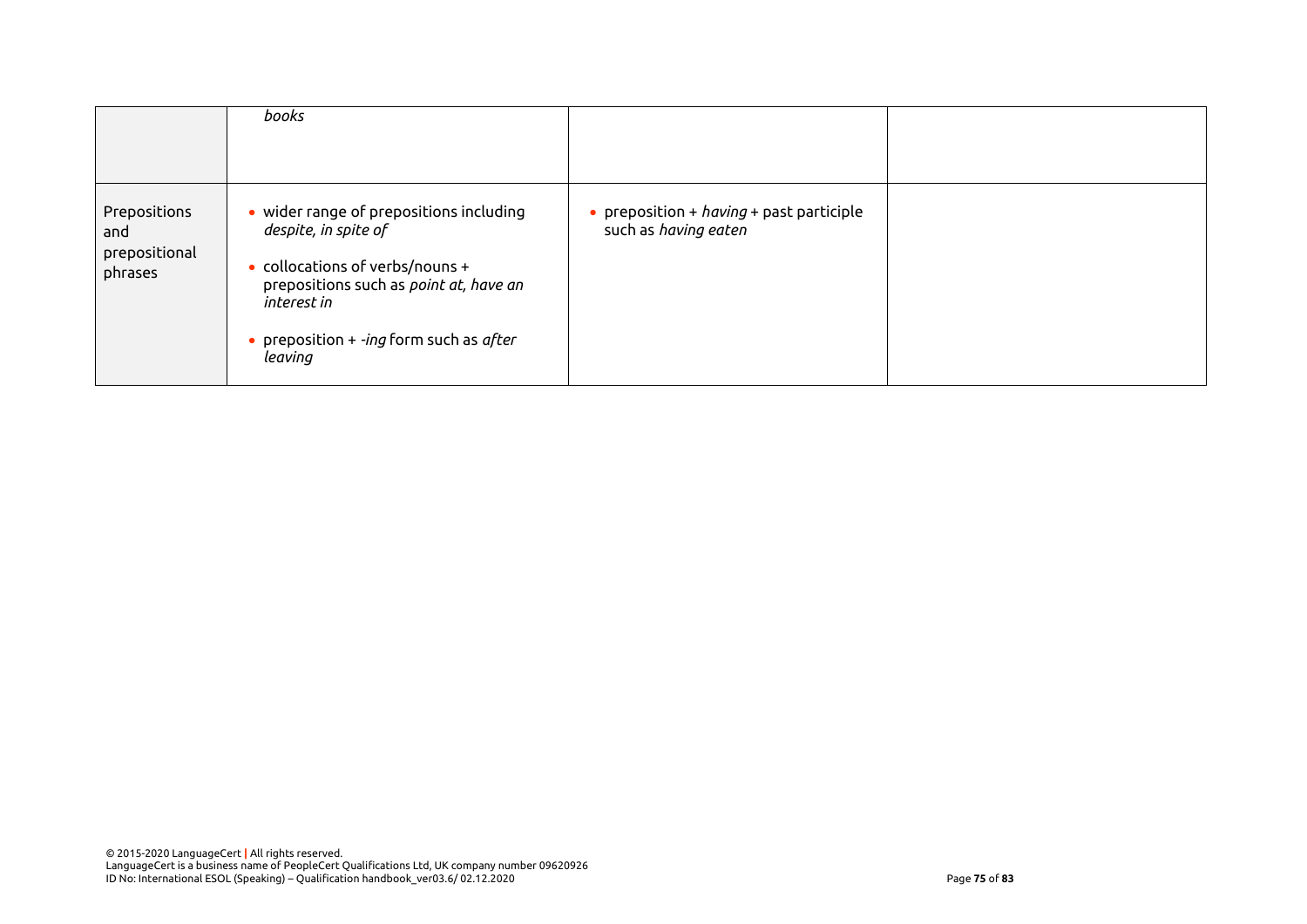|  |  |  |  |
|---|---|---|---|
|  | *books* |  |  |
| Prepositions and prepositional phrases | • wider range of prepositions including *despite, in spite of*<br>• collocations of verbs/nouns + prepositions such as *point at, have an interest in*<br>• preposition + *-ing* form such as *after leaving* | • preposition + *having* + past participle such as *having eaten* |  |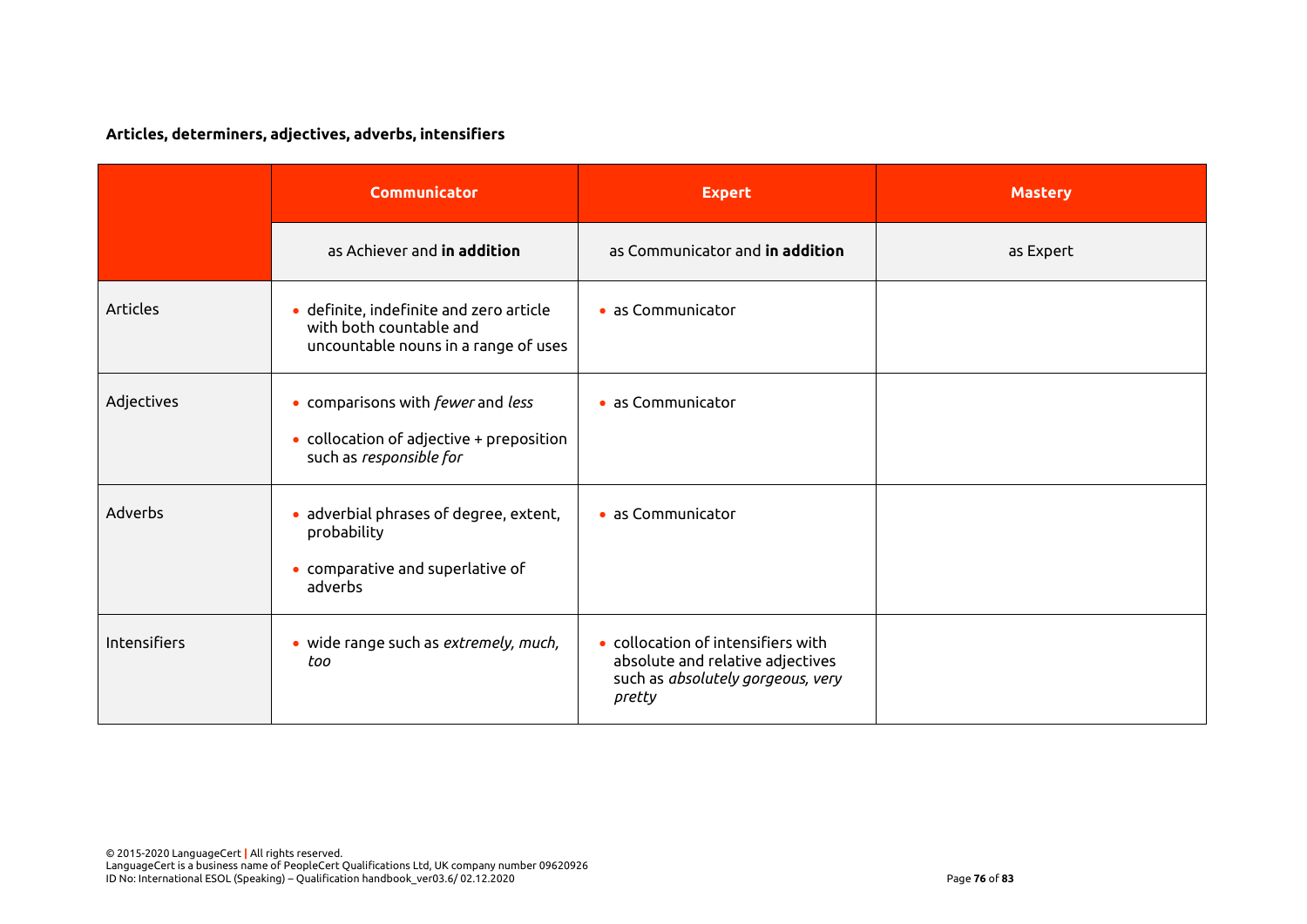**Articles, determiners, adjectives, adverbs, intensifiers**

| | Communicator | Expert | Mastery |
|---|---|---|---|
| | as Achiever and **in addition** | as Communicator and **in addition** | as Expert |
| Articles | • definite, indefinite and zero article with both countable and uncountable nouns in a range of uses | • as Communicator | |
| Adjectives | • comparisons with *fewer* and *less*<br>• collocation of adjective + preposition such as *responsible for* | • as Communicator | |
| Adverbs | • adverbial phrases of degree, extent, probability<br>• comparative and superlative of adverbs | • as Communicator | |
| Intensifiers | • wide range such as *extremely, much, too* | • collocation of intensifiers with absolute and relative adjectives such as *absolutely gorgeous, very pretty* | |

© 2015-2020 LanguageCert | All rights reserved.
LanguageCert is a business name of PeopleCert Qualifications Ltd, UK company number 09620926
ID No: International ESOL (Speaking) – Qualification handbook_ver03.6/ 02.12.2020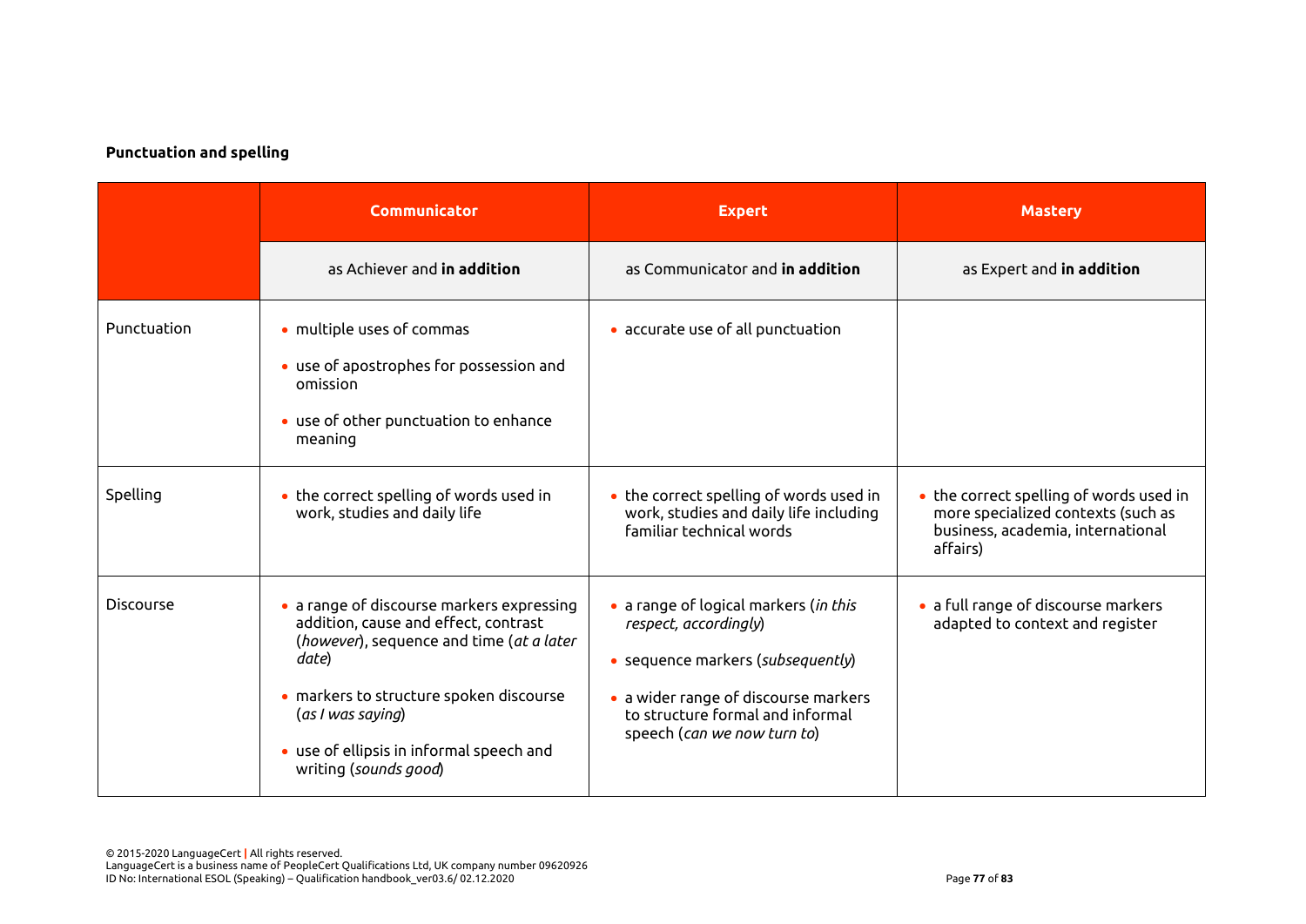**Punctuation and spelling**

| | Communicator | Expert | Mastery |
|---|---|---|---|
| | as Achiever and **in addition** | as Communicator and **in addition** | as Expert and **in addition** |
| Punctuation | • multiple uses of commas<br>• use of apostrophes for possession and omission<br>• use of other punctuation to enhance meaning | • accurate use of all punctuation | |
| Spelling | • the correct spelling of words used in work, studies and daily life | • the correct spelling of words used in work, studies and daily life including familiar technical words | • the correct spelling of words used in more specialized contexts (such as business, academia, international affairs) |
| Discourse | • a range of discourse markers expressing addition, cause and effect, contrast (*however*), sequence and time (*at a later date*)<br>• markers to structure spoken discourse (*as I was saying*)<br>• use of ellipsis in informal speech and writing (*sounds good*) | • a range of logical markers (*in this respect, accordingly*)<br>• sequence markers (*subsequently*)<br>• a wider range of discourse markers to structure formal and informal speech (*can we now turn to*) | • a full range of discourse markers adapted to context and register |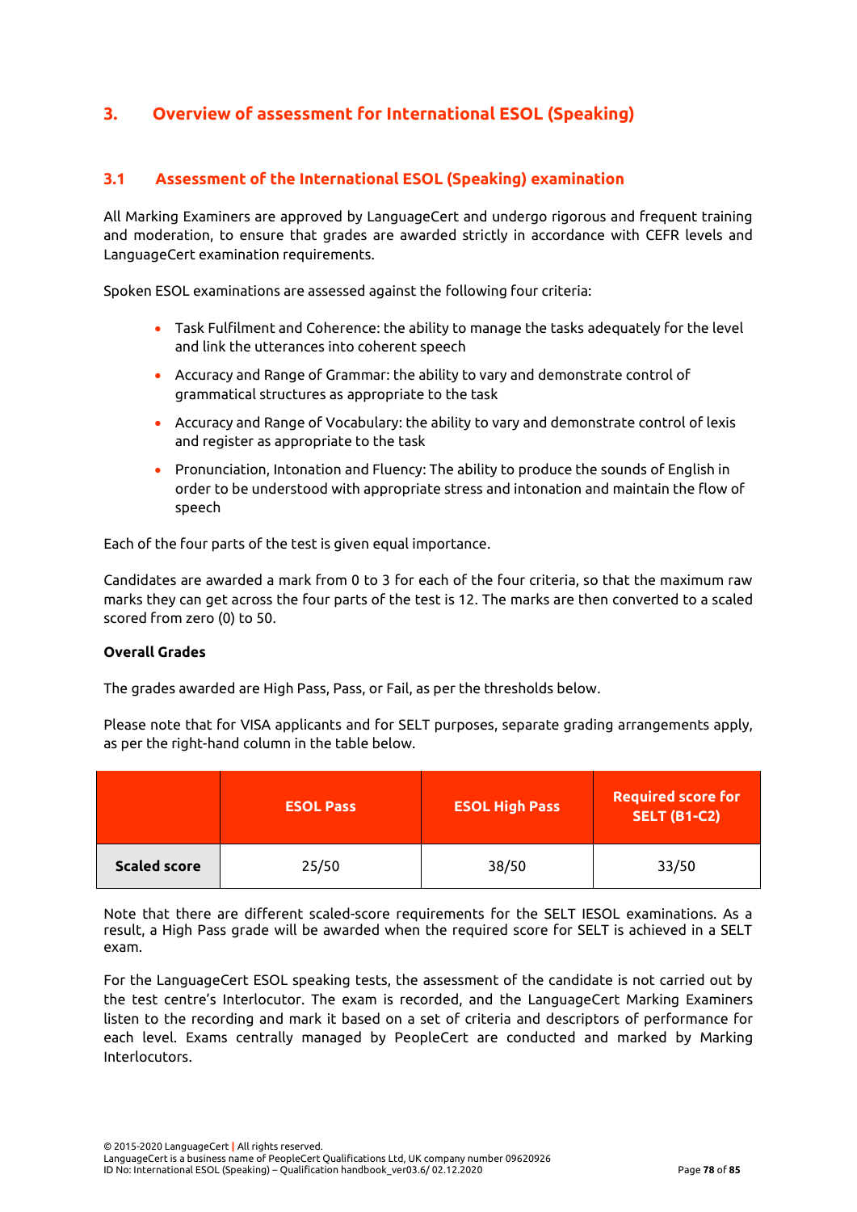## 3. Overview of assessment for International ESOL (Speaking)

### 3.1 Assessment of the International ESOL (Speaking) examination

All Marking Examiners are approved by LanguageCert and undergo rigorous and frequent training and moderation, to ensure that grades are awarded strictly in accordance with CEFR levels and LanguageCert examination requirements.

Spoken ESOL examinations are assessed against the following four criteria:

- Task Fulfilment and Coherence: the ability to manage the tasks adequately for the level and link the utterances into coherent speech
- Accuracy and Range of Grammar: the ability to vary and demonstrate control of grammatical structures as appropriate to the task
- Accuracy and Range of Vocabulary: the ability to vary and demonstrate control of lexis and register as appropriate to the task
- Pronunciation, Intonation and Fluency: The ability to produce the sounds of English in order to be understood with appropriate stress and intonation and maintain the flow of speech

Each of the four parts of the test is given equal importance.

Candidates are awarded a mark from 0 to 3 for each of the four criteria, so that the maximum raw marks they can get across the four parts of the test is 12. The marks are then converted to a scaled scored from zero (0) to 50.

**Overall Grades**

The grades awarded are High Pass, Pass, or Fail, as per the thresholds below.

Please note that for VISA applicants and for SELT purposes, separate grading arrangements apply, as per the right-hand column in the table below.

| | ESOL Pass | ESOL High Pass | Required score for SELT (B1-C2) |
|---|---|---|---|
| **Scaled score** | 25/50 | 38/50 | 33/50 |

Note that there are different scaled-score requirements for the SELT IESOL examinations. As a result, a High Pass grade will be awarded when the required score for SELT is achieved in a SELT exam.

For the LanguageCert ESOL speaking tests, the assessment of the candidate is not carried out by the test centre's Interlocutor. The exam is recorded, and the LanguageCert Marking Examiners listen to the recording and mark it based on a set of criteria and descriptors of performance for each level. Exams centrally managed by PeopleCert are conducted and marked by Marking Interlocutors.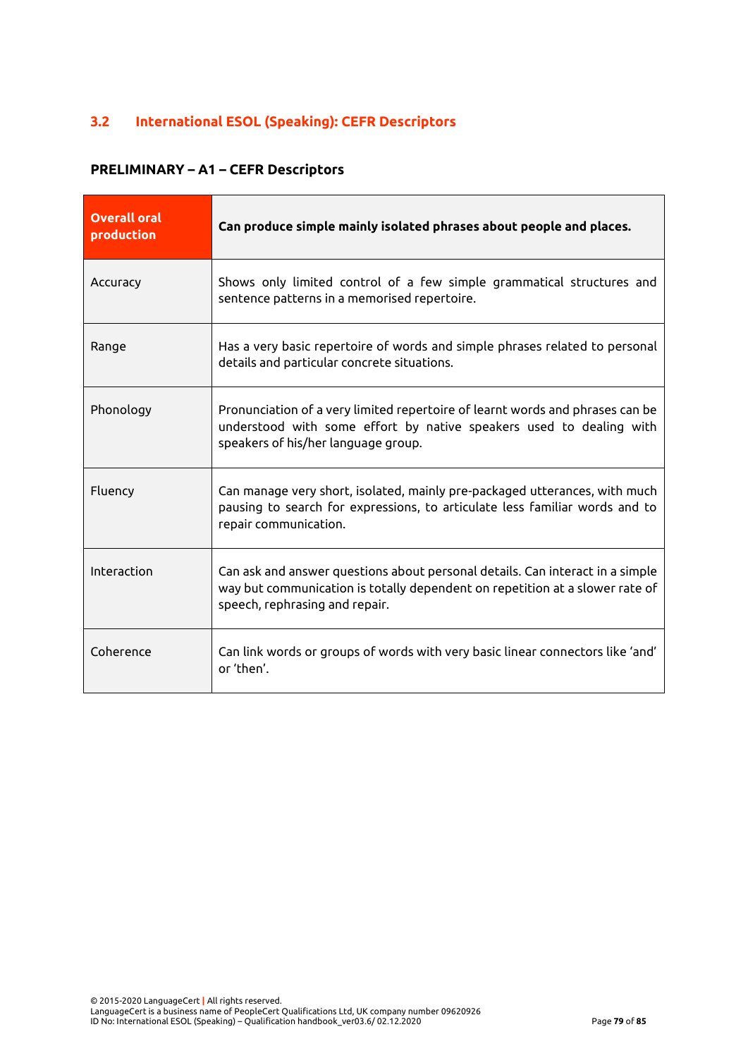## 3.2 International ESOL (Speaking): CEFR Descriptors

### PRELIMINARY – A1 – CEFR Descriptors

| **Overall oral production** | **Can produce simple mainly isolated phrases about people and places.** |
|---|---|
| Accuracy | Shows only limited control of a few simple grammatical structures and sentence patterns in a memorised repertoire. |
| Range | Has a very basic repertoire of words and simple phrases related to personal details and particular concrete situations. |
| Phonology | Pronunciation of a very limited repertoire of learnt words and phrases can be understood with some effort by native speakers used to dealing with speakers of his/her language group. |
| Fluency | Can manage very short, isolated, mainly pre-packaged utterances, with much pausing to search for expressions, to articulate less familiar words and to repair communication. |
| Interaction | Can ask and answer questions about personal details. Can interact in a simple way but communication is totally dependent on repetition at a slower rate of speech, rephrasing and repair. |
| Coherence | Can link words or groups of words with very basic linear connectors like 'and' or 'then'. |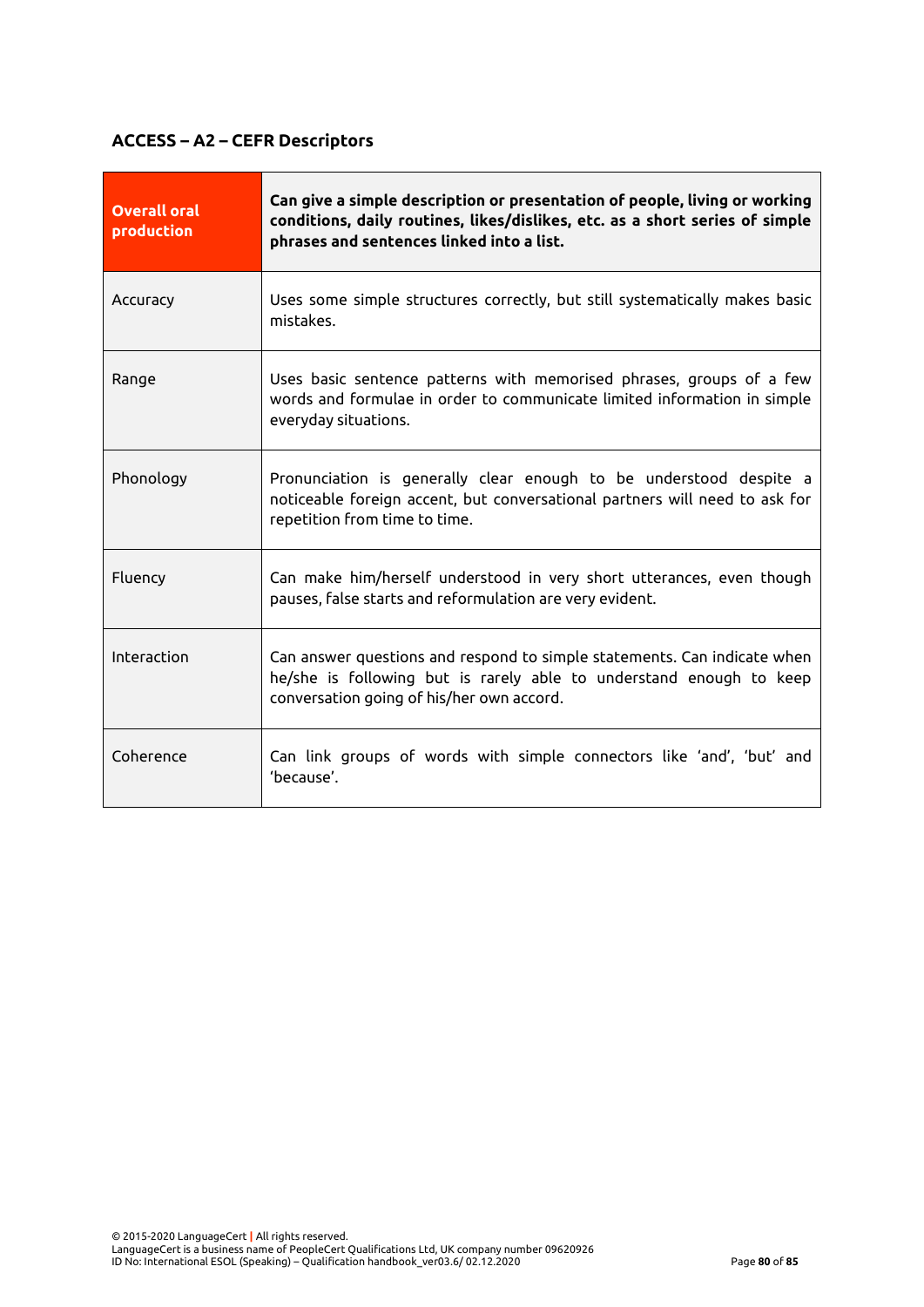## ACCESS – A2 – CEFR Descriptors

| **Overall oral production** | **Can give a simple description or presentation of people, living or working conditions, daily routines, likes/dislikes, etc. as a short series of simple phrases and sentences linked into a list.** |
|---|---|
| Accuracy | Uses some simple structures correctly, but still systematically makes basic mistakes. |
| Range | Uses basic sentence patterns with memorised phrases, groups of a few words and formulae in order to communicate limited information in simple everyday situations. |
| Phonology | Pronunciation is generally clear enough to be understood despite a noticeable foreign accent, but conversational partners will need to ask for repetition from time to time. |
| Fluency | Can make him/herself understood in very short utterances, even though pauses, false starts and reformulation are very evident. |
| Interaction | Can answer questions and respond to simple statements. Can indicate when he/she is following but is rarely able to understand enough to keep conversation going of his/her own accord. |
| Coherence | Can link groups of words with simple connectors like 'and', 'but' and 'because'. |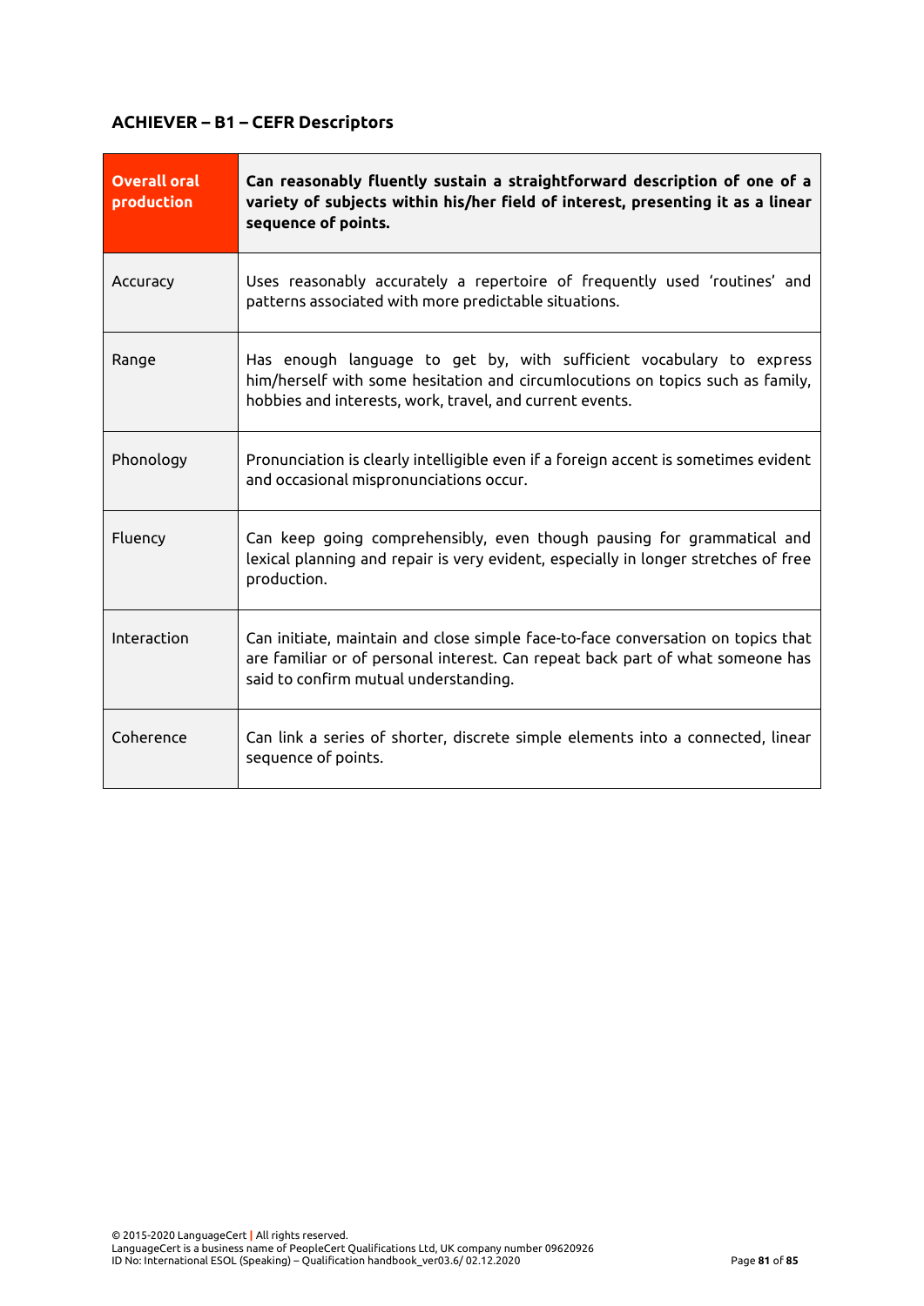**ACHIEVER – B1 – CEFR Descriptors**

| **Overall oral production** | **Can reasonably fluently sustain a straightforward description of one of a variety of subjects within his/her field of interest, presenting it as a linear sequence of points.** |
|---|---|
| Accuracy | Uses reasonably accurately a repertoire of frequently used 'routines' and patterns associated with more predictable situations. |
| Range | Has enough language to get by, with sufficient vocabulary to express him/herself with some hesitation and circumlocutions on topics such as family, hobbies and interests, work, travel, and current events. |
| Phonology | Pronunciation is clearly intelligible even if a foreign accent is sometimes evident and occasional mispronunciations occur. |
| Fluency | Can keep going comprehensibly, even though pausing for grammatical and lexical planning and repair is very evident, especially in longer stretches of free production. |
| Interaction | Can initiate, maintain and close simple face-to-face conversation on topics that are familiar or of personal interest. Can repeat back part of what someone has said to confirm mutual understanding. |
| Coherence | Can link a series of shorter, discrete simple elements into a connected, linear sequence of points. |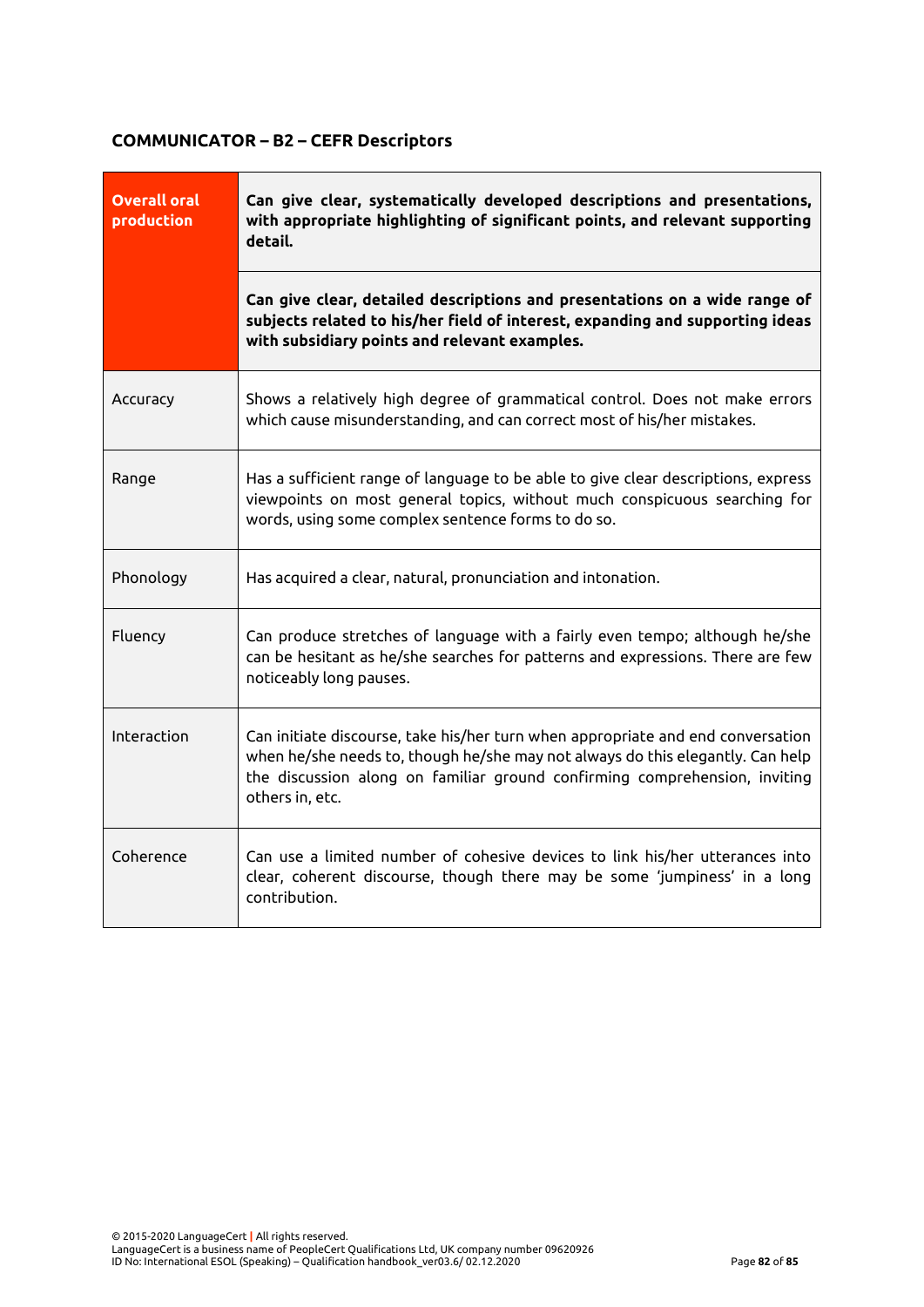## COMMUNICATOR – B2 – CEFR Descriptors

| | |
|---|---|
| **Overall oral production** | **Can give clear, systematically developed descriptions and presentations, with appropriate highlighting of significant points, and relevant supporting detail.** |
| | **Can give clear, detailed descriptions and presentations on a wide range of subjects related to his/her field of interest, expanding and supporting ideas with subsidiary points and relevant examples.** |
| Accuracy | Shows a relatively high degree of grammatical control. Does not make errors which cause misunderstanding, and can correct most of his/her mistakes. |
| Range | Has a sufficient range of language to be able to give clear descriptions, express viewpoints on most general topics, without much conspicuous searching for words, using some complex sentence forms to do so. |
| Phonology | Has acquired a clear, natural, pronunciation and intonation. |
| Fluency | Can produce stretches of language with a fairly even tempo; although he/she can be hesitant as he/she searches for patterns and expressions. There are few noticeably long pauses. |
| Interaction | Can initiate discourse, take his/her turn when appropriate and end conversation when he/she needs to, though he/she may not always do this elegantly. Can help the discussion along on familiar ground confirming comprehension, inviting others in, etc. |
| Coherence | Can use a limited number of cohesive devices to link his/her utterances into clear, coherent discourse, though there may be some 'jumpiness' in a long contribution. |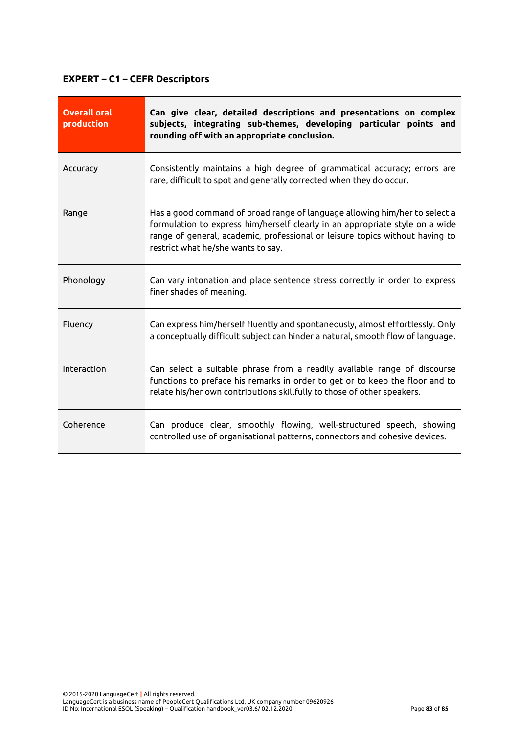## EXPERT – C1 – CEFR Descriptors

| **Overall oral production** | **Can give clear, detailed descriptions and presentations on complex subjects, integrating sub-themes, developing particular points and rounding off with an appropriate conclusion.** |
|---|---|
| Accuracy | Consistently maintains a high degree of grammatical accuracy; errors are rare, difficult to spot and generally corrected when they do occur. |
| Range | Has a good command of broad range of language allowing him/her to select a formulation to express him/herself clearly in an appropriate style on a wide range of general, academic, professional or leisure topics without having to restrict what he/she wants to say. |
| Phonology | Can vary intonation and place sentence stress correctly in order to express finer shades of meaning. |
| Fluency | Can express him/herself fluently and spontaneously, almost effortlessly. Only a conceptually difficult subject can hinder a natural, smooth flow of language. |
| Interaction | Can select a suitable phrase from a readily available range of discourse functions to preface his remarks in order to get or to keep the floor and to relate his/her own contributions skillfully to those of other speakers. |
| Coherence | Can produce clear, smoothly flowing, well-structured speech, showing controlled use of organisational patterns, connectors and cohesive devices. |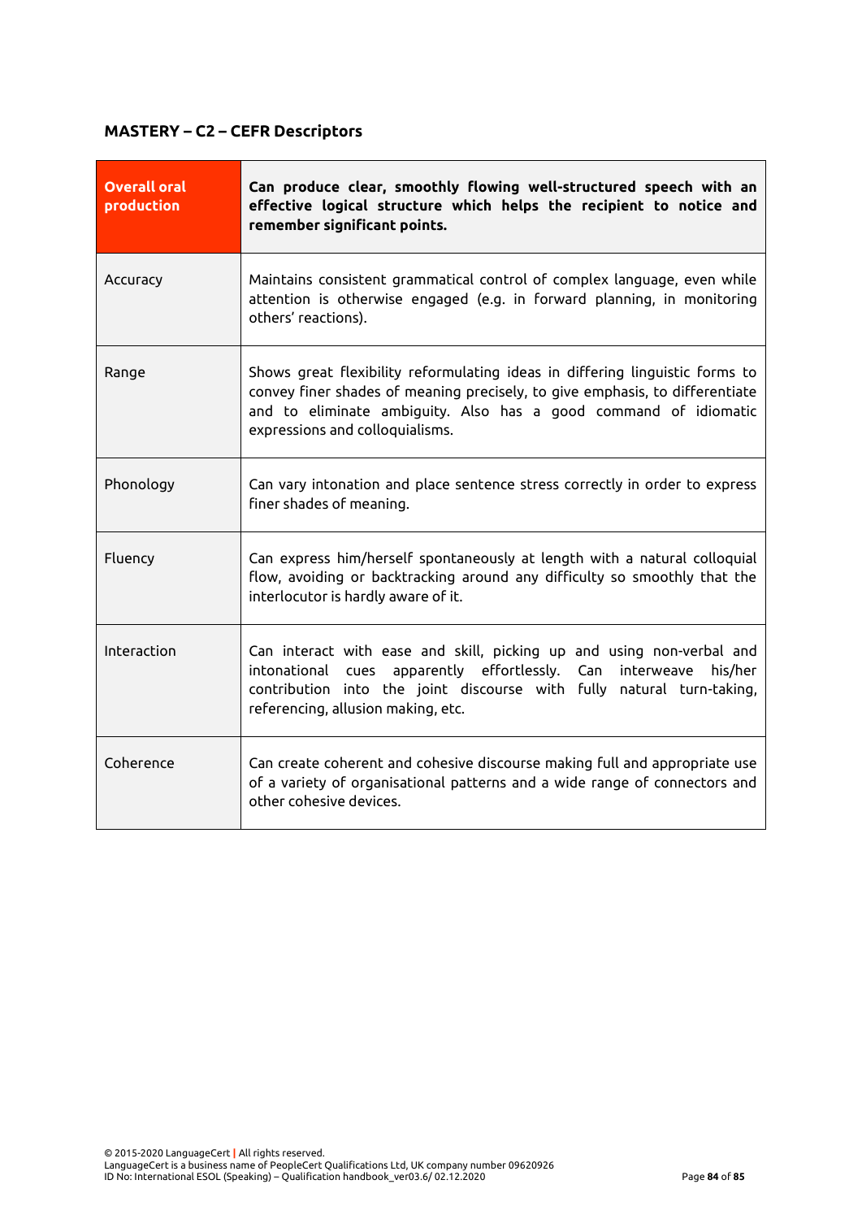## MASTERY – C2 – CEFR Descriptors

| **Overall oral production** | **Can produce clear, smoothly flowing well-structured speech with an effective logical structure which helps the recipient to notice and remember significant points.** |
|---|---|
| Accuracy | Maintains consistent grammatical control of complex language, even while attention is otherwise engaged (e.g. in forward planning, in monitoring others' reactions). |
| Range | Shows great flexibility reformulating ideas in differing linguistic forms to convey finer shades of meaning precisely, to give emphasis, to differentiate and to eliminate ambiguity. Also has a good command of idiomatic expressions and colloquialisms. |
| Phonology | Can vary intonation and place sentence stress correctly in order to express finer shades of meaning. |
| Fluency | Can express him/herself spontaneously at length with a natural colloquial flow, avoiding or backtracking around any difficulty so smoothly that the interlocutor is hardly aware of it. |
| Interaction | Can interact with ease and skill, picking up and using non-verbal and intonational cues apparently effortlessly. Can interweave his/her contribution into the joint discourse with fully natural turn-taking, referencing, allusion making, etc. |
| Coherence | Can create coherent and cohesive discourse making full and appropriate use of a variety of organisational patterns and a wide range of connectors and other cohesive devices. |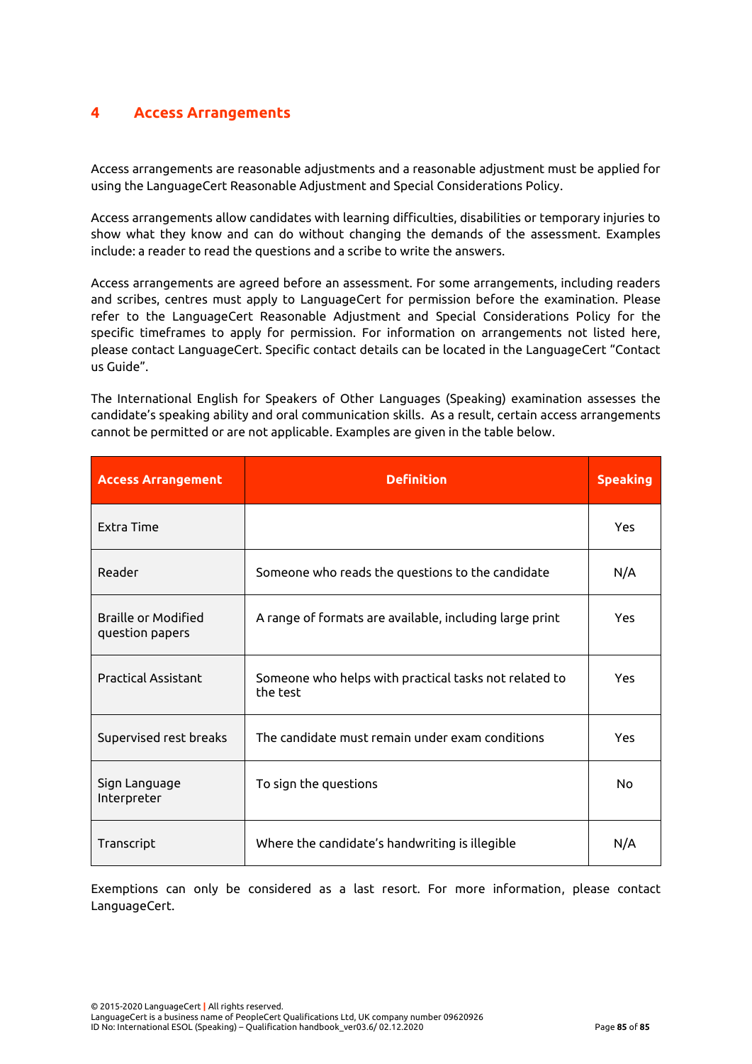# 4 Access Arrangements

Access arrangements are reasonable adjustments and a reasonable adjustment must be applied for using the LanguageCert Reasonable Adjustment and Special Considerations Policy.

Access arrangements allow candidates with learning difficulties, disabilities or temporary injuries to show what they know and can do without changing the demands of the assessment. Examples include: a reader to read the questions and a scribe to write the answers.

Access arrangements are agreed before an assessment. For some arrangements, including readers and scribes, centres must apply to LanguageCert for permission before the examination. Please refer to the LanguageCert Reasonable Adjustment and Special Considerations Policy for the specific timeframes to apply for permission. For information on arrangements not listed here, please contact LanguageCert. Specific contact details can be located in the LanguageCert "Contact us Guide".

The International English for Speakers of Other Languages (Speaking) examination assesses the candidate's speaking ability and oral communication skills. As a result, certain access arrangements cannot be permitted or are not applicable. Examples are given in the table below.

| Access Arrangement | Definition | Speaking |
|---|---|---|
| Extra Time | | Yes |
| Reader | Someone who reads the questions to the candidate | N/A |
| Braille or Modified question papers | A range of formats are available, including large print | Yes |
| Practical Assistant | Someone who helps with practical tasks not related to the test | Yes |
| Supervised rest breaks | The candidate must remain under exam conditions | Yes |
| Sign Language Interpreter | To sign the questions | No |
| Transcript | Where the candidate's handwriting is illegible | N/A |

Exemptions can only be considered as a last resort. For more information, please contact LanguageCert.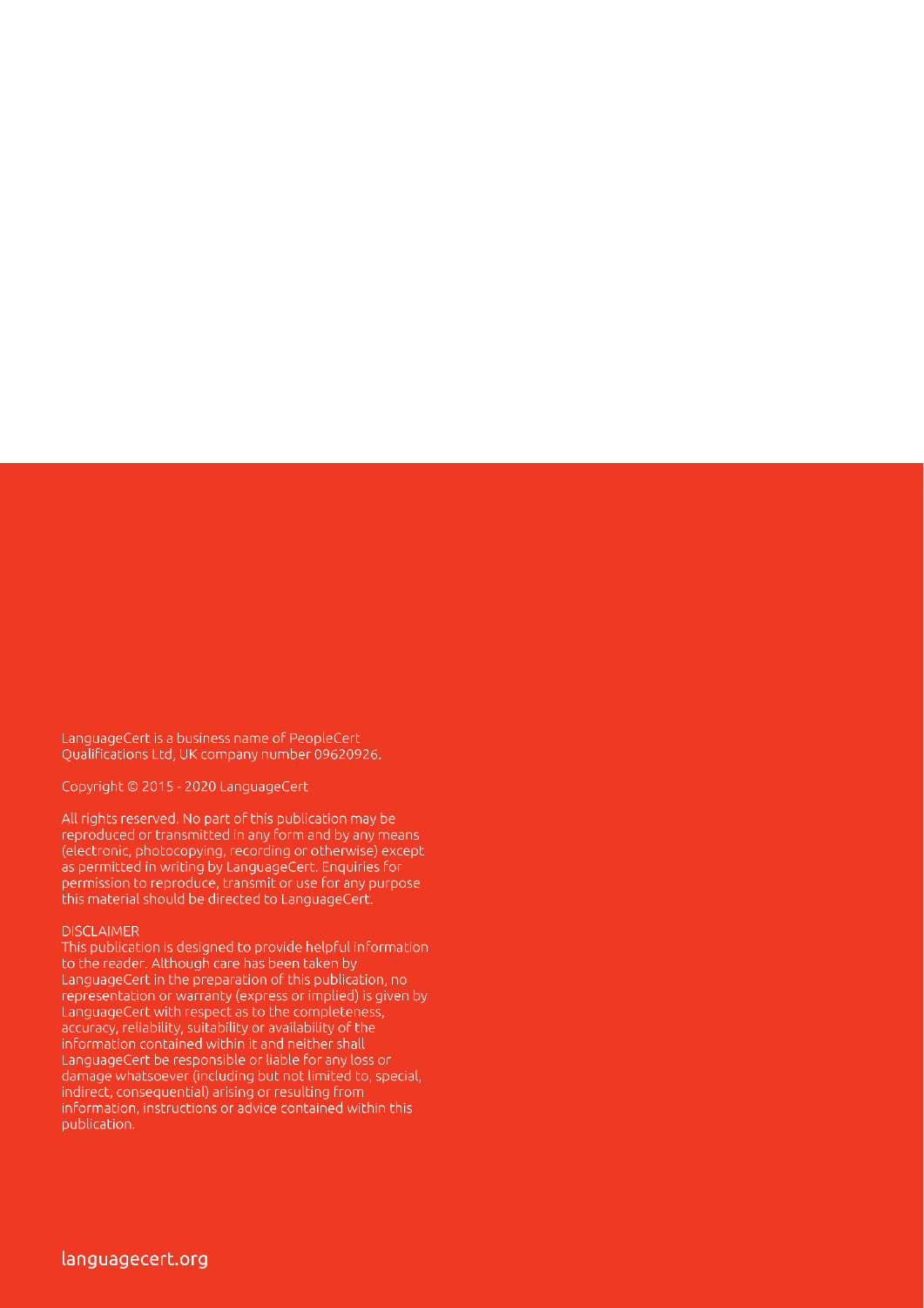LanguageCert is a business name of PeopleCert Qualifications Ltd, UK company number 09620926.

Copyright © 2015 - 2020 LanguageCert

All rights reserved. No part of this publication may be reproduced or transmitted in any form and by any means (electronic, photocopying, recording or otherwise) except as permitted in writing by LanguageCert. Enquiries for permission to reproduce, transmit or use for any purpose this material should be directed to LanguageCert.

DISCLAIMER
This publication is designed to provide helpful information to the reader. Although care has been taken by LanguageCert in the preparation of this publication, no representation or warranty (express or implied) is given by LanguageCert with respect as to the completeness, accuracy, reliability, suitability or availability of the information contained within it and neither shall LanguageCert be responsible or liable for any loss or damage whatsoever (including but not limited to, special, indirect, consequential) arising or resulting from information, instructions or advice contained within this publication.

languagecert.org